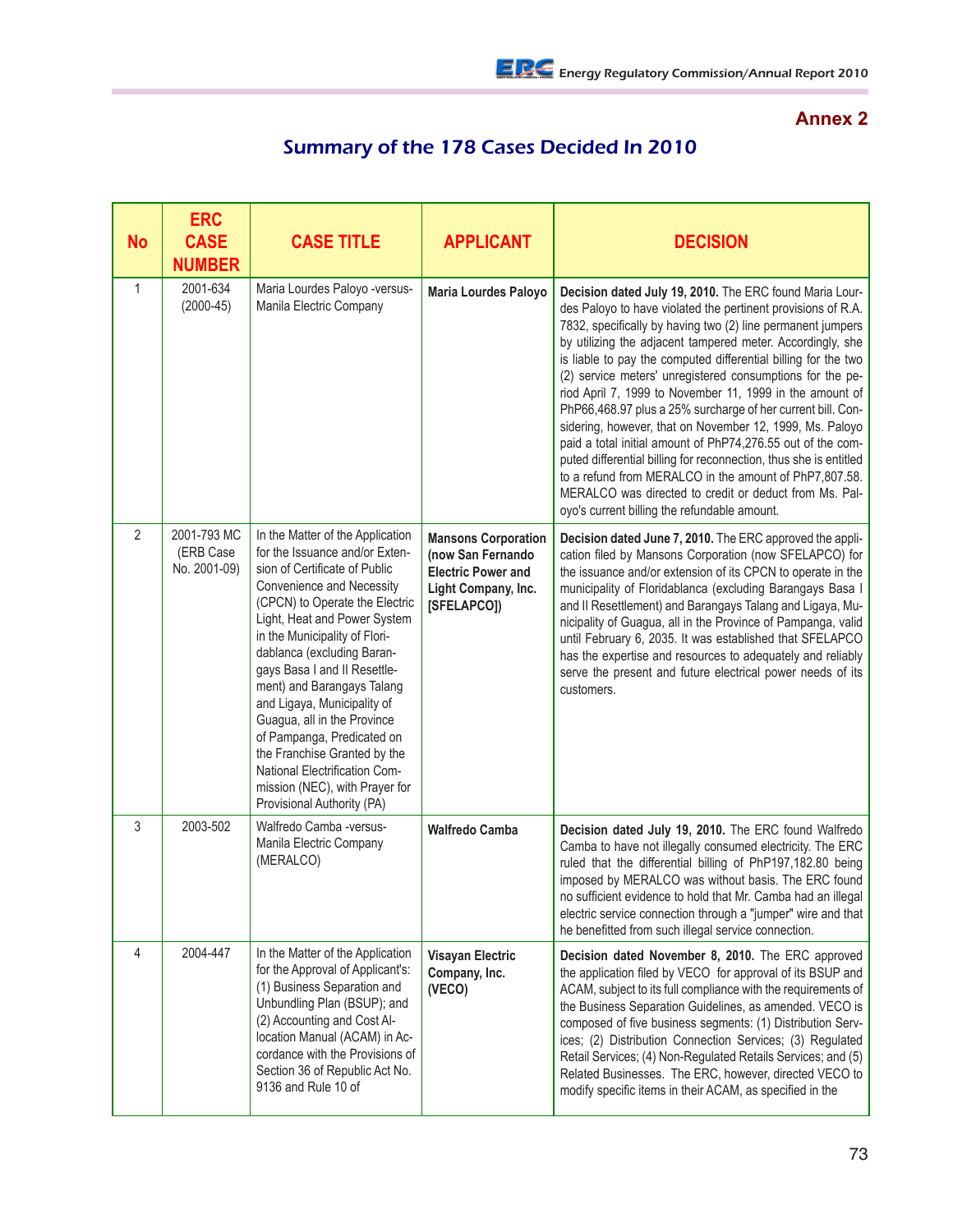## Annex 2

# Summary of the 178 Cases Decided In 2010

| No | ERC CASE NUMBER | CASE TITLE | APPLICANT | DECISION |
|---|---|---|---|---|
| 1 | 2001-634 (2000-45) | Maria Lourdes Paloyo -versus- Manila Electric Company | **Maria Lourdes Paloyo** | **Decision dated July 19, 2010.** The ERC found Maria Lourdes Paloyo to have violated the pertinent provisions of R.A. 7832, specifically by having two (2) line permanent jumpers by utilizing the adjacent tampered meter. Accordingly, she is liable to pay the computed differential billing for the two (2) service meters' unregistered consumptions for the period April 7, 1999 to November 11, 1999 in the amount of PhP66,468.97 plus a 25% surcharge of her current bill. Considering, however, that on November 12, 1999, Ms. Paloyo paid a total initial amount of PhP74,276.55 out of the computed differential billing for reconnection, thus she is entitled to a refund from MERALCO in the amount of PhP7,807.58. MERALCO was directed to credit or deduct from Ms. Paloyo's current billing the refundable amount. |
| 2 | 2001-793 MC (ERB Case No. 2001-09) | In the Matter of the Application for the Issuance and/or Extension of Certificate of Public Convenience and Necessity (CPCN) to Operate the Electric Light, Heat and Power System in the Municipality of Floridablanca (excluding Barangays Basa I and II Resettlement) and Barangays Talang and Ligaya, Municipality of Guagua, all in the Province of Pampanga, Predicated on the Franchise Granted by the National Electrification Commission (NEC), with Prayer for Provisional Authority (PA) | **Mansons Corporation (now San Fernando Electric Power and Light Company, Inc. [SFELAPCO])** | **Decision dated June 7, 2010.** The ERC approved the application filed by Mansons Corporation (now SFELAPCO) for the issuance and/or extension of its CPCN to operate in the municipality of Floridablanca (excluding Barangays Basa I and II Resettlement) and Barangays Talang and Ligaya, Municipality of Guagua, all in the Province of Pampanga, valid until February 6, 2035. It was established that SFELAPCO has the expertise and resources to adequately and reliably serve the present and future electrical power needs of its customers. |
| 3 | 2003-502 | Walfredo Camba -versus- Manila Electric Company (MERALCO) | **Walfredo Camba** | **Decision dated July 19, 2010.** The ERC found Walfredo Camba to have not illegally consumed electricity. The ERC ruled that the differential billing of PhP197,182.80 being imposed by MERALCO was without basis. The ERC found no sufficient evidence to hold that Mr. Camba had an illegal electric service connection through a "jumper" wire and that he benefitted from such illegal service connection. |
| 4 | 2004-447 | In the Matter of the Application for the Approval of Applicant's: (1) Business Separation and Unbundling Plan (BSUP); and (2) Accounting and Cost Allocation Manual (ACAM) in Accordance with the Provisions of Section 36 of Republic Act No. 9136 and Rule 10 of | **Visayan Electric Company, Inc. (VECO)** | **Decision dated November 8, 2010.** The ERC approved the application filed by VECO for approval of its BSUP and ACAM, subject to its full compliance with the requirements of the Business Separation Guidelines, as amended. VECO is composed of five business segments: (1) Distribution Services; (2) Distribution Connection Services; (3) Regulated Retail Services; (4) Non-Regulated Retails Services; and (5) Related Businesses. The ERC, however, directed VECO to modify specific items in their ACAM, as specified in the |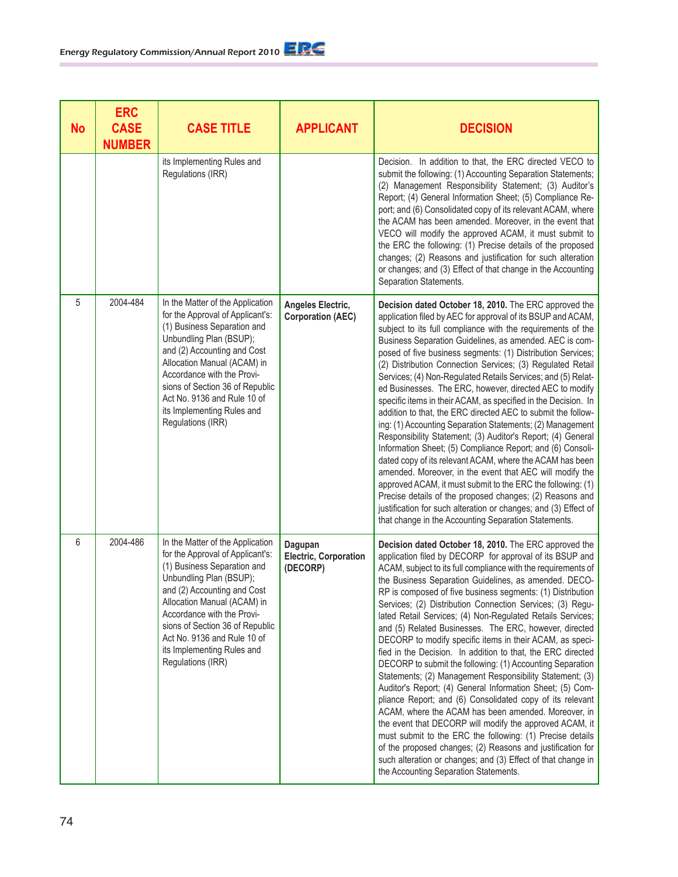| No | ERC CASE NUMBER | CASE TITLE | APPLICANT | DECISION |
|---|---|---|---|---|
| | | its Implementing Rules and Regulations (IRR) | | Decision. In addition to that, the ERC directed VECO to submit the following: (1) Accounting Separation Statements; (2) Management Responsibility Statement; (3) Auditor's Report; (4) General Information Sheet; (5) Compliance Report; and (6) Consolidated copy of its relevant ACAM, where the ACAM has been amended. Moreover, in the event that VECO will modify the approved ACAM, it must submit to the ERC the following: (1) Precise details of the proposed changes; (2) Reasons and justification for such alteration or changes; and (3) Effect of that change in the Accounting Separation Statements. |
| 5 | 2004-484 | In the Matter of the Application for the Approval of Applicant's: (1) Business Separation and Unbundling Plan (BSUP); and (2) Accounting and Cost Allocation Manual (ACAM) in Accordance with the Provisions of Section 36 of Republic Act No. 9136 and Rule 10 of its Implementing Rules and Regulations (IRR) | **Angeles Electric, Corporation (AEC)** | **Decision dated October 18, 2010.** The ERC approved the application filed by AEC for approval of its BSUP and ACAM, subject to its full compliance with the requirements of the Business Separation Guidelines, as amended. AEC is composed of five business segments: (1) Distribution Services; (2) Distribution Connection Services; (3) Regulated Retail Services; (4) Non-Regulated Retails Services; and (5) Related Businesses. The ERC, however, directed AEC to modify specific items in their ACAM, as specified in the Decision. In addition to that, the ERC directed AEC to submit the following: (1) Accounting Separation Statements; (2) Management Responsibility Statement; (3) Auditor's Report; (4) General Information Sheet; (5) Compliance Report; and (6) Consolidated copy of its relevant ACAM, where the ACAM has been amended. Moreover, in the event that AEC will modify the approved ACAM, it must submit to the ERC the following: (1) Precise details of the proposed changes; (2) Reasons and justification for such alteration or changes; and (3) Effect of that change in the Accounting Separation Statements. |
| 6 | 2004-486 | In the Matter of the Application for the Approval of Applicant's: (1) Business Separation and Unbundling Plan (BSUP); and (2) Accounting and Cost Allocation Manual (ACAM) in Accordance with the Provisions of Section 36 of Republic Act No. 9136 and Rule 10 of its Implementing Rules and Regulations (IRR) | **Dagupan Electric, Corporation (DECORP)** | **Decision dated October 18, 2010.** The ERC approved the application filed by DECORP for approval of its BSUP and ACAM, subject to its full compliance with the requirements of the Business Separation Guidelines, as amended. DECORP is composed of five business segments: (1) Distribution Services; (2) Distribution Connection Services; (3) Regulated Retail Services; (4) Non-Regulated Retails Services; and (5) Related Businesses. The ERC, however, directed DECORP to modify specific items in their ACAM, as specified in the Decision. In addition to that, the ERC directed DECORP to submit the following: (1) Accounting Separation Statements; (2) Management Responsibility Statement; (3) Auditor's Report; (4) General Information Sheet; (5) Compliance Report; and (6) Consolidated copy of its relevant ACAM, where the ACAM has been amended. Moreover, in the event that DECORP will modify the approved ACAM, it must submit to the ERC the following: (1) Precise details of the proposed changes; (2) Reasons and justification for such alteration or changes; and (3) Effect of that change in the Accounting Separation Statements. |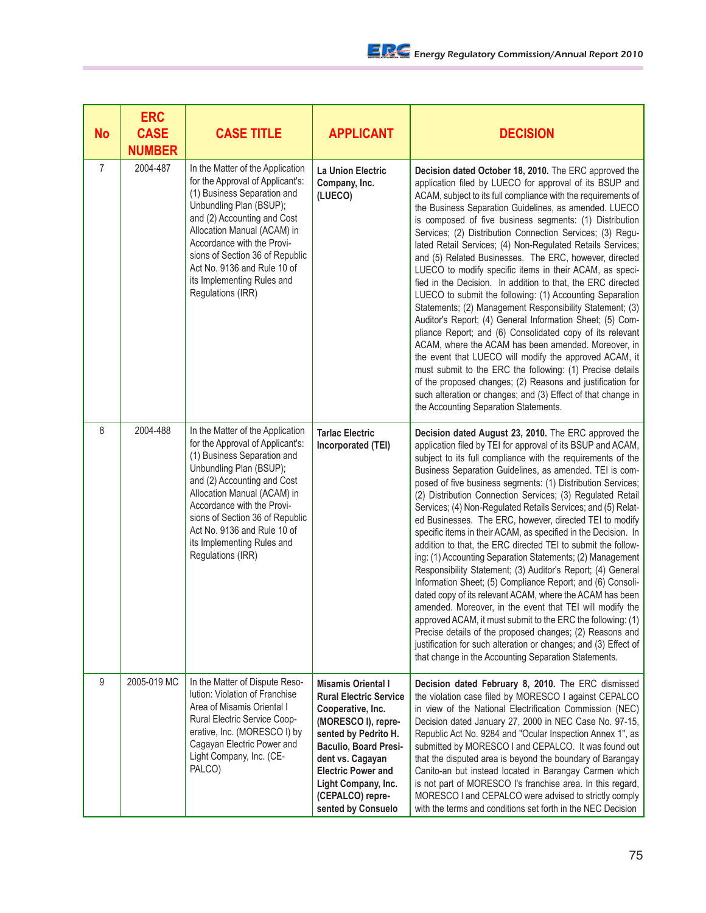| No | ERC CASE NUMBER | CASE TITLE | APPLICANT | DECISION |
|---|---|---|---|---|
| 7 | 2004-487 | In the Matter of the Application for the Approval of Applicant's: (1) Business Separation and Unbundling Plan (BSUP); and (2) Accounting and Cost Allocation Manual (ACAM) in Accordance with the Provisions of Section 36 of Republic Act No. 9136 and Rule 10 of its Implementing Rules and Regulations (IRR) | **La Union Electric Company, Inc. (LUECO)** | **Decision dated October 18, 2010.** The ERC approved the application filed by LUECO for approval of its BSUP and ACAM, subject to its full compliance with the requirements of the Business Separation Guidelines, as amended. LUECO is composed of five business segments: (1) Distribution Services; (2) Distribution Connection Services; (3) Regulated Retail Services; (4) Non-Regulated Retails Services; and (5) Related Businesses. The ERC, however, directed LUECO to modify specific items in their ACAM, as specified in the Decision. In addition to that, the ERC directed LUECO to submit the following: (1) Accounting Separation Statements; (2) Management Responsibility Statement; (3) Auditor's Report; (4) General Information Sheet; (5) Compliance Report; and (6) Consolidated copy of its relevant ACAM, where the ACAM has been amended. Moreover, in the event that LUECO will modify the approved ACAM, it must submit to the ERC the following: (1) Precise details of the proposed changes; (2) Reasons and justification for such alteration or changes; and (3) Effect of that change in the Accounting Separation Statements. |
| 8 | 2004-488 | In the Matter of the Application for the Approval of Applicant's: (1) Business Separation and Unbundling Plan (BSUP); and (2) Accounting and Cost Allocation Manual (ACAM) in Accordance with the Provisions of Section 36 of Republic Act No. 9136 and Rule 10 of its Implementing Rules and Regulations (IRR) | **Tarlac Electric Incorporated (TEI)** | **Decision dated August 23, 2010.** The ERC approved the application filed by TEI for approval of its BSUP and ACAM, subject to its full compliance with the requirements of the Business Separation Guidelines, as amended. TEI is composed of five business segments: (1) Distribution Services; (2) Distribution Connection Services; (3) Regulated Retail Services; (4) Non-Regulated Retails Services; and (5) Related Businesses. The ERC, however, directed TEI to modify specific items in their ACAM, as specified in the Decision. In addition to that, the ERC directed TEI to submit the following: (1) Accounting Separation Statements; (2) Management Responsibility Statement; (3) Auditor's Report; (4) General Information Sheet; (5) Compliance Report; and (6) Consolidated copy of its relevant ACAM, where the ACAM has been amended. Moreover, in the event that TEI will modify the approved ACAM, it must submit to the ERC the following: (1) Precise details of the proposed changes; (2) Reasons and justification for such alteration or changes; and (3) Effect of that change in the Accounting Separation Statements. |
| 9 | 2005-019 MC | In the Matter of Dispute Resolution: Violation of Franchise Area of Misamis Oriental I Rural Electric Service Cooperative, Inc. (MORESCO I) by Cagayan Electric Power and Light Company, Inc. (CEPALCO) | **Misamis Oriental I Rural Electric Service Cooperative, Inc. (MORESCO I), represented by Pedrito H. Baculio, Board President vs. Cagayan Electric Power and Light Company, Inc. (CEPALCO) represented by Consuelo** | **Decision dated February 8, 2010.** The ERC dismissed the violation case filed by MORESCO I against CEPALCO in view of the National Electrification Commission (NEC) Decision dated January 27, 2000 in NEC Case No. 97-15, Republic Act No. 9284 and "Ocular Inspection Annex 1", as submitted by MORESCO I and CEPALCO. It was found out that the disputed area is beyond the boundary of Barangay Canito-an but instead located in Barangay Carmen which is not part of MORESCO I's franchise area. In this regard, MORESCO I and CEPALCO were advised to strictly comply with the terms and conditions set forth in the NEC Decision |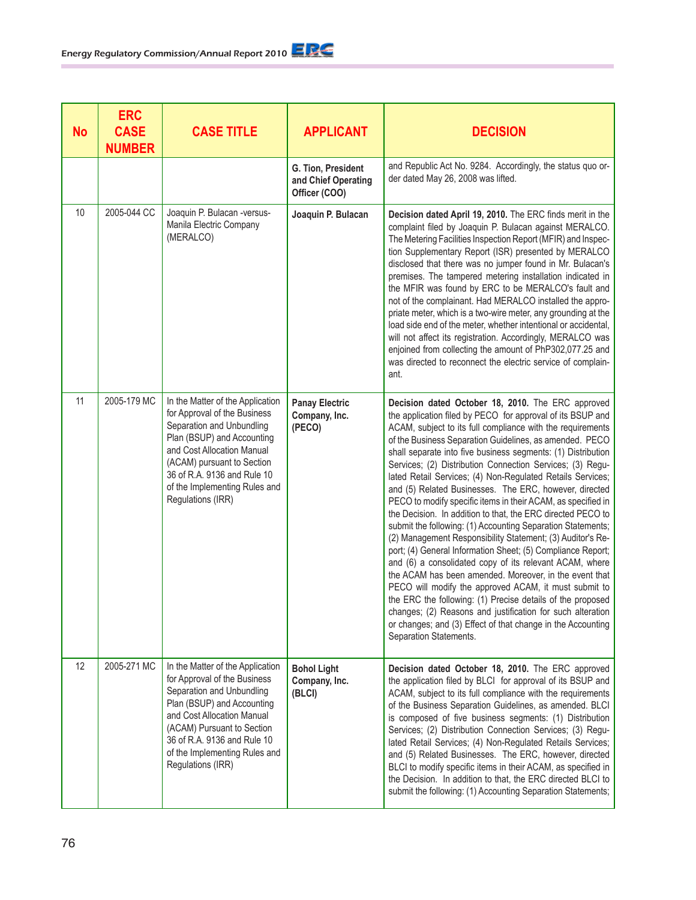| No | ERC CASE NUMBER | CASE TITLE | APPLICANT | DECISION |
|---|---|---|---|---|
| | | | **G. Tion, President and Chief Operating Officer (COO)** | and Republic Act No. 9284. Accordingly, the status quo order dated May 26, 2008 was lifted. |
| 10 | 2005-044 CC | Joaquin P. Bulacan -versus- Manila Electric Company (MERALCO) | **Joaquin P. Bulacan** | **Decision dated April 19, 2010.** The ERC finds merit in the complaint filed by Joaquin P. Bulacan against MERALCO. The Metering Facilities Inspection Report (MFIR) and Inspection Supplementary Report (ISR) presented by MERALCO disclosed that there was no jumper found in Mr. Bulacan's premises. The tampered metering installation indicated in the MFIR was found by ERC to be MERALCO's fault and not of the complainant. Had MERALCO installed the appropriate meter, which is a two-wire meter, any grounding at the load side end of the meter, whether intentional or accidental, will not affect its registration. Accordingly, MERALCO was enjoined from collecting the amount of PhP302,077.25 and was directed to reconnect the electric service of complainant. |
| 11 | 2005-179 MC | In the Matter of the Application for Approval of the Business Separation and Unbundling Plan (BSUP) and Accounting and Cost Allocation Manual (ACAM) pursuant to Section 36 of R.A. 9136 and Rule 10 of the Implementing Rules and Regulations (IRR) | **Panay Electric Company, Inc. (PECO)** | **Decision dated October 18, 2010.** The ERC approved the application filed by PECO for approval of its BSUP and ACAM, subject to its full compliance with the requirements of the Business Separation Guidelines, as amended. PECO shall separate into five business segments: (1) Distribution Services; (2) Distribution Connection Services; (3) Regulated Retail Services; (4) Non-Regulated Retails Services; and (5) Related Businesses. The ERC, however, directed PECO to modify specific items in their ACAM, as specified in the Decision. In addition to that, the ERC directed PECO to submit the following: (1) Accounting Separation Statements; (2) Management Responsibility Statement; (3) Auditor's Report; (4) General Information Sheet; (5) Compliance Report; and (6) a consolidated copy of its relevant ACAM, where the ACAM has been amended. Moreover, in the event that PECO will modify the approved ACAM, it must submit to the ERC the following: (1) Precise details of the proposed changes; (2) Reasons and justification for such alteration or changes; and (3) Effect of that change in the Accounting Separation Statements. |
| 12 | 2005-271 MC | In the Matter of the Application for Approval of the Business Separation and Unbundling Plan (BSUP) and Accounting and Cost Allocation Manual (ACAM) Pursuant to Section 36 of R.A. 9136 and Rule 10 of the Implementing Rules and Regulations (IRR) | **Bohol Light Company, Inc. (BLCI)** | **Decision dated October 18, 2010.** The ERC approved the application filed by BLCI for approval of its BSUP and ACAM, subject to its full compliance with the requirements of the Business Separation Guidelines, as amended. BLCI is composed of five business segments: (1) Distribution Services; (2) Distribution Connection Services; (3) Regulated Retail Services; (4) Non-Regulated Retails Services; and (5) Related Businesses. The ERC, however, directed BLCI to modify specific items in their ACAM, as specified in the Decision. In addition to that, the ERC directed BLCI to submit the following: (1) Accounting Separation Statements; |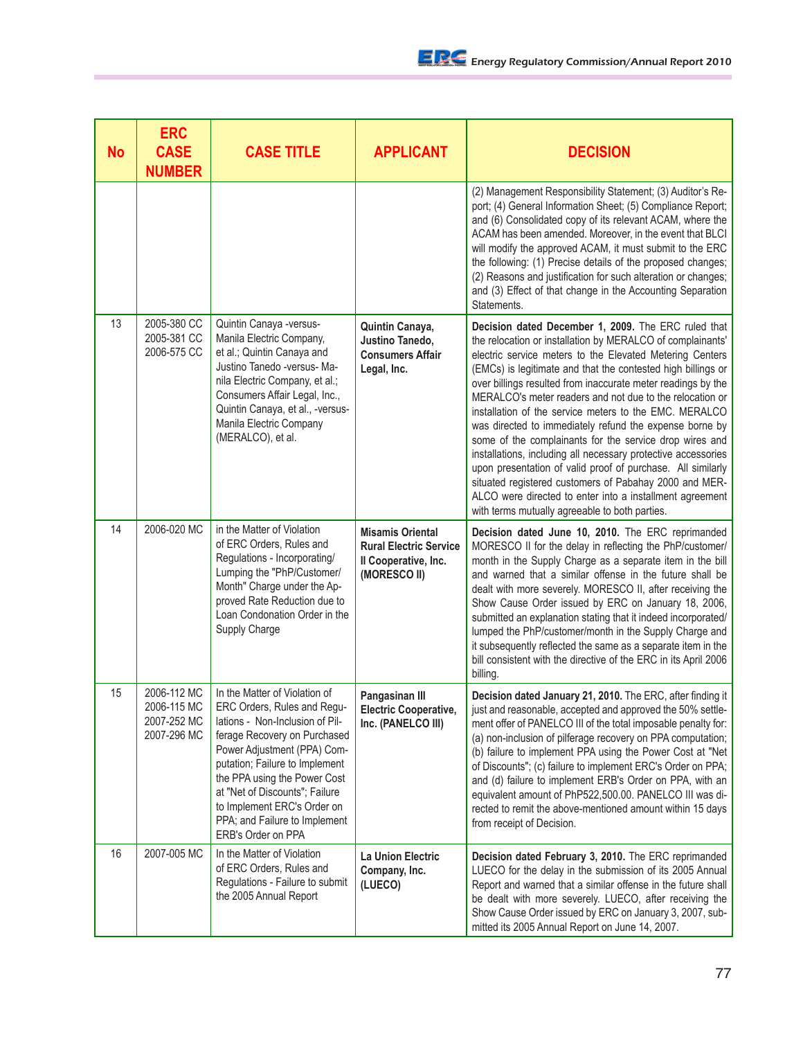| No | ERC CASE NUMBER | CASE TITLE | APPLICANT | DECISION |
|---|---|---|---|---|
| | | | | (2) Management Responsibility Statement; (3) Auditor's Report; (4) General Information Sheet; (5) Compliance Report; and (6) Consolidated copy of its relevant ACAM, where the ACAM has been amended. Moreover, in the event that BLCI will modify the approved ACAM, it must submit to the ERC the following: (1) Precise details of the proposed changes; (2) Reasons and justification for such alteration or changes; and (3) Effect of that change in the Accounting Separation Statements. |
| 13 | 2005-380 CC 2005-381 CC 2006-575 CC | Quintin Canaya -versus- Manila Electric Company, et al.; Quintin Canaya and Justino Tanedo -versus- Manila Electric Company, et al.; Consumers Affair Legal, Inc., Quintin Canaya, et al., -versus- Manila Electric Company (MERALCO), et al. | **Quintin Canaya, Justino Tanedo, Consumers Affair Legal, Inc.** | **Decision dated December 1, 2009.** The ERC ruled that the relocation or installation by MERALCO of complainants' electric service meters to the Elevated Metering Centers (EMCs) is legitimate and that the contested high billings or over billings resulted from inaccurate meter readings by the MERALCO's meter readers and not due to the relocation or installation of the service meters to the EMC. MERALCO was directed to immediately refund the expense borne by some of the complainants for the service drop wires and installations, including all necessary protective accessories upon presentation of valid proof of purchase. All similarly situated registered customers of Pabahay 2000 and MERALCO were directed to enter into a installment agreement with terms mutually agreeable to both parties. |
| 14 | 2006-020 MC | in the Matter of Violation of ERC Orders, Rules and Regulations - Incorporating/ Lumping the "PhP/Customer/ Month" Charge under the Approved Rate Reduction due to Loan Condonation Order in the Supply Charge | **Misamis Oriental Rural Electric Service II Cooperative, Inc. (MORESCO II)** | **Decision dated June 10, 2010.** The ERC reprimanded MORESCO II for the delay in reflecting the PhP/customer/ month in the Supply Charge as a separate item in the bill and warned that a similar offense in the future shall be dealt with more severely. MORESCO II, after receiving the Show Cause Order issued by ERC on January 18, 2006, submitted an explanation stating that it indeed incorporated/ lumped the PhP/customer/month in the Supply Charge and it subsequently reflected the same as a separate item in the bill consistent with the directive of the ERC in its April 2006 billing. |
| 15 | 2006-112 MC 2006-115 MC 2007-252 MC 2007-296 MC | In the Matter of Violation of ERC Orders, Rules and Regulations - Non-Inclusion of Pilferage Recovery on Purchased Power Adjustment (PPA) Computation; Failure to Implement the PPA using the Power Cost at "Net of Discounts"; Failure to Implement ERC's Order on PPA; and Failure to Implement ERB's Order on PPA | **Pangasinan III Electric Cooperative, Inc. (PANELCO III)** | **Decision dated January 21, 2010.** The ERC, after finding it just and reasonable, accepted and approved the 50% settlement offer of PANELCO III of the total imposable penalty for: (a) non-inclusion of pilferage recovery on PPA computation; (b) failure to implement PPA using the Power Cost at "Net of Discounts"; (c) failure to implement ERC's Order on PPA; and (d) failure to implement ERB's Order on PPA, with an equivalent amount of PhP522,500.00. PANELCO III was directed to remit the above-mentioned amount within 15 days from receipt of Decision. |
| 16 | 2007-005 MC | In the Matter of Violation of ERC Orders, Rules and Regulations - Failure to submit the 2005 Annual Report | **La Union Electric Company, Inc. (LUECO)** | **Decision dated February 3, 2010.** The ERC reprimanded LUECO for the delay in the submission of its 2005 Annual Report and warned that a similar offense in the future shall be dealt with more severely. LUECO, after receiving the Show Cause Order issued by ERC on January 3, 2007, submitted its 2005 Annual Report on June 14, 2007. |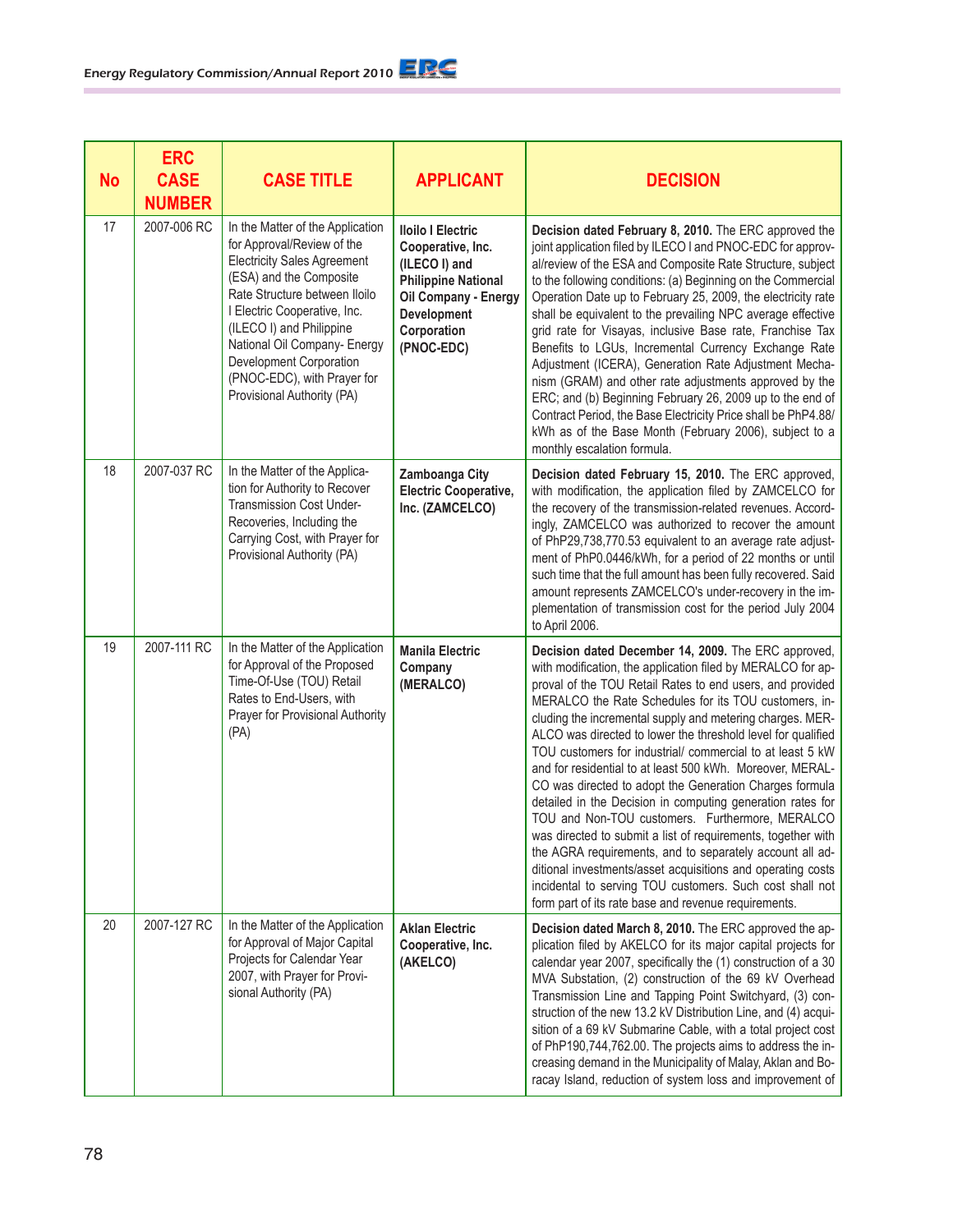| No | ERC CASE NUMBER | CASE TITLE | APPLICANT | DECISION |
|---|---|---|---|---|
| 17 | 2007-006 RC | In the Matter of the Application for Approval/Review of the Electricity Sales Agreement (ESA) and the Composite Rate Structure between Iloilo I Electric Cooperative, Inc. (ILECO I) and Philippine National Oil Company- Energy Development Corporation (PNOC-EDC), with Prayer for Provisional Authority (PA) | **Iloilo I Electric Cooperative, Inc. (ILECO I) and Philippine National Oil Company - Energy Development Corporation (PNOC-EDC)** | **Decision dated February 8, 2010.** The ERC approved the joint application filed by ILECO I and PNOC-EDC for approval/review of the ESA and Composite Rate Structure, subject to the following conditions: (a) Beginning on the Commercial Operation Date up to February 25, 2009, the electricity rate shall be equivalent to the prevailing NPC average effective grid rate for Visayas, inclusive Base rate, Franchise Tax Benefits to LGUs, Incremental Currency Exchange Rate Adjustment (ICERA), Generation Rate Adjustment Mechanism (GRAM) and other rate adjustments approved by the ERC; and (b) Beginning February 26, 2009 up to the end of Contract Period, the Base Electricity Price shall be PhP4.88/kWh as of the Base Month (February 2006), subject to a monthly escalation formula. |
| 18 | 2007-037 RC | In the Matter of the Application for Authority to Recover Transmission Cost Under-Recoveries, Including the Carrying Cost, with Prayer for Provisional Authority (PA) | **Zamboanga City Electric Cooperative, Inc. (ZAMCELCO)** | **Decision dated February 15, 2010.** The ERC approved, with modification, the application filed by ZAMCELCO for the recovery of the transmission-related revenues. Accordingly, ZAMCELCO was authorized to recover the amount of PhP29,738,770.53 equivalent to an average rate adjustment of PhP0.0446/kWh, for a period of 22 months or until such time that the full amount has been fully recovered. Said amount represents ZAMCELCO's under-recovery in the implementation of transmission cost for the period July 2004 to April 2006. |
| 19 | 2007-111 RC | In the Matter of the Application for Approval of the Proposed Time-Of-Use (TOU) Retail Rates to End-Users, with Prayer for Provisional Authority (PA) | **Manila Electric Company (MERALCO)** | **Decision dated December 14, 2009.** The ERC approved, with modification, the application filed by MERALCO for approval of the TOU Retail Rates to end users, and provided MERALCO the Rate Schedules for its TOU customers, including the incremental supply and metering charges. MERALCO was directed to lower the threshold level for qualified TOU customers for industrial/ commercial to at least 5 kW and for residential to at least 500 kWh. Moreover, MERALCO was directed to adopt the Generation Charges formula detailed in the Decision in computing generation rates for TOU and Non-TOU customers. Furthermore, MERALCO was directed to submit a list of requirements, together with the AGRA requirements, and to separately account all additional investments/asset acquisitions and operating costs incidental to serving TOU customers. Such cost shall not form part of its rate base and revenue requirements. |
| 20 | 2007-127 RC | In the Matter of the Application for Approval of Major Capital Projects for Calendar Year 2007, with Prayer for Provisional Authority (PA) | **Aklan Electric Cooperative, Inc. (AKELCO)** | **Decision dated March 8, 2010.** The ERC approved the application filed by AKELCO for its major capital projects for calendar year 2007, specifically the (1) construction of a 30 MVA Substation, (2) construction of the 69 kV Overhead Transmission Line and Tapping Point Switchyard, (3) construction of the new 13.2 kV Distribution Line, and (4) acquisition of a 69 kV Submarine Cable, with a total project cost of PhP190,744,762.00. The projects aims to address the increasing demand in the Municipality of Malay, Aklan and Boracay Island, reduction of system loss and improvement of |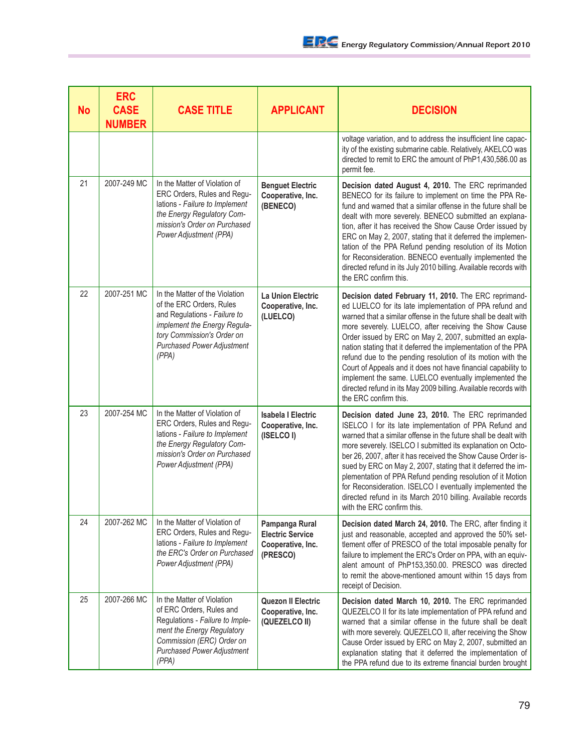| No | ERC CASE NUMBER | CASE TITLE | APPLICANT | DECISION |
|---|---|---|---|---|
| | | | | voltage variation, and to address the insufficient line capacity of the existing submarine cable. Relatively, AKELCO was directed to remit to ERC the amount of PhP1,430,586.00 as permit fee. |
| 21 | 2007-249 MC | In the Matter of Violation of ERC Orders, Rules and Regulations - *Failure to Implement the Energy Regulatory Commission's Order on Purchased Power Adjustment (PPA)* | **Benguet Electric Cooperative, Inc. (BENECO)** | **Decision dated August 4, 2010.** The ERC reprimanded BENECO for its failure to implement on time the PPA Refund and warned that a similar offense in the future shall be dealt with more severely. BENECO submitted an explanation, after it has received the Show Cause Order issued by ERC on May 2, 2007, stating that it deferred the implementation of the PPA Refund pending resolution of its Motion for Reconsideration. BENECO eventually implemented the directed refund in its July 2010 billing. Available records with the ERC confirm this. |
| 22 | 2007-251 MC | In the Matter of the Violation of the ERC Orders, Rules and Regulations - *Failure to implement the Energy Regulatory Commission's Order on Purchased Power Adjustment (PPA)* | **La Union Electric Cooperative, Inc. (LUELCO)** | **Decision dated February 11, 2010.** The ERC reprimanded LUELCO for its late implementation of PPA refund and warned that a similar offense in the future shall be dealt with more severely. LUELCO, after receiving the Show Cause Order issued by ERC on May 2, 2007, submitted an explanation stating that it deferred the implementation of the PPA refund due to the pending resolution of its motion with the Court of Appeals and it does not have financial capability to implement the same. LUELCO eventually implemented the directed refund in its May 2009 billing. Available records with the ERC confirm this. |
| 23 | 2007-254 MC | In the Matter of Violation of ERC Orders, Rules and Regulations - *Failure to Implement the Energy Regulatory Commission's Order on Purchased Power Adjustment (PPA)* | **Isabela I Electric Cooperative, Inc. (ISELCO I)** | **Decision dated June 23, 2010.** The ERC reprimanded ISELCO I for its late implementation of PPA Refund and warned that a similar offense in the future shall be dealt with more severely. ISELCO I submitted its explanation on October 26, 2007, after it has received the Show Cause Order issued by ERC on May 2, 2007, stating that it deferred the implementation of PPA Refund pending resolution of it Motion for Reconsideration. ISELCO I eventually implemented the directed refund in its March 2010 billing. Available records with the ERC confirm this. |
| 24 | 2007-262 MC | In the Matter of Violation of ERC Orders, Rules and Regulations - *Failure to Implement the ERC's Order on Purchased Power Adjustment (PPA)* | **Pampanga Rural Electric Service Cooperative, Inc. (PRESCO)** | **Decision dated March 24, 2010.** The ERC, after finding it just and reasonable, accepted and approved the 50% settlement offer of PRESCO of the total imposable penalty for failure to implement the ERC's Order on PPA, with an equivalent amount of PhP153,350.00. PRESCO was directed to remit the above-mentioned amount within 15 days from receipt of Decision. |
| 25 | 2007-266 MC | In the Matter of Violation of ERC Orders, Rules and Regulations - *Failure to Implement the Energy Regulatory Commission (ERC) Order on Purchased Power Adjustment (PPA)* | **Quezon II Electric Cooperative, Inc. (QUEZELCO II)** | **Decision dated March 10, 2010.** The ERC reprimanded QUEZELCO II for its late implementation of PPA refund and warned that a similar offense in the future shall be dealt with more severely. QUEZELCO II, after receiving the Show Cause Order issued by ERC on May 2, 2007, submitted an explanation stating that it deferred the implementation of the PPA refund due to its extreme financial burden brought |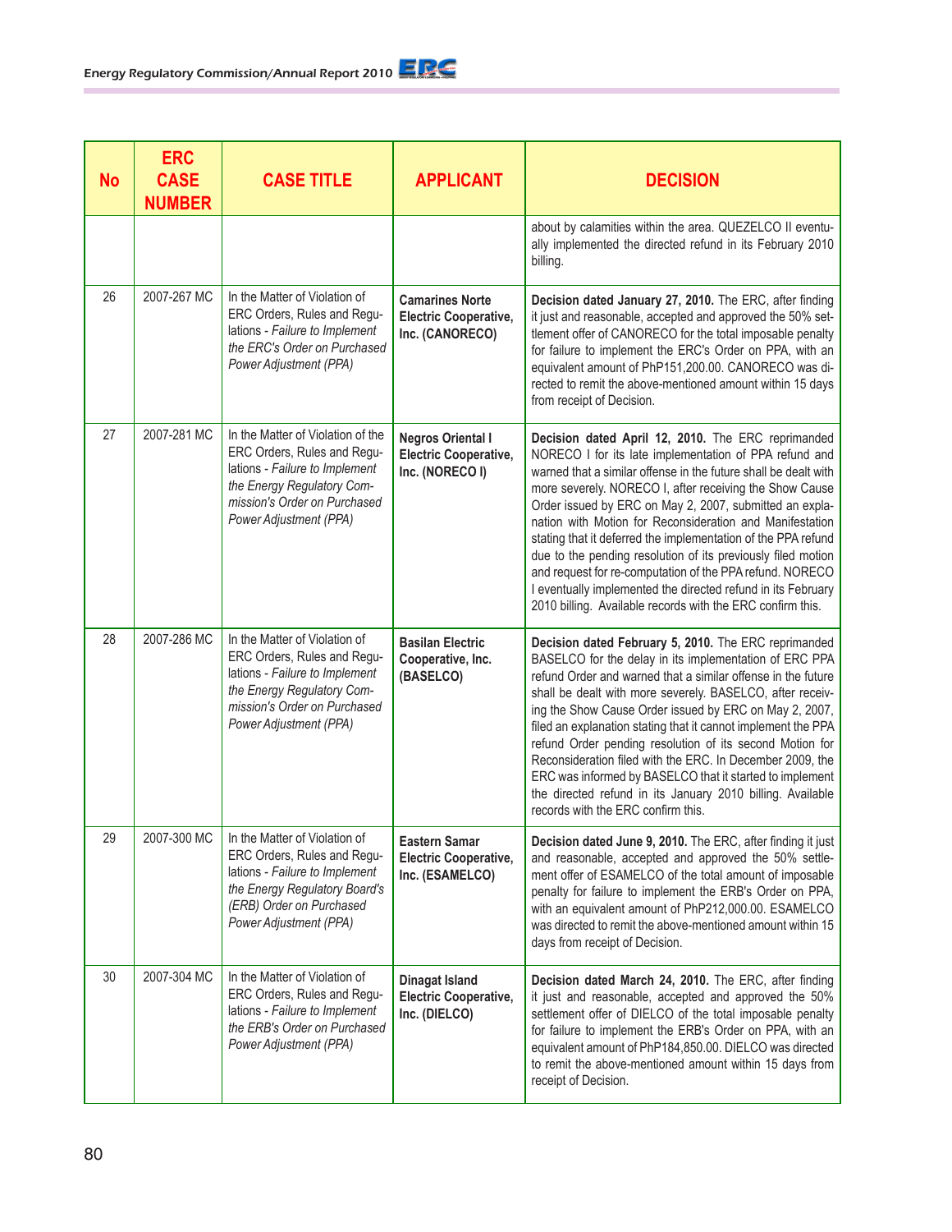| No | ERC CASE NUMBER | CASE TITLE | APPLICANT | DECISION |
|---|---|---|---|---|
| | | | | about by calamities within the area. QUEZELCO II eventually implemented the directed refund in its February 2010 billing. |
| 26 | 2007-267 MC | In the Matter of Violation of ERC Orders, Rules and Regulations - *Failure to Implement the ERC's Order on Purchased Power Adjustment (PPA)* | **Camarines Norte Electric Cooperative, Inc. (CANORECO)** | **Decision dated January 27, 2010.** The ERC, after finding it just and reasonable, accepted and approved the 50% settlement offer of CANORECO for the total imposable penalty for failure to implement the ERC's Order on PPA, with an equivalent amount of PhP151,200.00. CANORECO was directed to remit the above-mentioned amount within 15 days from receipt of Decision. |
| 27 | 2007-281 MC | In the Matter of Violation of the ERC Orders, Rules and Regulations - *Failure to Implement the Energy Regulatory Commission's Order on Purchased Power Adjustment (PPA)* | **Negros Oriental I Electric Cooperative, Inc. (NORECO I)** | **Decision dated April 12, 2010.** The ERC reprimanded NORECO I for its late implementation of PPA refund and warned that a similar offense in the future shall be dealt with more severely. NORECO I, after receiving the Show Cause Order issued by ERC on May 2, 2007, submitted an explanation with Motion for Reconsideration and Manifestation stating that it deferred the implementation of the PPA refund due to the pending resolution of its previously filed motion and request for re-computation of the PPA refund. NORECO I eventually implemented the directed refund in its February 2010 billing. Available records with the ERC confirm this. |
| 28 | 2007-286 MC | In the Matter of Violation of ERC Orders, Rules and Regulations - *Failure to Implement the Energy Regulatory Commission's Order on Purchased Power Adjustment (PPA)* | **Basilan Electric Cooperative, Inc. (BASELCO)** | **Decision dated February 5, 2010.** The ERC reprimanded BASELCO for the delay in its implementation of ERC PPA refund Order and warned that a similar offense in the future shall be dealt with more severely. BASELCO, after receiving the Show Cause Order issued by ERC on May 2, 2007, filed an explanation stating that it cannot implement the PPA refund Order pending resolution of its second Motion for Reconsideration filed with the ERC. In December 2009, the ERC was informed by BASELCO that it started to implement the directed refund in its January 2010 billing. Available records with the ERC confirm this. |
| 29 | 2007-300 MC | In the Matter of Violation of ERC Orders, Rules and Regulations - *Failure to Implement the Energy Regulatory Board's (ERB) Order on Purchased Power Adjustment (PPA)* | **Eastern Samar Electric Cooperative, Inc. (ESAMELCO)** | **Decision dated June 9, 2010.** The ERC, after finding it just and reasonable, accepted and approved the 50% settlement offer of ESAMELCO of the total amount of imposable penalty for failure to implement the ERB's Order on PPA, with an equivalent amount of PhP212,000.00. ESAMELCO was directed to remit the above-mentioned amount within 15 days from receipt of Decision. |
| 30 | 2007-304 MC | In the Matter of Violation of ERC Orders, Rules and Regulations - *Failure to Implement the ERB's Order on Purchased Power Adjustment (PPA)* | **Dinagat Island Electric Cooperative, Inc. (DIELCO)** | **Decision dated March 24, 2010.** The ERC, after finding it just and reasonable, accepted and approved the 50% settlement offer of DIELCO of the total imposable penalty for failure to implement the ERB's Order on PPA, with an equivalent amount of PhP184,850.00. DIELCO was directed to remit the above-mentioned amount within 15 days from receipt of Decision. |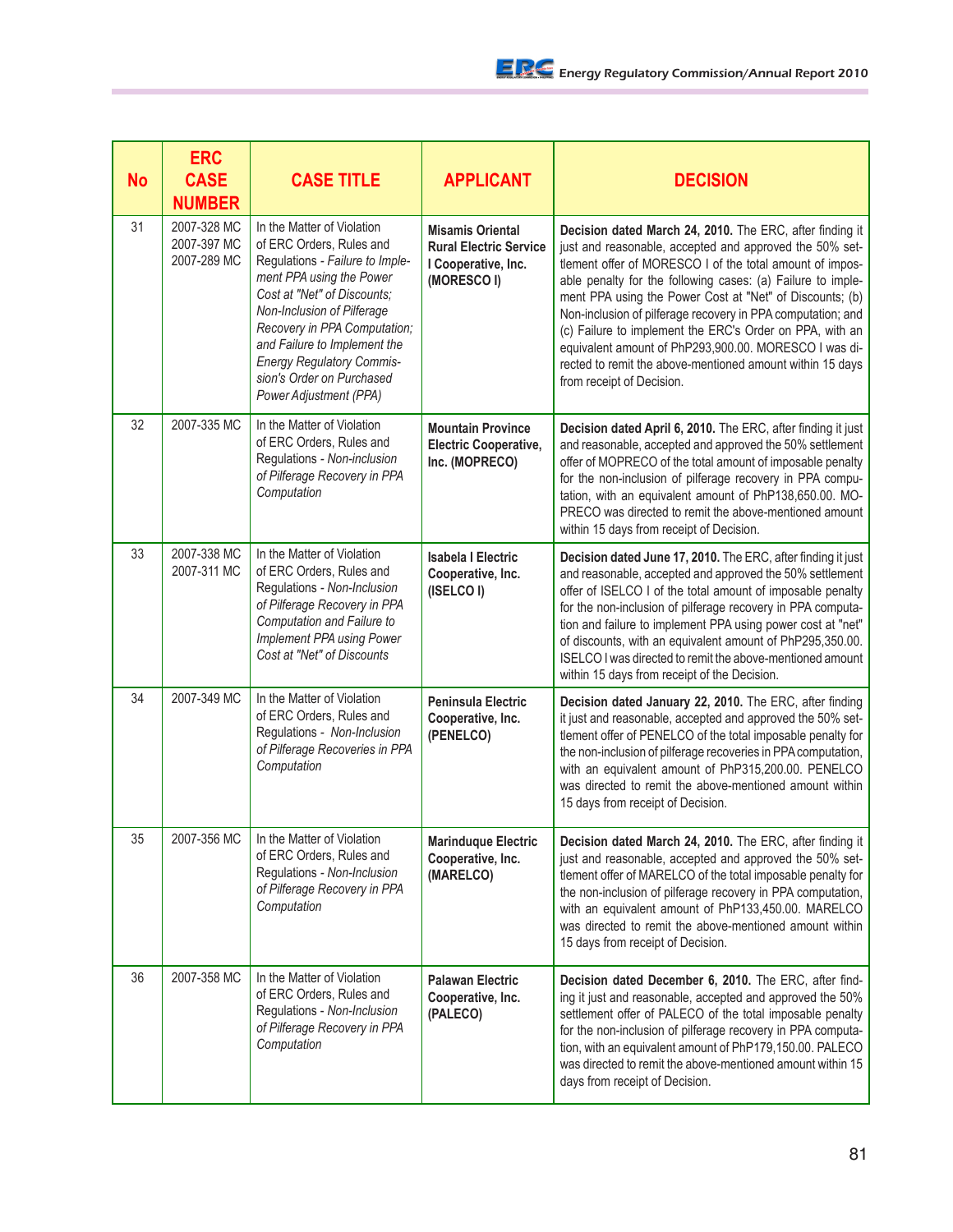| No | ERC CASE NUMBER | CASE TITLE | APPLICANT | DECISION |
|---|---|---|---|---|
| 31 | 2007-328 MC<br>2007-397 MC<br>2007-289 MC | In the Matter of Violation of ERC Orders, Rules and Regulations - *Failure to Implement PPA using the Power Cost at "Net" of Discounts; Non-Inclusion of Pilferage Recovery in PPA Computation; and Failure to Implement the Energy Regulatory Commission's Order on Purchased Power Adjustment (PPA)* | **Misamis Oriental Rural Electric Service I Cooperative, Inc. (MORESCO I)** | **Decision dated March 24, 2010.** The ERC, after finding it just and reasonable, accepted and approved the 50% settlement offer of MORESCO I of the total amount of imposable penalty for the following cases: (a) Failure to implement PPA using the Power Cost at "Net" of Discounts; (b) Non-inclusion of pilferage recovery in PPA computation; and (c) Failure to implement the ERC's Order on PPA, with an equivalent amount of PhP293,900.00. MORESCO I was directed to remit the above-mentioned amount within 15 days from receipt of Decision. |
| 32 | 2007-335 MC | In the Matter of Violation of ERC Orders, Rules and Regulations - *Non-inclusion of Pilferage Recovery in PPA Computation* | **Mountain Province Electric Cooperative, Inc. (MOPRECO)** | **Decision dated April 6, 2010.** The ERC, after finding it just and reasonable, accepted and approved the 50% settlement offer of MOPRECO of the total amount of imposable penalty for the non-inclusion of pilferage recovery in PPA computation, with an equivalent amount of PhP138,650.00. MOPRECO was directed to remit the above-mentioned amount within 15 days from receipt of Decision. |
| 33 | 2007-338 MC<br>2007-311 MC | In the Matter of Violation of ERC Orders, Rules and Regulations - *Non-Inclusion of Pilferage Recovery in PPA Computation and Failure to Implement PPA using Power Cost at "Net" of Discounts* | **Isabela I Electric Cooperative, Inc. (ISELCO I)** | **Decision dated June 17, 2010.** The ERC, after finding it just and reasonable, accepted and approved the 50% settlement offer of ISELCO I of the total amount of imposable penalty for the non-inclusion of pilferage recovery in PPA computation and failure to implement PPA using power cost at "net" of discounts, with an equivalent amount of PhP295,350.00. ISELCO I was directed to remit the above-mentioned amount within 15 days from receipt of the Decision. |
| 34 | 2007-349 MC | In the Matter of Violation of ERC Orders, Rules and Regulations - *Non-Inclusion of Pilferage Recoveries in PPA Computation* | **Peninsula Electric Cooperative, Inc. (PENELCO)** | **Decision dated January 22, 2010.** The ERC, after finding it just and reasonable, accepted and approved the 50% settlement offer of PENELCO of the total imposable penalty for the non-inclusion of pilferage recoveries in PPA computation, with an equivalent amount of PhP315,200.00. PENELCO was directed to remit the above-mentioned amount within 15 days from receipt of Decision. |
| 35 | 2007-356 MC | In the Matter of Violation of ERC Orders, Rules and Regulations - *Non-Inclusion of Pilferage Recovery in PPA Computation* | **Marinduque Electric Cooperative, Inc. (MARELCO)** | **Decision dated March 24, 2010.** The ERC, after finding it just and reasonable, accepted and approved the 50% settlement offer of MARELCO of the total imposable penalty for the non-inclusion of pilferage recovery in PPA computation, with an equivalent amount of PhP133,450.00. MARELCO was directed to remit the above-mentioned amount within 15 days from receipt of Decision. |
| 36 | 2007-358 MC | In the Matter of Violation of ERC Orders, Rules and Regulations - *Non-Inclusion of Pilferage Recovery in PPA Computation* | **Palawan Electric Cooperative, Inc. (PALECO)** | **Decision dated December 6, 2010.** The ERC, after finding it just and reasonable, accepted and approved the 50% settlement offer of PALECO of the total imposable penalty for the non-inclusion of pilferage recovery in PPA computation, with an equivalent amount of PhP179,150.00. PALECO was directed to remit the above-mentioned amount within 15 days from receipt of Decision. |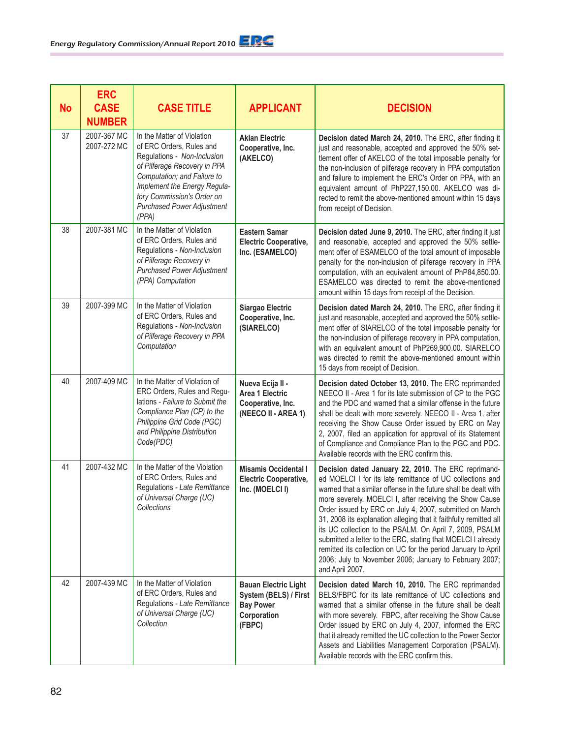| No | ERC CASE NUMBER | CASE TITLE | APPLICANT | DECISION |
|---|---|---|---|---|
| 37 | 2007-367 MC 2007-272 MC | In the Matter of Violation of ERC Orders, Rules and Regulations - *Non-Inclusion of Pilferage Recovery in PPA Computation; and Failure to Implement the Energy Regulatory Commission's Order on Purchased Power Adjustment (PPA)* | **Aklan Electric Cooperative, Inc. (AKELCO)** | **Decision dated March 24, 2010.** The ERC, after finding it just and reasonable, accepted and approved the 50% settlement offer of AKELCO of the total imposable penalty for the non-inclusion of pilferage recovery in PPA computation and failure to implement the ERC's Order on PPA, with an equivalent amount of PhP227,150.00. AKELCO was directed to remit the above-mentioned amount within 15 days from receipt of Decision. |
| 38 | 2007-381 MC | In the Matter of Violation of ERC Orders, Rules and Regulations - *Non-Inclusion of Pilferage Recovery in Purchased Power Adjustment (PPA) Computation* | **Eastern Samar Electric Cooperative, Inc. (ESAMELCO)** | **Decision dated June 9, 2010.** The ERC, after finding it just and reasonable, accepted and approved the 50% settlement offer of ESAMELCO of the total amount of imposable penalty for the non-inclusion of pilferage recovery in PPA computation, with an equivalent amount of PhP84,850.00. ESAMELCO was directed to remit the above-mentioned amount within 15 days from receipt of the Decision. |
| 39 | 2007-399 MC | In the Matter of Violation of ERC Orders, Rules and Regulations - *Non-Inclusion of Pilferage Recovery in PPA Computation* | **Siargao Electric Cooperative, Inc. (SIARELCO)** | **Decision dated March 24, 2010.** The ERC, after finding it just and reasonable, accepted and approved the 50% settlement offer of SIARELCO of the total imposable penalty for the non-inclusion of pilferage recovery in PPA computation, with an equivalent amount of PhP269,900.00. SIARELCO was directed to remit the above-mentioned amount within 15 days from receipt of Decision. |
| 40 | 2007-409 MC | In the Matter of Violation of ERC Orders, Rules and Regulations - *Failure to Submit the Compliance Plan (CP) to the Philippine Grid Code (PGC) and Philippine Distribution Code(PDC)* | **Nueva Ecija II - Area 1 Electric Cooperative, Inc. (NEECO II - AREA 1)** | **Decision dated October 13, 2010.** The ERC reprimanded NEECO II - Area 1 for its late submission of CP to the PGC and the PDC and warned that a similar offense in the future shall be dealt with more severely. NEECO II - Area 1, after receiving the Show Cause Order issued by ERC on May 2, 2007, filed an application for approval of its Statement of Compliance and Compliance Plan to the PGC and PDC. Available records with the ERC confirm this. |
| 41 | 2007-432 MC | In the Matter of the Violation of ERC Orders, Rules and Regulations - *Late Remittance of Universal Charge (UC) Collections* | **Misamis Occidental I Electric Cooperative, Inc. (MOELCI I)** | **Decision dated January 22, 2010.** The ERC reprimanded MOELCI I for its late remittance of UC collections and warned that a similar offense in the future shall be dealt with more severely. MOELCI I, after receiving the Show Cause Order issued by ERC on July 4, 2007, submitted on March 31, 2008 its explanation alleging that it faithfully remitted all its UC collection to the PSALM. On April 7, 2009, PSALM submitted a letter to the ERC, stating that MOELCI I already remitted its collection on UC for the period January to April 2006; July to November 2006; January to February 2007; and April 2007. |
| 42 | 2007-439 MC | In the Matter of Violation of ERC Orders, Rules and Regulations - *Late Remittance of Universal Charge (UC) Collection* | **Bauan Electric Light System (BELS) / First Bay Power Corporation (FBPC)** | **Decision dated March 10, 2010.** The ERC reprimanded BELS/FBPC for its late remittance of UC collections and warned that a similar offense in the future shall be dealt with more severely. FBPC, after receiving the Show Cause Order issued by ERC on July 4, 2007, informed the ERC that it already remitted the UC collection to the Power Sector Assets and Liabilities Management Corporation (PSALM). Available records with the ERC confirm this. |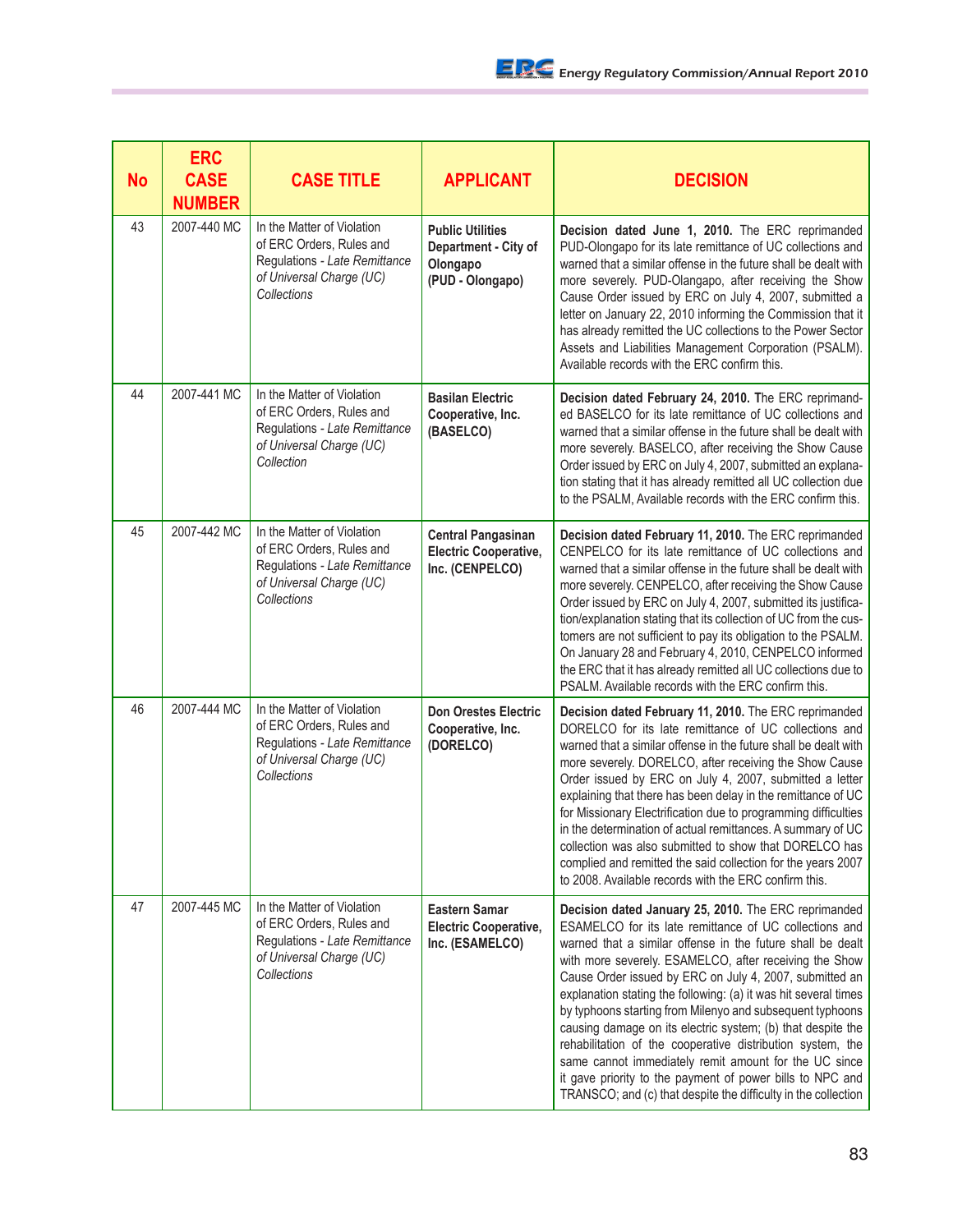| No | ERC CASE NUMBER | CASE TITLE | APPLICANT | DECISION |
|---|---|---|---|---|
| 43 | 2007-440 MC | In the Matter of Violation of ERC Orders, Rules and Regulations - *Late Remittance of Universal Charge (UC) Collections* | **Public Utilities Department - City of Olongapo (PUD - Olongapo)** | **Decision dated June 1, 2010.** The ERC reprimanded PUD-Olongapo for its late remittance of UC collections and warned that a similar offense in the future shall be dealt with more severely. PUD-Olangapo, after receiving the Show Cause Order issued by ERC on July 4, 2007, submitted a letter on January 22, 2010 informing the Commission that it has already remitted the UC collections to the Power Sector Assets and Liabilities Management Corporation (PSALM). Available records with the ERC confirm this. |
| 44 | 2007-441 MC | In the Matter of Violation of ERC Orders, Rules and Regulations - *Late Remittance of Universal Charge (UC) Collection* | **Basilan Electric Cooperative, Inc. (BASELCO)** | **Decision dated February 24, 2010. T**he ERC reprimanded BASELCO for its late remittance of UC collections and warned that a similar offense in the future shall be dealt with more severely. BASELCO, after receiving the Show Cause Order issued by ERC on July 4, 2007, submitted an explanation stating that it has already remitted all UC collection due to the PSALM, Available records with the ERC confirm this. |
| 45 | 2007-442 MC | In the Matter of Violation of ERC Orders, Rules and Regulations - *Late Remittance of Universal Charge (UC) Collections* | **Central Pangasinan Electric Cooperative, Inc. (CENPELCO)** | **Decision dated February 11, 2010.** The ERC reprimanded CENPELCO for its late remittance of UC collections and warned that a similar offense in the future shall be dealt with more severely. CENPELCO, after receiving the Show Cause Order issued by ERC on July 4, 2007, submitted its justification/explanation stating that its collection of UC from the customers are not sufficient to pay its obligation to the PSALM. On January 28 and February 4, 2010, CENPELCO informed the ERC that it has already remitted all UC collections due to PSALM. Available records with the ERC confirm this. |
| 46 | 2007-444 MC | In the Matter of Violation of ERC Orders, Rules and Regulations - *Late Remittance of Universal Charge (UC) Collections* | **Don Orestes Electric Cooperative, Inc. (DORELCO)** | **Decision dated February 11, 2010.** The ERC reprimanded DORELCO for its late remittance of UC collections and warned that a similar offense in the future shall be dealt with more severely. DORELCO, after receiving the Show Cause Order issued by ERC on July 4, 2007, submitted a letter explaining that there has been delay in the remittance of UC for Missionary Electrification due to programming difficulties in the determination of actual remittances. A summary of UC collection was also submitted to show that DORELCO has complied and remitted the said collection for the years 2007 to 2008. Available records with the ERC confirm this. |
| 47 | 2007-445 MC | In the Matter of Violation of ERC Orders, Rules and Regulations - *Late Remittance of Universal Charge (UC) Collections* | **Eastern Samar Electric Cooperative, Inc. (ESAMELCO)** | **Decision dated January 25, 2010.** The ERC reprimanded ESAMELCO for its late remittance of UC collections and warned that a similar offense in the future shall be dealt with more severely. ESAMELCO, after receiving the Show Cause Order issued by ERC on July 4, 2007, submitted an explanation stating the following: (a) it was hit several times by typhoons starting from Milenyo and subsequent typhoons causing damage on its electric system; (b) that despite the rehabilitation of the cooperative distribution system, the same cannot immediately remit amount for the UC since it gave priority to the payment of power bills to NPC and TRANSCO; and (c) that despite the difficulty in the collection |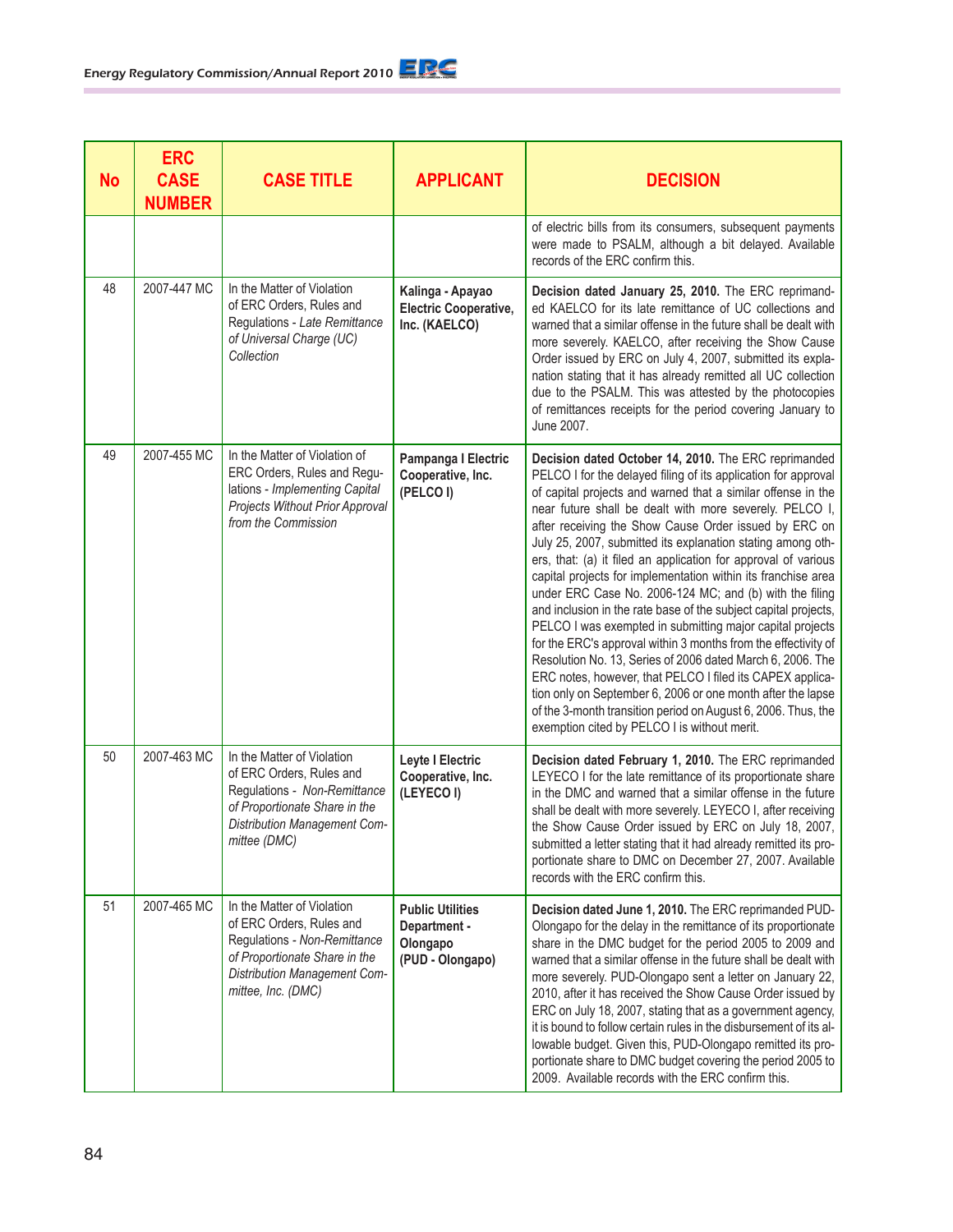| No | ERC CASE NUMBER | CASE TITLE | APPLICANT | DECISION |
|---|---|---|---|---|
| | | | | of electric bills from its consumers, subsequent payments were made to PSALM, although a bit delayed. Available records of the ERC confirm this. |
| 48 | 2007-447 MC | In the Matter of Violation of ERC Orders, Rules and Regulations - *Late Remittance of Universal Charge (UC) Collection* | **Kalinga - Apayao Electric Cooperative, Inc. (KAELCO)** | **Decision dated January 25, 2010.** The ERC reprimanded KAELCO for its late remittance of UC collections and warned that a similar offense in the future shall be dealt with more severely. KAELCO, after receiving the Show Cause Order issued by ERC on July 4, 2007, submitted its explanation stating that it has already remitted all UC collection due to the PSALM. This was attested by the photocopies of remittances receipts for the period covering January to June 2007. |
| 49 | 2007-455 MC | In the Matter of Violation of ERC Orders, Rules and Regulations - *Implementing Capital Projects Without Prior Approval from the Commission* | **Pampanga I Electric Cooperative, Inc. (PELCO I)** | **Decision dated October 14, 2010.** The ERC reprimanded PELCO I for the delayed filing of its application for approval of capital projects and warned that a similar offense in the near future shall be dealt with more severely. PELCO I, after receiving the Show Cause Order issued by ERC on July 25, 2007, submitted its explanation stating among others, that: (a) it filed an application for approval of various capital projects for implementation within its franchise area under ERC Case No. 2006-124 MC; and (b) with the filing and inclusion in the rate base of the subject capital projects, PELCO I was exempted in submitting major capital projects for the ERC's approval within 3 months from the effectivity of Resolution No. 13, Series of 2006 dated March 6, 2006. The ERC notes, however, that PELCO I filed its CAPEX application only on September 6, 2006 or one month after the lapse of the 3-month transition period on August 6, 2006. Thus, the exemption cited by PELCO I is without merit. |
| 50 | 2007-463 MC | In the Matter of Violation of ERC Orders, Rules and Regulations - *Non-Remittance of Proportionate Share in the Distribution Management Committee (DMC)* | **Leyte I Electric Cooperative, Inc. (LEYECO I)** | **Decision dated February 1, 2010.** The ERC reprimanded LEYECO I for the late remittance of its proportionate share in the DMC and warned that a similar offense in the future shall be dealt with more severely. LEYECO I, after receiving the Show Cause Order issued by ERC on July 18, 2007, submitted a letter stating that it had already remitted its proportionate share to DMC on December 27, 2007. Available records with the ERC confirm this. |
| 51 | 2007-465 MC | In the Matter of Violation of ERC Orders, Rules and Regulations - *Non-Remittance of Proportionate Share in the Distribution Management Committee, Inc. (DMC)* | **Public Utilities Department - Olongapo (PUD - Olongapo)** | **Decision dated June 1, 2010.** The ERC reprimanded PUD-Olongapo for the delay in the remittance of its proportionate share in the DMC budget for the period 2005 to 2009 and warned that a similar offense in the future shall be dealt with more severely. PUD-Olongapo sent a letter on January 22, 2010, after it has received the Show Cause Order issued by ERC on July 18, 2007, stating that as a government agency, it is bound to follow certain rules in the disbursement of its allowable budget. Given this, PUD-Olongapo remitted its proportionate share to DMC budget covering the period 2005 to 2009. Available records with the ERC confirm this. |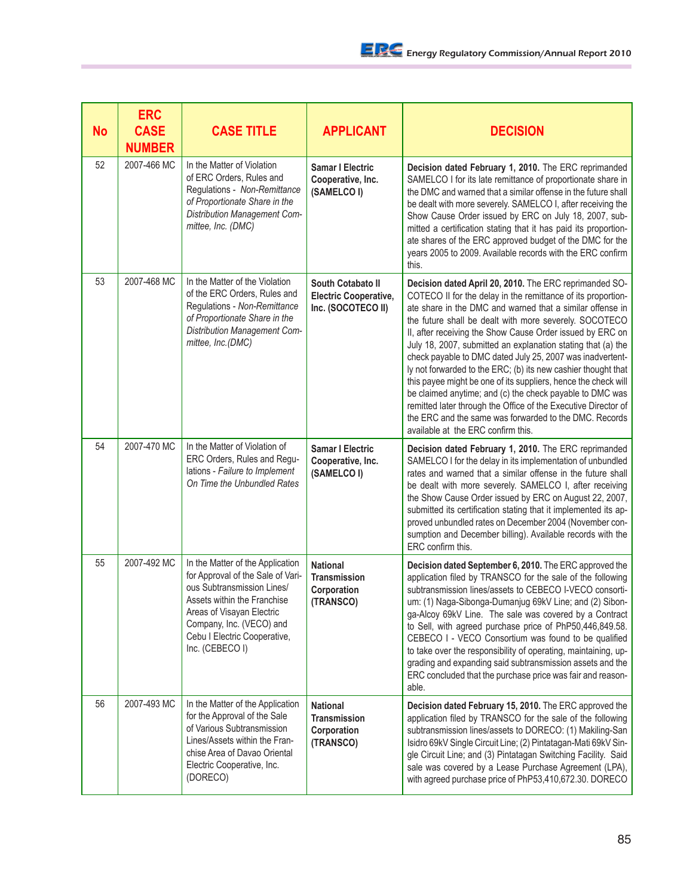| No | ERC CASE NUMBER | CASE TITLE | APPLICANT | DECISION |
|---|---|---|---|---|
| 52 | 2007-466 MC | In the Matter of Violation of ERC Orders, Rules and Regulations - *Non-Remittance of Proportionate Share in the Distribution Management Committee, Inc. (DMC)* | **Samar I Electric Cooperative, Inc. (SAMELCO I)** | **Decision dated February 1, 2010.** The ERC reprimanded SAMELCO I for its late remittance of proportionate share in the DMC and warned that a similar offense in the future shall be dealt with more severely. SAMELCO I, after receiving the Show Cause Order issued by ERC on July 18, 2007, submitted a certification stating that it has paid its proportionate shares of the ERC approved budget of the DMC for the years 2005 to 2009. Available records with the ERC confirm this. |
| 53 | 2007-468 MC | In the Matter of the Violation of the ERC Orders, Rules and Regulations - *Non-Remittance of Proportionate Share in the Distribution Management Committee, Inc.(DMC)* | **South Cotabato II Electric Cooperative, Inc. (SOCOTECO II)** | **Decision dated April 20, 2010.** The ERC reprimanded SOCOTECO II for the delay in the remittance of its proportionate share in the DMC and warned that a similar offense in the future shall be dealt with more severely. SOCOTECO II, after receiving the Show Cause Order issued by ERC on July 18, 2007, submitted an explanation stating that (a) the check payable to DMC dated July 25, 2007 was inadvertently not forwarded to the ERC; (b) its new cashier thought that this payee might be one of its suppliers, hence the check will be claimed anytime; and (c) the check payable to DMC was remitted later through the Office of the Executive Director of the ERC and the same was forwarded to the DMC. Records available at the ERC confirm this. |
| 54 | 2007-470 MC | In the Matter of Violation of ERC Orders, Rules and Regulations - *Failure to Implement On Time the Unbundled Rates* | **Samar I Electric Cooperative, Inc. (SAMELCO I)** | **Decision dated February 1, 2010.** The ERC reprimanded SAMELCO I for the delay in its implementation of unbundled rates and warned that a similar offense in the future shall be dealt with more severely. SAMELCO I, after receiving the Show Cause Order issued by ERC on August 22, 2007, submitted its certification stating that it implemented its approved unbundled rates on December 2004 (November consumption and December billing). Available records with the ERC confirm this. |
| 55 | 2007-492 MC | In the Matter of the Application for Approval of the Sale of Various Subtransmission Lines/ Assets within the Franchise Areas of Visayan Electric Company, Inc. (VECO) and Cebu I Electric Cooperative, Inc. (CEBECO I) | **National Transmission Corporation (TRANSCO)** | **Decision dated September 6, 2010.** The ERC approved the application filed by TRANSCO for the sale of the following subtransmission lines/assets to CEBECO I-VECO consortium: (1) Naga-Sibonga-Dumanjug 69kV Line; and (2) Sibonga-Alcoy 69kV Line. The sale was covered by a Contract to Sell, with agreed purchase price of PhP50,446,849.58. CEBECO I - VECO Consortium was found to be qualified to take over the responsibility of operating, maintaining, upgrading and expanding said subtransmission assets and the ERC concluded that the purchase price was fair and reasonable. |
| 56 | 2007-493 MC | In the Matter of the Application for the Approval of the Sale of Various Subtransmission Lines/Assets within the Franchise Area of Davao Oriental Electric Cooperative, Inc. (DORECO) | **National Transmission Corporation (TRANSCO)** | **Decision dated February 15, 2010.** The ERC approved the application filed by TRANSCO for the sale of the following subtransmission lines/assets to DORECO: (1) Makiling-San Isidro 69kV Single Circuit Line; (2) Pintatagan-Mati 69kV Single Circuit Line; and (3) Pintatagan Switching Facility. Said sale was covered by a Lease Purchase Agreement (LPA), with agreed purchase price of PhP53,410,672.30. DORECO |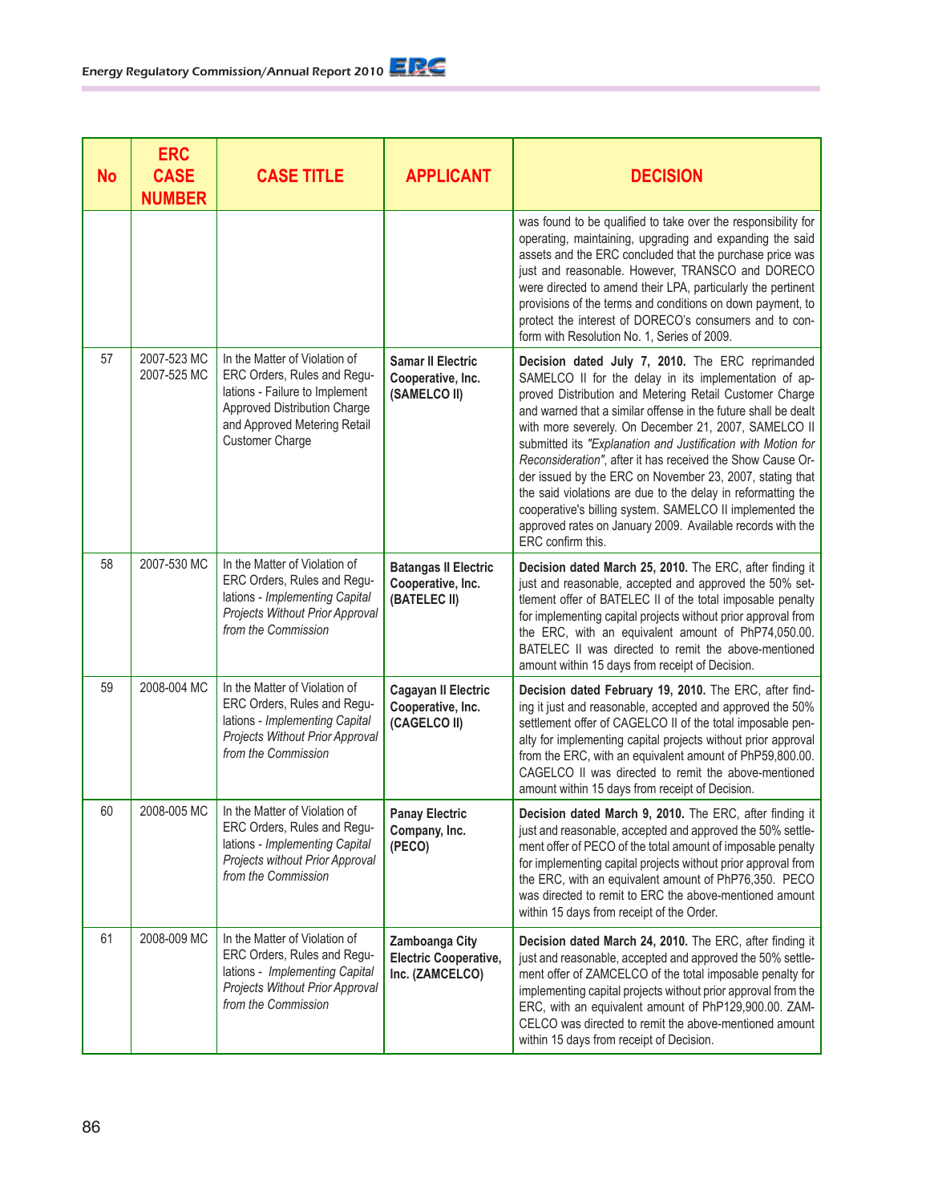| No | ERC CASE NUMBER | CASE TITLE | APPLICANT | DECISION |
|---|---|---|---|---|
| | | | | was found to be qualified to take over the responsibility for operating, maintaining, upgrading and expanding the said assets and the ERC concluded that the purchase price was just and reasonable. However, TRANSCO and DORECO were directed to amend their LPA, particularly the pertinent provisions of the terms and conditions on down payment, to protect the interest of DORECO's consumers and to conform with Resolution No. 1, Series of 2009. |
| 57 | 2007-523 MC 2007-525 MC | In the Matter of Violation of ERC Orders, Rules and Regulations - Failure to Implement Approved Distribution Charge and Approved Metering Retail Customer Charge | **Samar II Electric Cooperative, Inc. (SAMELCO II)** | **Decision dated July 7, 2010.** The ERC reprimanded SAMELCO II for the delay in its implementation of approved Distribution and Metering Retail Customer Charge and warned that a similar offense in the future shall be dealt with more severely. On December 21, 2007, SAMELCO II submitted its *"Explanation and Justification with Motion for Reconsideration"*, after it has received the Show Cause Order issued by the ERC on November 23, 2007, stating that the said violations are due to the delay in reformatting the cooperative's billing system. SAMELCO II implemented the approved rates on January 2009. Available records with the ERC confirm this. |
| 58 | 2007-530 MC | In the Matter of Violation of ERC Orders, Rules and Regulations - *Implementing Capital Projects Without Prior Approval from the Commission* | **Batangas II Electric Cooperative, Inc. (BATELEC II)** | **Decision dated March 25, 2010.** The ERC, after finding it just and reasonable, accepted and approved the 50% settlement offer of BATELEC II of the total imposable penalty for implementing capital projects without prior approval from the ERC, with an equivalent amount of PhP74,050.00. BATELEC II was directed to remit the above-mentioned amount within 15 days from receipt of Decision. |
| 59 | 2008-004 MC | In the Matter of Violation of ERC Orders, Rules and Regulations - *Implementing Capital Projects Without Prior Approval from the Commission* | **Cagayan II Electric Cooperative, Inc. (CAGELCO II)** | **Decision dated February 19, 2010.** The ERC, after finding it just and reasonable, accepted and approved the 50% settlement offer of CAGELCO II of the total imposable penalty for implementing capital projects without prior approval from the ERC, with an equivalent amount of PhP59,800.00. CAGELCO II was directed to remit the above-mentioned amount within 15 days from receipt of Decision. |
| 60 | 2008-005 MC | In the Matter of Violation of ERC Orders, Rules and Regulations - *Implementing Capital Projects without Prior Approval from the Commission* | **Panay Electric Company, Inc. (PECO)** | **Decision dated March 9, 2010.** The ERC, after finding it just and reasonable, accepted and approved the 50% settlement offer of PECO of the total amount of imposable penalty for implementing capital projects without prior approval from the ERC, with an equivalent amount of PhP76,350. PECO was directed to remit to ERC the above-mentioned amount within 15 days from receipt of the Order. |
| 61 | 2008-009 MC | In the Matter of Violation of ERC Orders, Rules and Regulations - *Implementing Capital Projects Without Prior Approval from the Commission* | **Zamboanga City Electric Cooperative, Inc. (ZAMCELCO)** | **Decision dated March 24, 2010.** The ERC, after finding it just and reasonable, accepted and approved the 50% settlement offer of ZAMCELCO of the total imposable penalty for implementing capital projects without prior approval from the ERC, with an equivalent amount of PhP129,900.00. ZAMCELCO was directed to remit the above-mentioned amount within 15 days from receipt of Decision. |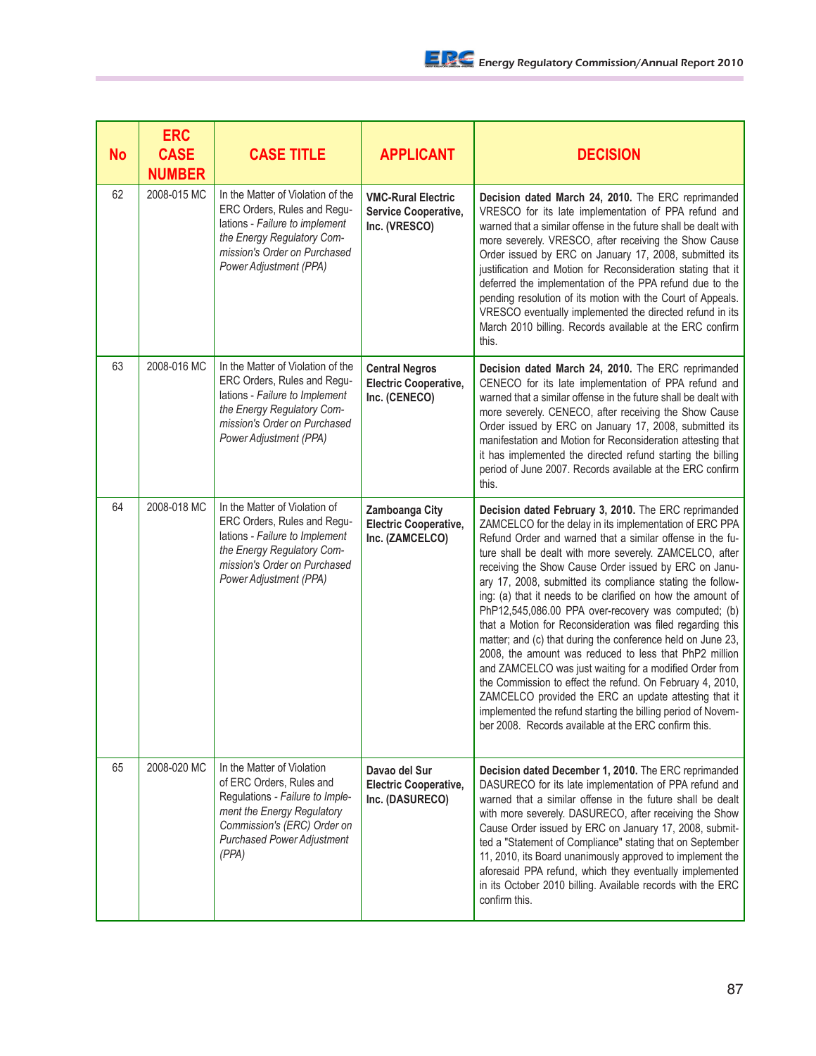| No | ERC CASE NUMBER | CASE TITLE | APPLICANT | DECISION |
|---|---|---|---|---|
| 62 | 2008-015 MC | In the Matter of Violation of the ERC Orders, Rules and Regulations - *Failure to implement the Energy Regulatory Commission's Order on Purchased Power Adjustment (PPA)* | **VMC-Rural Electric Service Cooperative, Inc. (VRESCO)** | **Decision dated March 24, 2010.** The ERC reprimanded VRESCO for its late implementation of PPA refund and warned that a similar offense in the future shall be dealt with more severely. VRESCO, after receiving the Show Cause Order issued by ERC on January 17, 2008, submitted its justification and Motion for Reconsideration stating that it deferred the implementation of the PPA refund due to the pending resolution of its motion with the Court of Appeals. VRESCO eventually implemented the directed refund in its March 2010 billing. Records available at the ERC confirm this. |
| 63 | 2008-016 MC | In the Matter of Violation of the ERC Orders, Rules and Regulations - *Failure to Implement the Energy Regulatory Commission's Order on Purchased Power Adjustment (PPA)* | **Central Negros Electric Cooperative, Inc. (CENECO)** | **Decision dated March 24, 2010.** The ERC reprimanded CENECO for its late implementation of PPA refund and warned that a similar offense in the future shall be dealt with more severely. CENECO, after receiving the Show Cause Order issued by ERC on January 17, 2008, submitted its manifestation and Motion for Reconsideration attesting that it has implemented the directed refund starting the billing period of June 2007. Records available at the ERC confirm this. |
| 64 | 2008-018 MC | In the Matter of Violation of ERC Orders, Rules and Regulations - *Failure to Implement the Energy Regulatory Commission's Order on Purchased Power Adjustment (PPA)* | **Zamboanga City Electric Cooperative, Inc. (ZAMCELCO)** | **Decision dated February 3, 2010.** The ERC reprimanded ZAMCELCO for the delay in its implementation of ERC PPA Refund Order and warned that a similar offense in the future shall be dealt with more severely. ZAMCELCO, after receiving the Show Cause Order issued by ERC on January 17, 2008, submitted its compliance stating the following: (a) that it needs to be clarified on how the amount of PhP12,545,086.00 PPA over-recovery was computed; (b) that a Motion for Reconsideration was filed regarding this matter; and (c) that during the conference held on June 23, 2008, the amount was reduced to less that PhP2 million and ZAMCELCO was just waiting for a modified Order from the Commission to effect the refund. On February 4, 2010, ZAMCELCO provided the ERC an update attesting that it implemented the refund starting the billing period of November 2008. Records available at the ERC confirm this. |
| 65 | 2008-020 MC | In the Matter of Violation of ERC Orders, Rules and Regulations - *Failure to Implement the Energy Regulatory Commission's (ERC) Order on Purchased Power Adjustment (PPA)* | **Davao del Sur Electric Cooperative, Inc. (DASURECO)** | **Decision dated December 1, 2010.** The ERC reprimanded DASURECO for its late implementation of PPA refund and warned that a similar offense in the future shall be dealt with more severely. DASURECO, after receiving the Show Cause Order issued by ERC on January 17, 2008, submitted a "Statement of Compliance" stating that on September 11, 2010, its Board unanimously approved to implement the aforesaid PPA refund, which they eventually implemented in its October 2010 billing. Available records with the ERC confirm this. |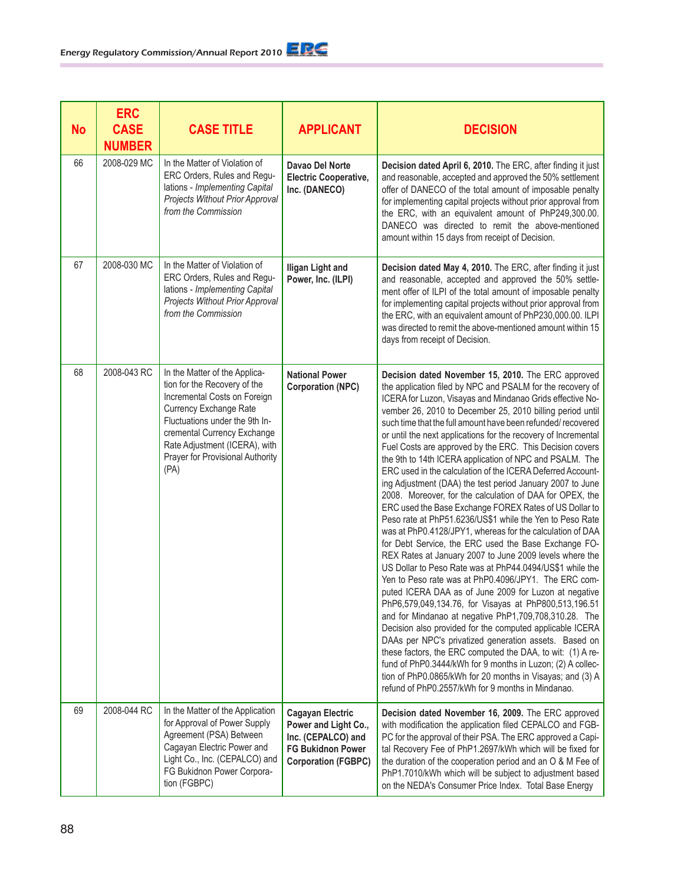| No | ERC CASE NUMBER | CASE TITLE | APPLICANT | DECISION |
|---|---|---|---|---|
| 66 | 2008-029 MC | In the Matter of Violation of ERC Orders, Rules and Regulations - *Implementing Capital Projects Without Prior Approval from the Commission* | **Davao Del Norte Electric Cooperative, Inc. (DANECO)** | **Decision dated April 6, 2010.** The ERC, after finding it just and reasonable, accepted and approved the 50% settlement offer of DANECO of the total amount of imposable penalty for implementing capital projects without prior approval from the ERC, with an equivalent amount of PhP249,300.00. DANECO was directed to remit the above-mentioned amount within 15 days from receipt of Decision. |
| 67 | 2008-030 MC | In the Matter of Violation of ERC Orders, Rules and Regulations - *Implementing Capital Projects Without Prior Approval from the Commission* | **Iligan Light and Power, Inc. (ILPI)** | **Decision dated May 4, 2010.** The ERC, after finding it just and reasonable, accepted and approved the 50% settlement offer of ILPI of the total amount of imposable penalty for implementing capital projects without prior approval from the ERC, with an equivalent amount of PhP230,000.00. ILPI was directed to remit the above-mentioned amount within 15 days from receipt of Decision. |
| 68 | 2008-043 RC | In the Matter of the Application for the Recovery of the Incremental Costs on Foreign Currency Exchange Rate Fluctuations under the 9th Incremental Currency Exchange Rate Adjustment (ICERA), with Prayer for Provisional Authority (PA) | **National Power Corporation (NPC)** | **Decision dated November 15, 2010.** The ERC approved the application filed by NPC and PSALM for the recovery of ICERA for Luzon, Visayas and Mindanao Grids effective November 26, 2010 to December 25, 2010 billing period until such time that the full amount have been refunded/ recovered or until the next applications for the recovery of Incremental Fuel Costs are approved by the ERC. This Decision covers the 9th to 14th ICERA application of NPC and PSALM. The ERC used in the calculation of the ICERA Deferred Accounting Adjustment (DAA) the test period January 2007 to June 2008. Moreover, for the calculation of DAA for OPEX, the ERC used the Base Exchange FOREX Rates of US Dollar to Peso rate at PhP51.6236/US$1 while the Yen to Peso Rate was at PhP0.4128/JPY1, whereas for the calculation of DAA for Debt Service, the ERC used the Base Exchange FOREX Rates at January 2007 to June 2009 levels where the US Dollar to Peso Rate was at PhP44.0494/US$1 while the Yen to Peso rate was at PhP0.4096/JPY1. The ERC computed ICERA DAA as of June 2009 for Luzon at negative PhP6,579,049,134.76, for Visayas at PhP800,513,196.51 and for Mindanao at negative PhP1,709,708,310.28. The Decision also provided for the computed applicable ICERA DAAs per NPC's privatized generation assets. Based on these factors, the ERC computed the DAA, to wit: (1) A refund of PhP0.3444/kWh for 9 months in Luzon; (2) A collection of PhP0.0865/kWh for 20 months in Visayas; and (3) A refund of PhP0.2557/kWh for 9 months in Mindanao. |
| 69 | 2008-044 RC | In the Matter of the Application for Approval of Power Supply Agreement (PSA) Between Cagayan Electric Power and Light Co., Inc. (CEPALCO) and FG Bukidnon Power Corporation (FGBPC) | **Cagayan Electric Power and Light Co., Inc. (CEPALCO) and FG Bukidnon Power Corporation (FGBPC)** | **Decision dated November 16, 2009.** The ERC approved with modification the application filed CEPALCO and FGBPC for the approval of their PSA. The ERC approved a Capital Recovery Fee of PhP1.2697/kWh which will be fixed for the duration of the cooperation period and an O & M Fee of PhP1.7010/kWh which will be subject to adjustment based on the NEDA's Consumer Price Index. Total Base Energy |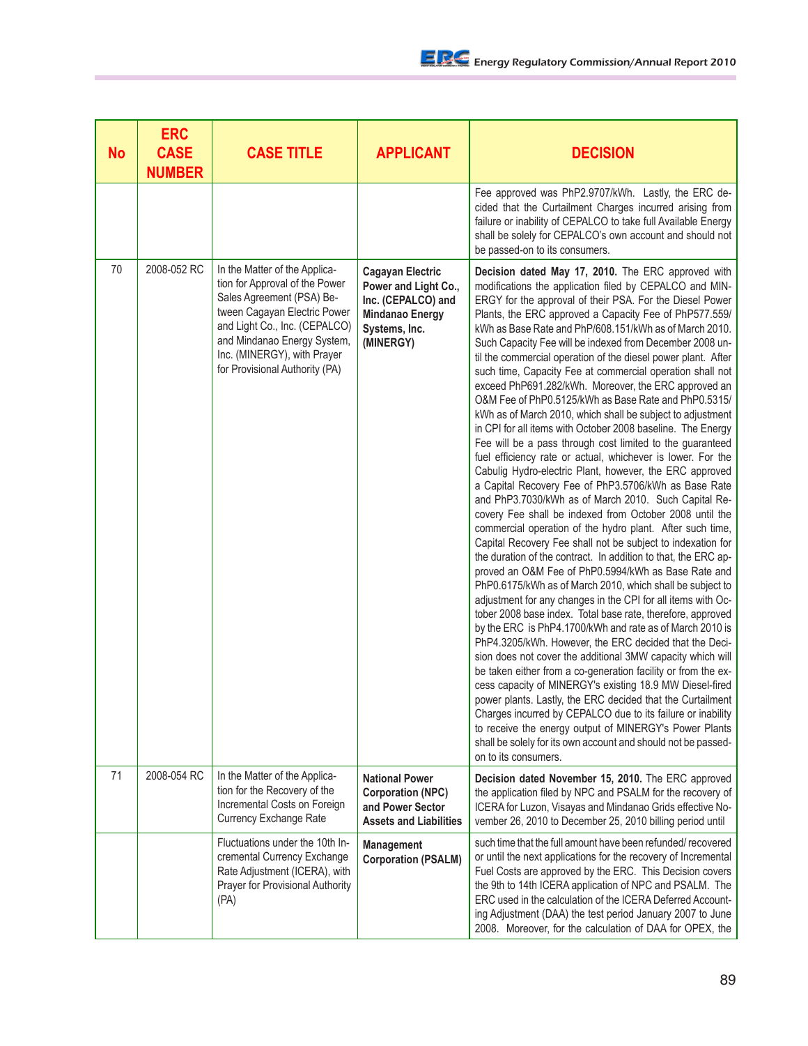| No | ERC CASE NUMBER | CASE TITLE | APPLICANT | DECISION |
|---|---|---|---|---|
| | | | | Fee approved was PhP2.9707/kWh. Lastly, the ERC decided that the Curtailment Charges incurred arising from failure or inability of CEPALCO to take full Available Energy shall be solely for CEPALCO's own account and should not be passed-on to its consumers. |
| 70 | 2008-052 RC | In the Matter of the Application for Approval of the Power Sales Agreement (PSA) Between Cagayan Electric Power and Light Co., Inc. (CEPALCO) and Mindanao Energy System, Inc. (MINERGY), with Prayer for Provisional Authority (PA) | **Cagayan Electric Power and Light Co., Inc. (CEPALCO) and Mindanao Energy Systems, Inc. (MINERGY)** | **Decision dated May 17, 2010.** The ERC approved with modifications the application filed by CEPALCO and MINERGY for the approval of their PSA. For the Diesel Power Plants, the ERC approved a Capacity Fee of PhP577.559/kWh as Base Rate and PhP/608.151/kWh as of March 2010. Such Capacity Fee will be indexed from December 2008 until the commercial operation of the diesel power plant. After such time, Capacity Fee at commercial operation shall not exceed PhP691.282/kWh. Moreover, the ERC approved an O&M Fee of PhP0.5125/kWh as Base Rate and PhP0.5315/kWh as of March 2010, which shall be subject to adjustment in CPI for all items with October 2008 baseline. The Energy Fee will be a pass through cost limited to the guaranteed fuel efficiency rate or actual, whichever is lower. For the Cabulig Hydro-electric Plant, however, the ERC approved a Capital Recovery Fee of PhP3.5706/kWh as Base Rate and PhP3.7030/kWh as of March 2010. Such Capital Recovery Fee shall be indexed from October 2008 until the commercial operation of the hydro plant. After such time, Capital Recovery Fee shall not be subject to indexation for the duration of the contract. In addition to that, the ERC approved an O&M Fee of PhP0.5994/kWh as Base Rate and PhP0.6175/kWh as of March 2010, which shall be subject to adjustment for any changes in the CPI for all items with October 2008 base index. Total base rate, therefore, approved by the ERC is PhP4.1700/kWh and rate as of March 2010 is PhP4.3205/kWh. However, the ERC decided that the Decision does not cover the additional 3MW capacity which will be taken either from a co-generation facility or from the excess capacity of MINERGY's existing 18.9 MW Diesel-fired power plants. Lastly, the ERC decided that the Curtailment Charges incurred by CEPALCO due to its failure or inability to receive the energy output of MINERGY's Power Plants shall be solely for its own account and should not be passed-on to its consumers. |
| 71 | 2008-054 RC | In the Matter of the Application for the Recovery of the Incremental Costs on Foreign Currency Exchange Rate Fluctuations under the 10th Incremental Currency Exchange Rate Adjustment (ICERA), with Prayer for Provisional Authority (PA) | **National Power Corporation (NPC) and Power Sector Assets and Liabilities Management Corporation (PSALM)** | **Decision dated November 15, 2010.** The ERC approved the application filed by NPC and PSALM for the recovery of ICERA for Luzon, Visayas and Mindanao Grids effective November 26, 2010 to December 25, 2010 billing period until such time that the full amount have been refunded/ recovered or until the next applications for the recovery of Incremental Fuel Costs are approved by the ERC. This Decision covers the 9th to 14th ICERA application of NPC and PSALM. The ERC used in the calculation of the ICERA Deferred Accounting Adjustment (DAA) the test period January 2007 to June 2008. Moreover, for the calculation of DAA for OPEX, the |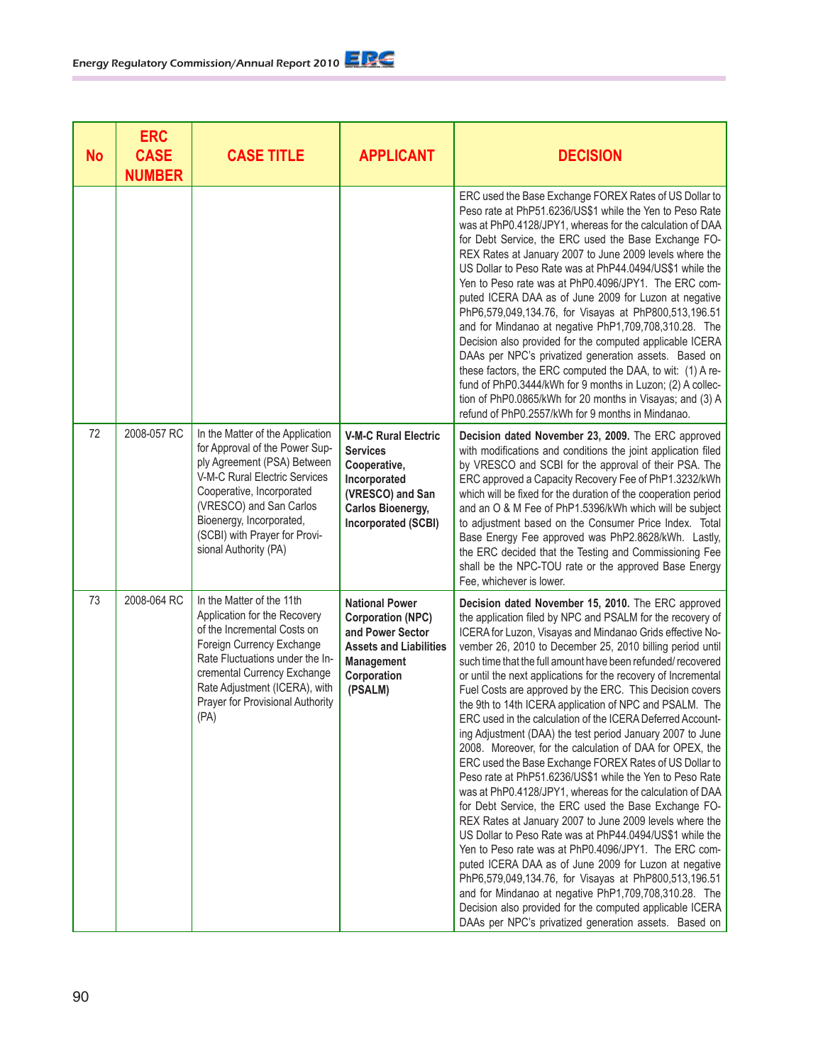| No | ERC CASE NUMBER | CASE TITLE | APPLICANT | DECISION |
|---|---|---|---|---|
| | | | | ERC used the Base Exchange FOREX Rates of US Dollar to Peso rate at PhP51.6236/US$1 while the Yen to Peso Rate was at PhP0.4128/JPY1, whereas for the calculation of DAA for Debt Service, the ERC used the Base Exchange FOREX Rates at January 2007 to June 2009 levels where the US Dollar to Peso Rate was at PhP44.0494/US$1 while the Yen to Peso rate was at PhP0.4096/JPY1. The ERC computed ICERA DAA as of June 2009 for Luzon at negative PhP6,579,049,134.76, for Visayas at PhP800,513,196.51 and for Mindanao at negative PhP1,709,708,310.28. The Decision also provided for the computed applicable ICERA DAAs per NPC's privatized generation assets. Based on these factors, the ERC computed the DAA, to wit: (1) A refund of PhP0.3444/kWh for 9 months in Luzon; (2) A collection of PhP0.0865/kWh for 20 months in Visayas; and (3) A refund of PhP0.2557/kWh for 9 months in Mindanao. |
| 72 | 2008-057 RC | In the Matter of the Application for Approval of the Power Supply Agreement (PSA) Between V-M-C Rural Electric Services Cooperative, Incorporated (VRESCO) and San Carlos Bioenergy, Incorporated, (SCBI) with Prayer for Provisional Authority (PA) | **V-M-C Rural Electric Services Cooperative, Incorporated (VRESCO) and San Carlos Bioenergy, Incorporated (SCBI)** | **Decision dated November 23, 2009.** The ERC approved with modifications and conditions the joint application filed by VRESCO and SCBI for the approval of their PSA. The ERC approved a Capacity Recovery Fee of PhP1.3232/kWh which will be fixed for the duration of the cooperation period and an O & M Fee of PhP1.5396/kWh which will be subject to adjustment based on the Consumer Price Index. Total Base Energy Fee approved was PhP2.8628/kWh. Lastly, the ERC decided that the Testing and Commissioning Fee shall be the NPC-TOU rate or the approved Base Energy Fee, whichever is lower. |
| 73 | 2008-064 RC | In the Matter of the 11th Application for the Recovery of the Incremental Costs on Foreign Currency Exchange Rate Fluctuations under the Incremental Currency Exchange Rate Adjustment (ICERA), with Prayer for Provisional Authority (PA) | **National Power Corporation (NPC) and Power Sector Assets and Liabilities Management Corporation (PSALM)** | **Decision dated November 15, 2010.** The ERC approved the application filed by NPC and PSALM for the recovery of ICERA for Luzon, Visayas and Mindanao Grids effective November 26, 2010 to December 25, 2010 billing period until such time that the full amount have been refunded/ recovered or until the next applications for the recovery of Incremental Fuel Costs are approved by the ERC. This Decision covers the 9th to 14th ICERA application of NPC and PSALM. The ERC used in the calculation of the ICERA Deferred Accounting Adjustment (DAA) the test period January 2007 to June 2008. Moreover, for the calculation of DAA for OPEX, the ERC used the Base Exchange FOREX Rates of US Dollar to Peso rate at PhP51.6236/US$1 while the Yen to Peso Rate was at PhP0.4128/JPY1, whereas for the calculation of DAA for Debt Service, the ERC used the Base Exchange FOREX Rates at January 2007 to June 2009 levels where the US Dollar to Peso Rate was at PhP44.0494/US$1 while the Yen to Peso rate was at PhP0.4096/JPY1. The ERC computed ICERA DAA as of June 2009 for Luzon at negative PhP6,579,049,134.76, for Visayas at PhP800,513,196.51 and for Mindanao at negative PhP1,709,708,310.28. The Decision also provided for the computed applicable ICERA DAAs per NPC's privatized generation assets. Based on |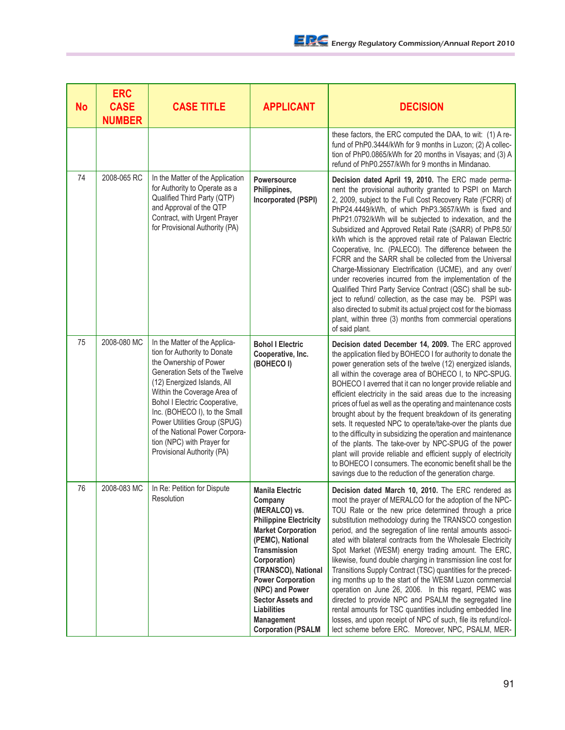| No | ERC CASE NUMBER | CASE TITLE | APPLICANT | DECISION |
|---|---|---|---|---|
| | | | | these factors, the ERC computed the DAA, to wit: (1) A refund of PhP0.3444/kWh for 9 months in Luzon; (2) A collection of PhP0.0865/kWh for 20 months in Visayas; and (3) A refund of PhP0.2557/kWh for 9 months in Mindanao. |
| 74 | 2008-065 RC | In the Matter of the Application for Authority to Operate as a Qualified Third Party (QTP) and Approval of the QTP Contract, with Urgent Prayer for Provisional Authority (PA) | **Powersource Philippines, Incorporated (PSPI)** | **Decision dated April 19, 2010.** The ERC made permanent the provisional authority granted to PSPI on March 2, 2009, subject to the Full Cost Recovery Rate (FCRR) of PhP24.4449/kWh, of which PhP3.3657/kWh is fixed and PhP21.0792/kWh will be subjected to indexation, and the Subsidized and Approved Retail Rate (SARR) of PhP8.50/kWh which is the approved retail rate of Palawan Electric Cooperative, Inc. (PALECO). The difference between the FCRR and the SARR shall be collected from the Universal Charge-Missionary Electrification (UCME), and any over/under recoveries incurred from the implementation of the Qualified Third Party Service Contract (QSC) shall be subject to refund/ collection, as the case may be. PSPI was also directed to submit its actual project cost for the biomass plant, within three (3) months from commercial operations of said plant. |
| 75 | 2008-080 MC | In the Matter of the Application for Authority to Donate the Ownership of Power Generation Sets of the Twelve (12) Energized Islands, All Within the Coverage Area of Bohol I Electric Cooperative, Inc. (BOHECO I), to the Small Power Utilities Group (SPUG) of the National Power Corporation (NPC) with Prayer for Provisional Authority (PA) | **Bohol I Electric Cooperative, Inc. (BOHECO I)** | **Decision dated December 14, 2009.** The ERC approved the application filed by BOHECO I for authority to donate the power generation sets of the twelve (12) energized islands, all within the coverage area of BOHECO I, to NPC-SPUG. BOHECO I averred that it can no longer provide reliable and efficient electricity in the said areas due to the increasing prices of fuel as well as the operating and maintenance costs brought about by the frequent breakdown of its generating sets. It requested NPC to operate/take-over the plants due to the difficulty in subsidizing the operation and maintenance of the plants. The take-over by NPC-SPUG of the power plant will provide reliable and efficient supply of electricity to BOHECO I consumers. The economic benefit shall be the savings due to the reduction of the generation charge. |
| 76 | 2008-083 MC | In Re: Petition for Dispute Resolution | **Manila Electric Company (MERALCO) vs. Philippine Electricity Market Corporation (PEMC), National Transmission Corporation) (TRANSCO), National Power Corporation (NPC) and Power Sector Assets and Liabilities Management Corporation (PSALM** | **Decision dated March 10, 2010.** The ERC rendered as moot the prayer of MERALCO for the adoption of the NPC-TOU Rate or the new price determined through a price substitution methodology during the TRANSCO congestion period, and the segregation of line rental amounts associated with bilateral contracts from the Wholesale Electricity Spot Market (WESM) energy trading amount. The ERC, likewise, found double charging in transmission line cost for Transitions Supply Contract (TSC) quantities for the preceding months up to the start of the WESM Luzon commercial operation on June 26, 2006. In this regard, PEMC was directed to provide NPC and PSALM the segregated line rental amounts for TSC quantities including embedded line losses, and upon receipt of NPC of such, file its refund/collect scheme before ERC. Moreover, NPC, PSALM, MER- |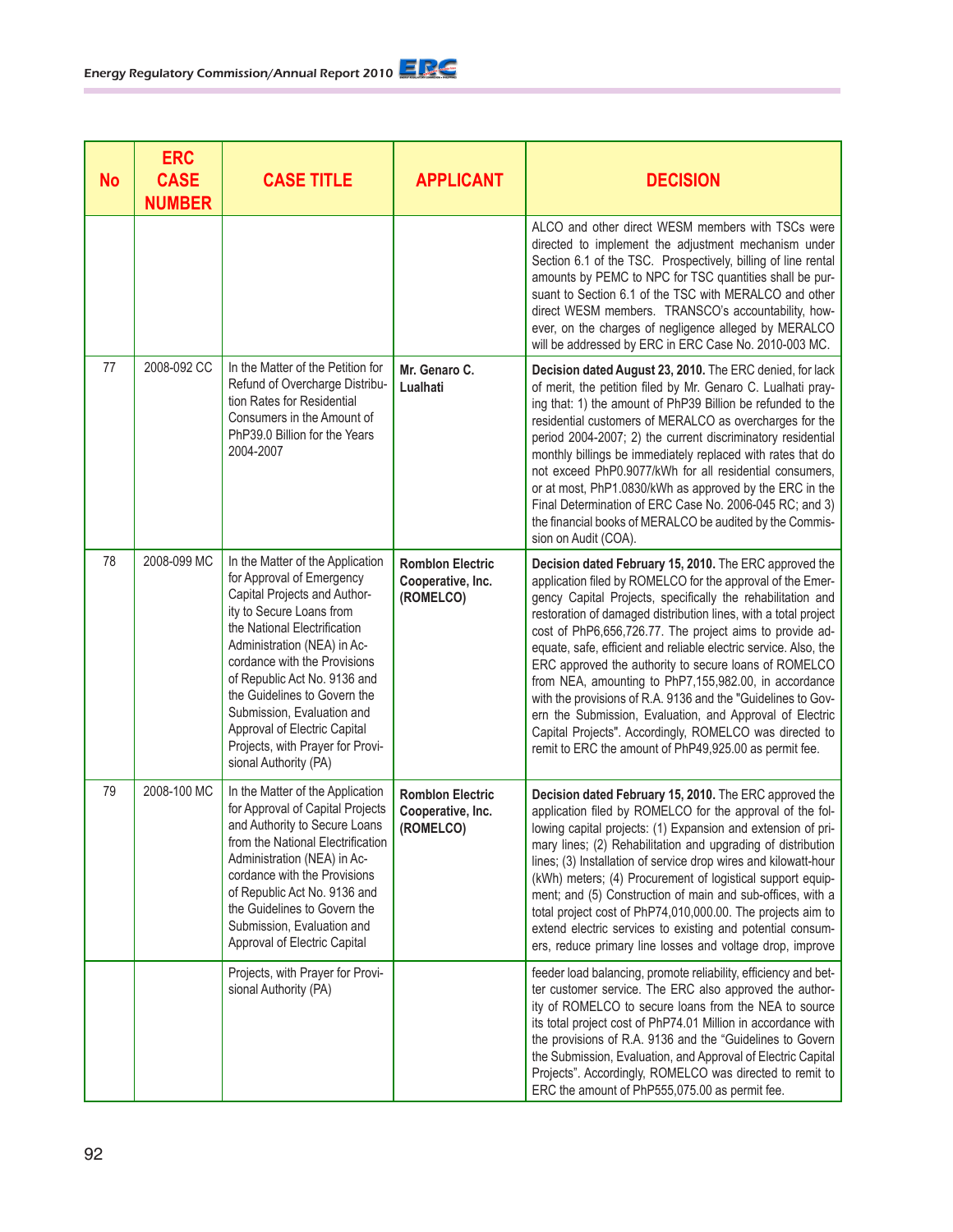| No | ERC CASE NUMBER | CASE TITLE | APPLICANT | DECISION |
|---|---|---|---|---|
| | | | | ALCO and other direct WESM members with TSCs were directed to implement the adjustment mechanism under Section 6.1 of the TSC. Prospectively, billing of line rental amounts by PEMC to NPC for TSC quantities shall be pursuant to Section 6.1 of the TSC with MERALCO and other direct WESM members. TRANSCO's accountability, however, on the charges of negligence alleged by MERALCO will be addressed by ERC in ERC Case No. 2010-003 MC. |
| 77 | 2008-092 CC | In the Matter of the Petition for Refund of Overcharge Distribution Rates for Residential Consumers in the Amount of PhP39.0 Billion for the Years 2004-2007 | **Mr. Genaro C. Lualhati** | **Decision dated August 23, 2010.** The ERC denied, for lack of merit, the petition filed by Mr. Genaro C. Lualhati praying that: 1) the amount of PhP39 Billion be refunded to the residential customers of MERALCO as overcharges for the period 2004-2007; 2) the current discriminatory residential monthly billings be immediately replaced with rates that do not exceed PhP0.9077/kWh for all residential consumers, or at most, PhP1.0830/kWh as approved by the ERC in the Final Determination of ERC Case No. 2006-045 RC; and 3) the financial books of MERALCO be audited by the Commission on Audit (COA). |
| 78 | 2008-099 MC | In the Matter of the Application for Approval of Emergency Capital Projects and Authority to Secure Loans from the National Electrification Administration (NEA) in Accordance with the Provisions of Republic Act No. 9136 and the Guidelines to Govern the Submission, Evaluation and Approval of Electric Capital Projects, with Prayer for Provisional Authority (PA) | **Romblon Electric Cooperative, Inc. (ROMELCO)** | **Decision dated February 15, 2010.** The ERC approved the application filed by ROMELCO for the approval of the Emergency Capital Projects, specifically the rehabilitation and restoration of damaged distribution lines, with a total project cost of PhP6,656,726.77. The project aims to provide adequate, safe, efficient and reliable electric service. Also, the ERC approved the authority to secure loans of ROMELCO from NEA, amounting to PhP7,155,982.00, in accordance with the provisions of R.A. 9136 and the "Guidelines to Govern the Submission, Evaluation, and Approval of Electric Capital Projects". Accordingly, ROMELCO was directed to remit to ERC the amount of PhP49,925.00 as permit fee. |
| 79 | 2008-100 MC | In the Matter of the Application for Approval of Capital Projects and Authority to Secure Loans from the National Electrification Administration (NEA) in Accordance with the Provisions of Republic Act No. 9136 and the Guidelines to Govern the Submission, Evaluation and Approval of Electric Capital Projects, with Prayer for Provisional Authority (PA) | **Romblon Electric Cooperative, Inc. (ROMELCO)** | **Decision dated February 15, 2010.** The ERC approved the application filed by ROMELCO for the approval of the following capital projects: (1) Expansion and extension of primary lines; (2) Rehabilitation and upgrading of distribution lines; (3) Installation of service drop wires and kilowatt-hour (kWh) meters; (4) Procurement of logistical support equipment; and (5) Construction of main and sub-offices, with a total project cost of PhP74,010,000.00. The projects aim to extend electric services to existing and potential consumers, reduce primary line losses and voltage drop, improve feeder load balancing, promote reliability, efficiency and better customer service. The ERC also approved the authority of ROMELCO to secure loans from the NEA to source its total project cost of PhP74.01 Million in accordance with the provisions of R.A. 9136 and the "Guidelines to Govern the Submission, Evaluation, and Approval of Electric Capital Projects". Accordingly, ROMELCO was directed to remit to ERC the amount of PhP555,075.00 as permit fee. |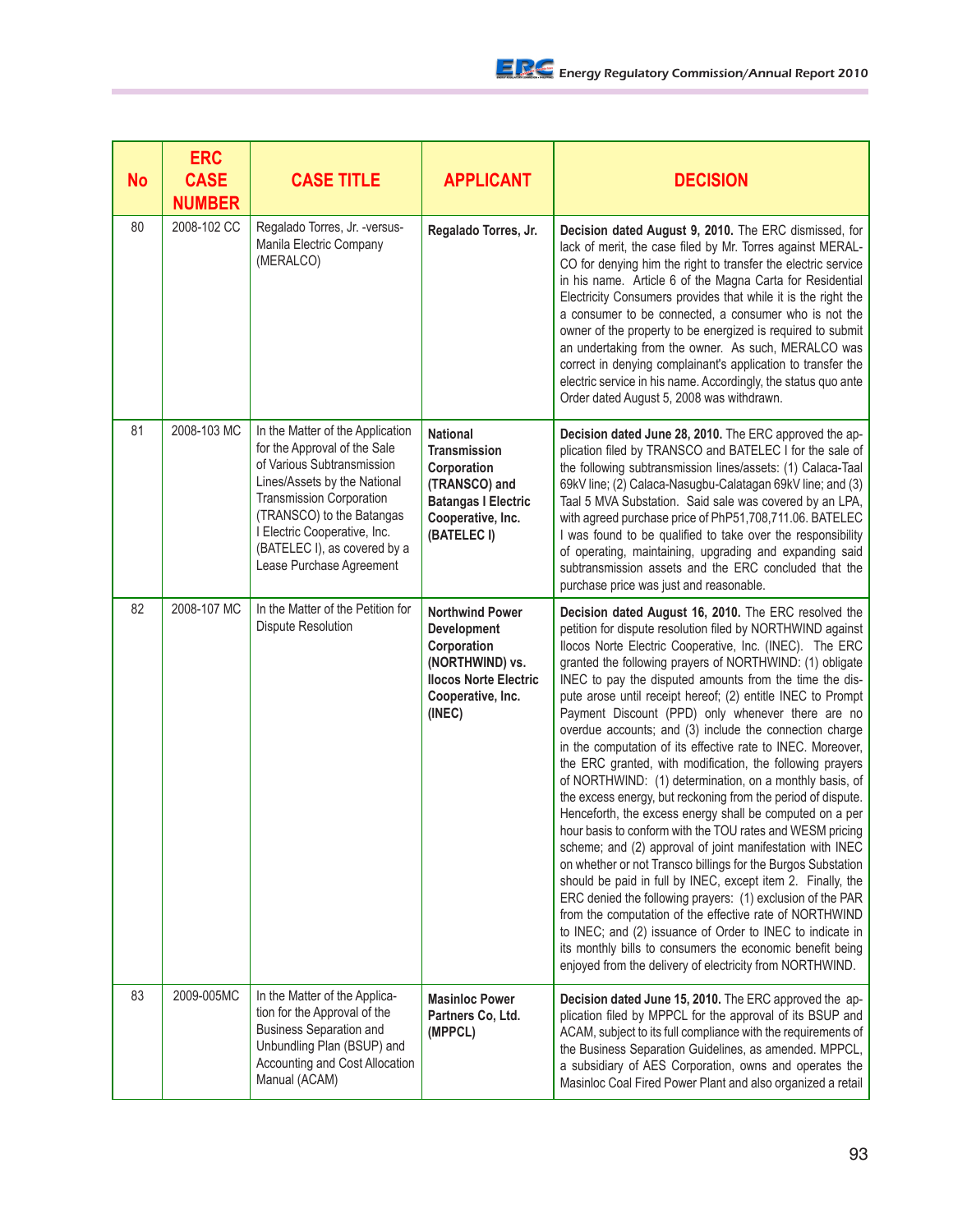| No | ERC CASE NUMBER | CASE TITLE | APPLICANT | DECISION |
|---|---|---|---|---|
| 80 | 2008-102 CC | Regalado Torres, Jr. -versus-Manila Electric Company (MERALCO) | **Regalado Torres, Jr.** | **Decision dated August 9, 2010.** The ERC dismissed, for lack of merit, the case filed by Mr. Torres against MERALCO for denying him the right to transfer the electric service in his name. Article 6 of the Magna Carta for Residential Electricity Consumers provides that while it is the right the a consumer to be connected, a consumer who is not the owner of the property to be energized is required to submit an undertaking from the owner. As such, MERALCO was correct in denying complainant's application to transfer the electric service in his name. Accordingly, the status quo ante Order dated August 5, 2008 was withdrawn. |
| 81 | 2008-103 MC | In the Matter of the Application for the Approval of the Sale of Various Subtransmission Lines/Assets by the National Transmission Corporation (TRANSCO) to the Batangas I Electric Cooperative, Inc. (BATELEC I), as covered by a Lease Purchase Agreement | **National Transmission Corporation (TRANSCO) and Batangas I Electric Cooperative, Inc. (BATELEC I)** | **Decision dated June 28, 2010.** The ERC approved the application filed by TRANSCO and BATELEC I for the sale of the following subtransmission lines/assets: (1) Calaca-Taal 69kV line; (2) Calaca-Nasugbu-Calatagan 69kV line; and (3) Taal 5 MVA Substation. Said sale was covered by an LPA, with agreed purchase price of PhP51,708,711.06. BATELEC I was found to be qualified to take over the responsibility of operating, maintaining, upgrading and expanding said subtransmission assets and the ERC concluded that the purchase price was just and reasonable. |
| 82 | 2008-107 MC | In the Matter of the Petition for Dispute Resolution | **Northwind Power Development Corporation (NORTHWIND) vs. Ilocos Norte Electric Cooperative, Inc. (INEC)** | **Decision dated August 16, 2010.** The ERC resolved the petition for dispute resolution filed by NORTHWIND against Ilocos Norte Electric Cooperative, Inc. (INEC). The ERC granted the following prayers of NORTHWIND: (1) obligate INEC to pay the disputed amounts from the time the dispute arose until receipt hereof; (2) entitle INEC to Prompt Payment Discount (PPD) only whenever there are no overdue accounts; and (3) include the connection charge in the computation of its effective rate to INEC. Moreover, the ERC granted, with modification, the following prayers of NORTHWIND: (1) determination, on a monthly basis, of the excess energy, but reckoning from the period of dispute. Henceforth, the excess energy shall be computed on a per hour basis to conform with the TOU rates and WESM pricing scheme; and (2) approval of joint manifestation with INEC on whether or not Transco billings for the Burgos Substation should be paid in full by INEC, except item 2. Finally, the ERC denied the following prayers: (1) exclusion of the PAR from the computation of the effective rate of NORTHWIND to INEC; and (2) issuance of Order to INEC to indicate in its monthly bills to consumers the economic benefit being enjoyed from the delivery of electricity from NORTHWIND. |
| 83 | 2009-005MC | In the Matter of the Application for the Approval of the Business Separation and Unbundling Plan (BSUP) and Accounting and Cost Allocation Manual (ACAM) | **Masinloc Power Partners Co, Ltd. (MPPCL)** | **Decision dated June 15, 2010.** The ERC approved the application filed by MPPCL for the approval of its BSUP and ACAM, subject to its full compliance with the requirements of the Business Separation Guidelines, as amended. MPPCL, a subsidiary of AES Corporation, owns and operates the Masinloc Coal Fired Power Plant and also organized a retail |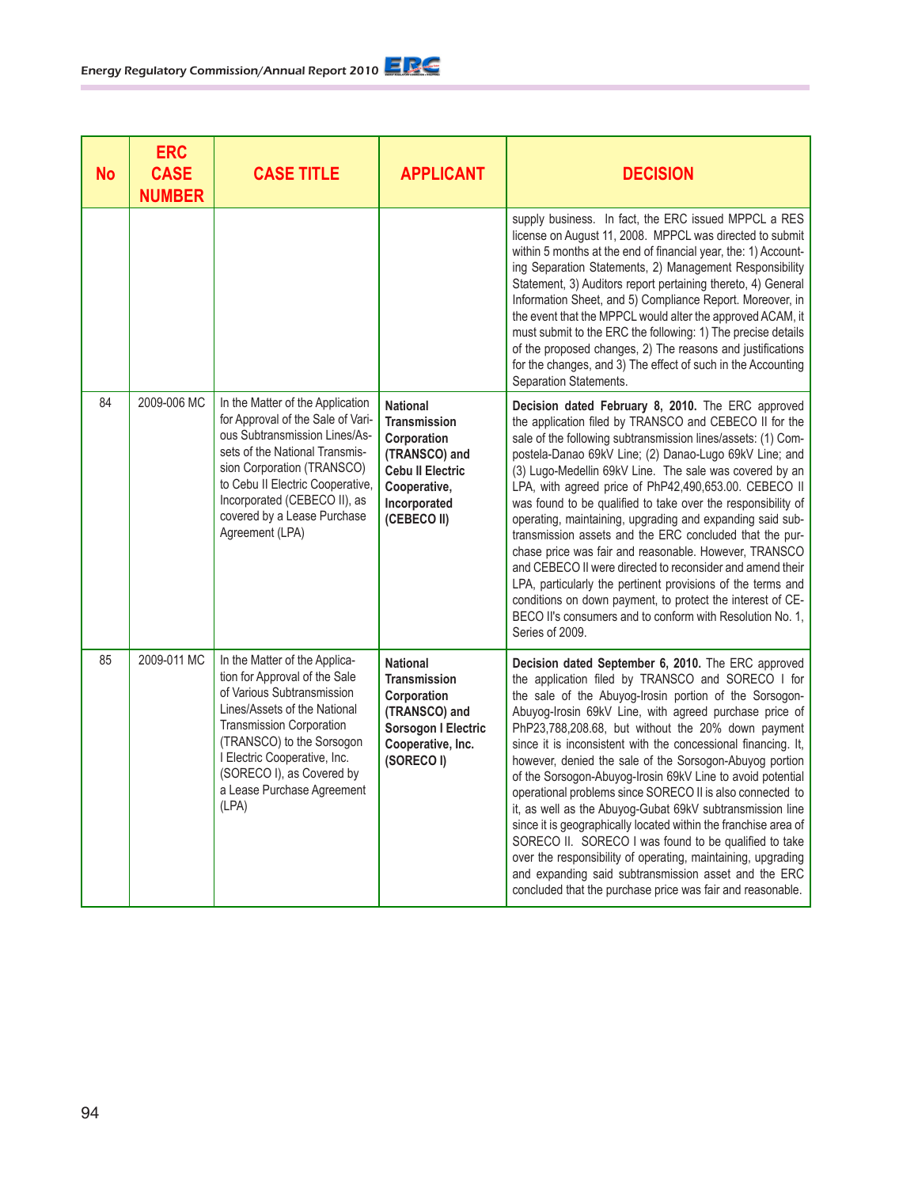| No | ERC CASE NUMBER | CASE TITLE | APPLICANT | DECISION |
|---|---|---|---|---|
| | | | | supply business. In fact, the ERC issued MPPCL a RES license on August 11, 2008. MPPCL was directed to submit within 5 months at the end of financial year, the: 1) Accounting Separation Statements, 2) Management Responsibility Statement, 3) Auditors report pertaining thereto, 4) General Information Sheet, and 5) Compliance Report. Moreover, in the event that the MPPCL would alter the approved ACAM, it must submit to the ERC the following: 1) The precise details of the proposed changes, 2) The reasons and justifications for the changes, and 3) The effect of such in the Accounting Separation Statements. |
| 84 | 2009-006 MC | In the Matter of the Application for Approval of the Sale of Various Subtransmission Lines/Assets of the National Transmission Corporation (TRANSCO) to Cebu II Electric Cooperative, Incorporated (CEBECO II), as covered by a Lease Purchase Agreement (LPA) | **National Transmission Corporation (TRANSCO) and Cebu II Electric Cooperative, Incorporated (CEBECO II)** | **Decision dated February 8, 2010.** The ERC approved the application filed by TRANSCO and CEBECO II for the sale of the following subtransmission lines/assets: (1) Compostela-Danao 69kV Line; (2) Danao-Lugo 69kV Line; and (3) Lugo-Medellin 69kV Line. The sale was covered by an LPA, with agreed price of PhP42,490,653.00. CEBECO II was found to be qualified to take over the responsibility of operating, maintaining, upgrading and expanding said subtransmission assets and the ERC concluded that the purchase price was fair and reasonable. However, TRANSCO and CEBECO II were directed to reconsider and amend their LPA, particularly the pertinent provisions of the terms and conditions on down payment, to protect the interest of CEBECO II's consumers and to conform with Resolution No. 1, Series of 2009. |
| 85 | 2009-011 MC | In the Matter of the Application for Approval of the Sale of Various Subtransmission Lines/Assets of the National Transmission Corporation (TRANSCO) to the Sorsogon I Electric Cooperative, Inc. (SORECO I), as Covered by a Lease Purchase Agreement (LPA) | **National Transmission Corporation (TRANSCO) and Sorsogon I Electric Cooperative, Inc. (SORECO I)** | **Decision dated September 6, 2010.** The ERC approved the application filed by TRANSCO and SORECO I for the sale of the Abuyog-Irosin portion of the Sorsogon-Abuyog-Irosin 69kV Line, with agreed purchase price of PhP23,788,208.68, but without the 20% down payment since it is inconsistent with the concessional financing. It, however, denied the sale of the Sorsogon-Abuyog portion of the Sorsogon-Abuyog-Irosin 69kV Line to avoid potential operational problems since SORECO II is also connected to it, as well as the Abuyog-Gubat 69kV subtransmission line since it is geographically located within the franchise area of SORECO II. SORECO I was found to be qualified to take over the responsibility of operating, maintaining, upgrading and expanding said subtransmission asset and the ERC concluded that the purchase price was fair and reasonable. |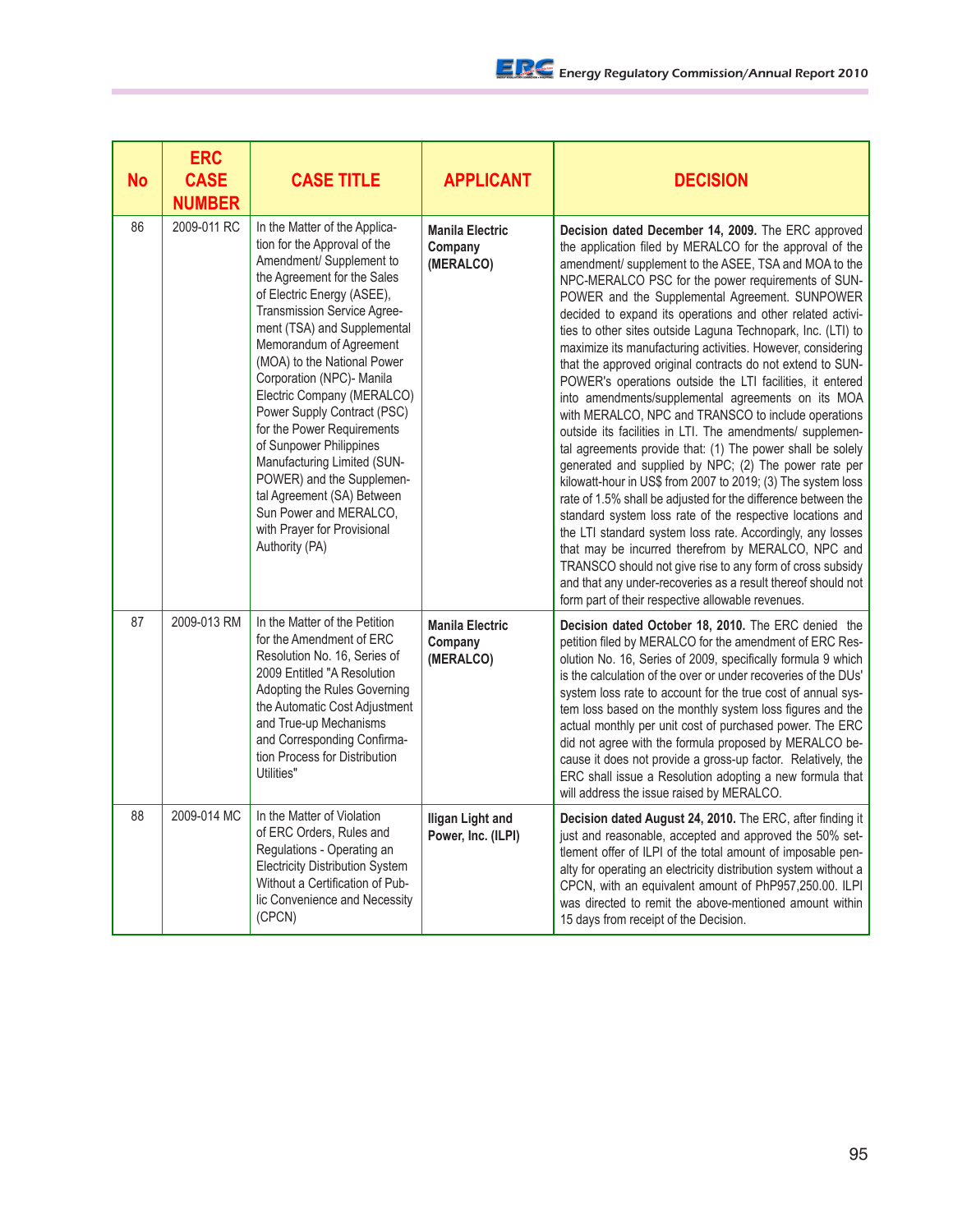| No | ERC CASE NUMBER | CASE TITLE | APPLICANT | DECISION |
|---|---|---|---|---|
| 86 | 2009-011 RC | In the Matter of the Application for the Approval of the Amendment/ Supplement to the Agreement for the Sales of Electric Energy (ASEE), Transmission Service Agreement (TSA) and Supplemental Memorandum of Agreement (MOA) to the National Power Corporation (NPC)- Manila Electric Company (MERALCO) Power Supply Contract (PSC) for the Power Requirements of Sunpower Philippines Manufacturing Limited (SUNPOWER) and the Supplemental Agreement (SA) Between Sun Power and MERALCO, with Prayer for Provisional Authority (PA) | **Manila Electric Company (MERALCO)** | **Decision dated December 14, 2009.** The ERC approved the application filed by MERALCO for the approval of the amendment/ supplement to the ASEE, TSA and MOA to the NPC-MERALCO PSC for the power requirements of SUNPOWER and the Supplemental Agreement. SUNPOWER decided to expand its operations and other related activities to other sites outside Laguna Technopark, Inc. (LTI) to maximize its manufacturing activities. However, considering that the approved original contracts do not extend to SUNPOWER's operations outside the LTI facilities, it entered into amendments/supplemental agreements on its MOA with MERALCO, NPC and TRANSCO to include operations outside its facilities in LTI. The amendments/ supplemental agreements provide that: (1) The power shall be solely generated and supplied by NPC; (2) The power rate per kilowatt-hour in US$ from 2007 to 2019; (3) The system loss rate of 1.5% shall be adjusted for the difference between the standard system loss rate of the respective locations and the LTI standard system loss rate. Accordingly, any losses that may be incurred therefrom by MERALCO, NPC and TRANSCO should not give rise to any form of cross subsidy and that any under-recoveries as a result thereof should not form part of their respective allowable revenues. |
| 87 | 2009-013 RM | In the Matter of the Petition for the Amendment of ERC Resolution No. 16, Series of 2009 Entitled "A Resolution Adopting the Rules Governing the Automatic Cost Adjustment and True-up Mechanisms and Corresponding Confirmation Process for Distribution Utilities" | **Manila Electric Company (MERALCO)** | **Decision dated October 18, 2010.** The ERC denied the petition filed by MERALCO for the amendment of ERC Resolution No. 16, Series of 2009, specifically formula 9 which is the calculation of the over or under recoveries of the DUs' system loss rate to account for the true cost of annual system loss based on the monthly system loss figures and the actual monthly per unit cost of purchased power. The ERC did not agree with the formula proposed by MERALCO because it does not provide a gross-up factor. Relatively, the ERC shall issue a Resolution adopting a new formula that will address the issue raised by MERALCO. |
| 88 | 2009-014 MC | In the Matter of Violation of ERC Orders, Rules and Regulations - Operating an Electricity Distribution System Without a Certification of Public Convenience and Necessity (CPCN) | **Iligan Light and Power, Inc. (ILPI)** | **Decision dated August 24, 2010.** The ERC, after finding it just and reasonable, accepted and approved the 50% settlement offer of ILPI of the total amount of imposable penalty for operating an electricity distribution system without a CPCN, with an equivalent amount of PhP957,250.00. ILPI was directed to remit the above-mentioned amount within 15 days from receipt of the Decision. |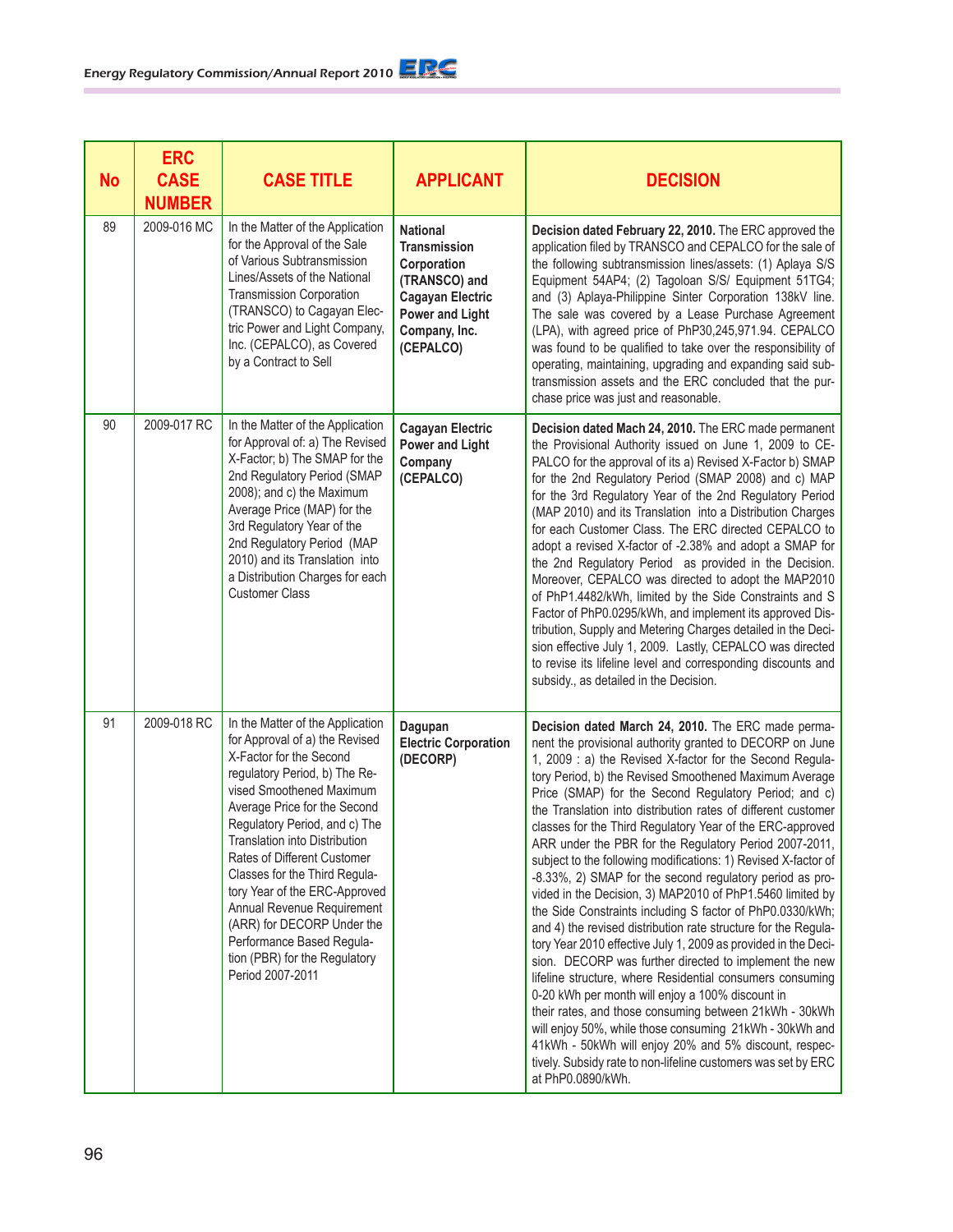| No | ERC CASE NUMBER | CASE TITLE | APPLICANT | DECISION |
|---|---|---|---|---|
| 89 | 2009-016 MC | In the Matter of the Application for the Approval of the Sale of Various Subtransmission Lines/Assets of the National Transmission Corporation (TRANSCO) to Cagayan Electric Power and Light Company, Inc. (CEPALCO), as Covered by a Contract to Sell | **National Transmission Corporation (TRANSCO) and Cagayan Electric Power and Light Company, Inc. (CEPALCO)** | **Decision dated February 22, 2010.** The ERC approved the application filed by TRANSCO and CEPALCO for the sale of the following subtransmission lines/assets: (1) Aplaya S/S Equipment 54AP4; (2) Tagoloan S/S/ Equipment 51TG4; and (3) Aplaya-Philippine Sinter Corporation 138kV line. The sale was covered by a Lease Purchase Agreement (LPA), with agreed price of PhP30,245,971.94. CEPALCO was found to be qualified to take over the responsibility of operating, maintaining, upgrading and expanding said sub-transmission assets and the ERC concluded that the purchase price was just and reasonable. |
| 90 | 2009-017 RC | In the Matter of the Application for Approval of: a) The Revised X-Factor; b) The SMAP for the 2nd Regulatory Period (SMAP 2008); and c) the Maximum Average Price (MAP) for the 3rd Regulatory Year of the 2nd Regulatory Period (MAP 2010) and its Translation into a Distribution Charges for each Customer Class | **Cagayan Electric Power and Light Company (CEPALCO)** | **Decision dated Mach 24, 2010.** The ERC made permanent the Provisional Authority issued on June 1, 2009 to CEPALCO for the approval of its a) Revised X-Factor b) SMAP for the 2nd Regulatory Period (SMAP 2008) and c) MAP for the 3rd Regulatory Year of the 2nd Regulatory Period (MAP 2010) and its Translation into a Distribution Charges for each Customer Class. The ERC directed CEPALCO to adopt a revised X-factor of -2.38% and adopt a SMAP for the 2nd Regulatory Period as provided in the Decision. Moreover, CEPALCO was directed to adopt the MAP2010 of PhP1.4482/kWh, limited by the Side Constraints and S Factor of PhP0.0295/kWh, and implement its approved Distribution, Supply and Metering Charges detailed in the Decision effective July 1, 2009. Lastly, CEPALCO was directed to revise its lifeline level and corresponding discounts and subsidy., as detailed in the Decision. |
| 91 | 2009-018 RC | In the Matter of the Application for Approval of a) the Revised X-Factor for the Second regulatory Period, b) The Revised Smoothened Maximum Average Price for the Second Regulatory Period, and c) The Translation into Distribution Rates of Different Customer Classes for the Third Regulatory Year of the ERC-Approved Annual Revenue Requirement (ARR) for DECORP Under the Performance Based Regulation (PBR) for the Regulatory Period 2007-2011 | **Dagupan Electric Corporation (DECORP)** | **Decision dated March 24, 2010.** The ERC made permanent the provisional authority granted to DECORP on June 1, 2009 : a) the Revised X-factor for the Second Regulatory Period, b) the Revised Smoothened Maximum Average Price (SMAP) for the Second Regulatory Period; and c) the Translation into distribution rates of different customer classes for the Third Regulatory Year of the ERC-approved ARR under the PBR for the Regulatory Period 2007-2011, subject to the following modifications: 1) Revised X-factor of -8.33%, 2) SMAP for the second regulatory period as provided in the Decision, 3) MAP2010 of PhP1.5460 limited by the Side Constraints including S factor of PhP0.0330/kWh; and 4) the revised distribution rate structure for the Regulatory Year 2010 effective July 1, 2009 as provided in the Decision. DECORP was further directed to implement the new lifeline structure, where Residential consumers consuming 0-20 kWh per month will enjoy a 100% discount in their rates, and those consuming between 21kWh - 30kWh will enjoy 50%, while those consuming 21kWh - 30kWh and 41kWh - 50kWh will enjoy 20% and 5% discount, respectively. Subsidy rate to non-lifeline customers was set by ERC at PhP0.0890/kWh. |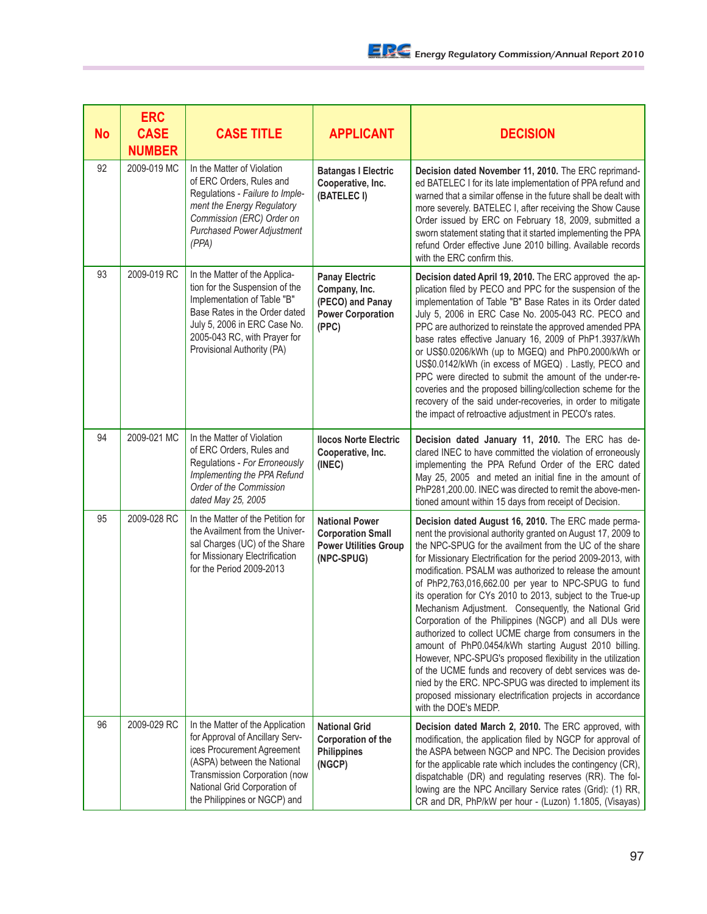| No | ERC CASE NUMBER | CASE TITLE | APPLICANT | DECISION |
|---|---|---|---|---|
| 92 | 2009-019 MC | In the Matter of Violation of ERC Orders, Rules and Regulations - *Failure to Implement the Energy Regulatory Commission (ERC) Order on Purchased Power Adjustment (PPA)* | **Batangas I Electric Cooperative, Inc. (BATELEC I)** | **Decision dated November 11, 2010.** The ERC reprimanded BATELEC I for its late implementation of PPA refund and warned that a similar offense in the future shall be dealt with more severely. BATELEC I, after receiving the Show Cause Order issued by ERC on February 18, 2009, submitted a sworn statement stating that it started implementing the PPA refund Order effective June 2010 billing. Available records with the ERC confirm this. |
| 93 | 2009-019 RC | In the Matter of the Application for the Suspension of the Implementation of Table "B" Base Rates in the Order dated July 5, 2006 in ERC Case No. 2005-043 RC, with Prayer for Provisional Authority (PA) | **Panay Electric Company, Inc. (PECO) and Panay Power Corporation (PPC)** | **Decision dated April 19, 2010.** The ERC approved the application filed by PECO and PPC for the suspension of the implementation of Table "B" Base Rates in its Order dated July 5, 2006 in ERC Case No. 2005-043 RC. PECO and PPC are authorized to reinstate the approved amended PPA base rates effective January 16, 2009 of PhP1.3937/kWh or US$0.0206/kWh (up to MGEQ) and PhP0.2000/kWh or US$0.0142/kWh (in excess of MGEQ) . Lastly, PECO and PPC were directed to submit the amount of the under-recoveries and the proposed billing/collection scheme for the recovery of the said under-recoveries, in order to mitigate the impact of retroactive adjustment in PECO's rates. |
| 94 | 2009-021 MC | In the Matter of Violation of ERC Orders, Rules and Regulations - *For Erroneously Implementing the PPA Refund Order of the Commission dated May 25, 2005* | **Ilocos Norte Electric Cooperative, Inc. (INEC)** | **Decision dated January 11, 2010.** The ERC has declared INEC to have committed the violation of erroneously implementing the PPA Refund Order of the ERC dated May 25, 2005 and meted an initial fine in the amount of PhP281,200.00. INEC was directed to remit the above-mentioned amount within 15 days from receipt of Decision. |
| 95 | 2009-028 RC | In the Matter of the Petition for the Availment from the Universal Charges (UC) of the Share for Missionary Electrification for the Period 2009-2013 | **National Power Corporation Small Power Utilities Group (NPC-SPUG)** | **Decision dated August 16, 2010.** The ERC made permanent the provisional authority granted on August 17, 2009 to the NPC-SPUG for the availment from the UC of the share for Missionary Electrification for the period 2009-2013, with modification. PSALM was authorized to release the amount of PhP2,763,016,662.00 per year to NPC-SPUG to fund its operation for CYs 2010 to 2013, subject to the True-up Mechanism Adjustment. Consequently, the National Grid Corporation of the Philippines (NGCP) and all DUs were authorized to collect UCME charge from consumers in the amount of PhP0.0454/kWh starting August 2010 billing. However, NPC-SPUG's proposed flexibility in the utilization of the UCME funds and recovery of debt services was denied by the ERC. NPC-SPUG was directed to implement its proposed missionary electrification projects in accordance with the DOE's MEDP. |
| 96 | 2009-029 RC | In the Matter of the Application for Approval of Ancillary Services Procurement Agreement (ASPA) between the National Transmission Corporation (now National Grid Corporation of the Philippines or NGCP) and | **National Grid Corporation of the Philippines (NGCP)** | **Decision dated March 2, 2010.** The ERC approved, with modification, the application filed by NGCP for approval of the ASPA between NGCP and NPC. The Decision provides for the applicable rate which includes the contingency (CR), dispatchable (DR) and regulating reserves (RR). The following are the NPC Ancillary Service rates (Grid): (1) RR, CR and DR, PhP/kW per hour - (Luzon) 1.1805, (Visayas) |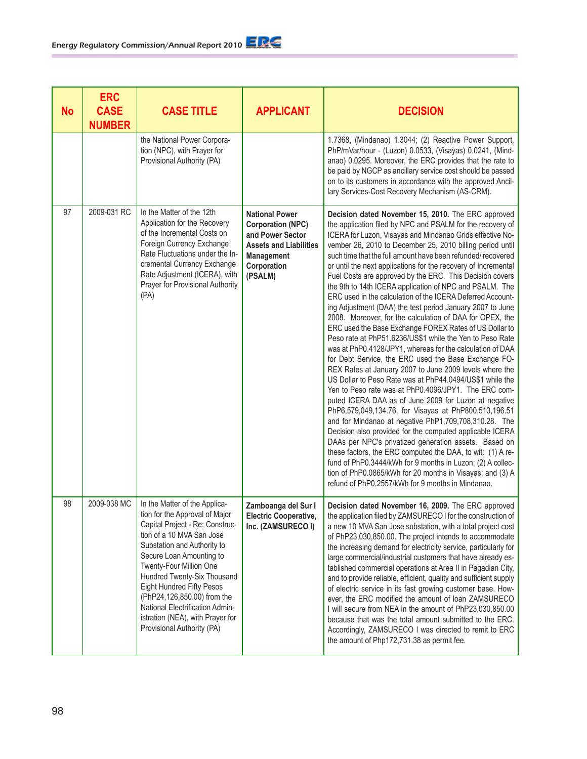| No | ERC CASE NUMBER | CASE TITLE | APPLICANT | DECISION |
|---|---|---|---|---|
| | | the National Power Corporation (NPC), with Prayer for Provisional Authority (PA) | | 1.7368, (Mindanao) 1.3044; (2) Reactive Power Support, PhP/mVar/hour - (Luzon) 0.0533, (Visayas) 0.0241, (Mindanao) 0.0295. Moreover, the ERC provides that the rate to be paid by NGCP as ancillary service cost should be passed on to its customers in accordance with the approved Ancillary Services-Cost Recovery Mechanism (AS-CRM). |
| 97 | 2009-031 RC | In the Matter of the 12th Application for the Recovery of the Incremental Costs on Foreign Currency Exchange Rate Fluctuations under the Incremental Currency Exchange Rate Adjustment (ICERA), with Prayer for Provisional Authority (PA) | **National Power Corporation (NPC) and Power Sector Assets and Liabilities Management Corporation (PSALM)** | **Decision dated November 15, 2010.** The ERC approved the application filed by NPC and PSALM for the recovery of ICERA for Luzon, Visayas and Mindanao Grids effective November 26, 2010 to December 25, 2010 billing period until such time that the full amount have been refunded/ recovered or until the next applications for the recovery of Incremental Fuel Costs are approved by the ERC. This Decision covers the 9th to 14th ICERA application of NPC and PSALM. The ERC used in the calculation of the ICERA Deferred Accounting Adjustment (DAA) the test period January 2007 to June 2008. Moreover, for the calculation of DAA for OPEX, the ERC used the Base Exchange FOREX Rates of US Dollar to Peso rate at PhP51.6236/US$1 while the Yen to Peso Rate was at PhP0.4128/JPY1, whereas for the calculation of DAA for Debt Service, the ERC used the Base Exchange FOREX Rates at January 2007 to June 2009 levels where the US Dollar to Peso Rate was at PhP44.0494/US$1 while the Yen to Peso rate was at PhP0.4096/JPY1. The ERC computed ICERA DAA as of June 2009 for Luzon at negative PhP6,579,049,134.76, for Visayas at PhP800,513,196.51 and for Mindanao at negative PhP1,709,708,310.28. The Decision also provided for the computed applicable ICERA DAAs per NPC's privatized generation assets. Based on these factors, the ERC computed the DAA, to wit: (1) A refund of PhP0.3444/kWh for 9 months in Luzon; (2) A collection of PhP0.0865/kWh for 20 months in Visayas; and (3) A refund of PhP0.2557/kWh for 9 months in Mindanao. |
| 98 | 2009-038 MC | In the Matter of the Application for the Approval of Major Capital Project - Re: Construction of a 10 MVA San Jose Substation and Authority to Secure Loan Amounting to Twenty-Four Million One Hundred Twenty-Six Thousand Eight Hundred Fifty Pesos (PhP24,126,850.00) from the National Electrification Administration (NEA), with Prayer for Provisional Authority (PA) | **Zamboanga del Sur I Electric Cooperative, Inc. (ZAMSURECO I)** | **Decision dated November 16, 2009.** The ERC approved the application filed by ZAMSURECO I for the construction of a new 10 MVA San Jose substation, with a total project cost of PhP23,030,850.00. The project intends to accommodate the increasing demand for electricity service, particularly for large commercial/industrial customers that have already established commercial operations at Area II in Pagadian City, and to provide reliable, efficient, quality and sufficient supply of electric service in its fast growing customer base. However, the ERC modified the amount of loan ZAMSURECO I will secure from NEA in the amount of PhP23,030,850.00 because that was the total amount submitted to the ERC. Accordingly, ZAMSURECO I was directed to remit to ERC the amount of Php172,731.38 as permit fee. |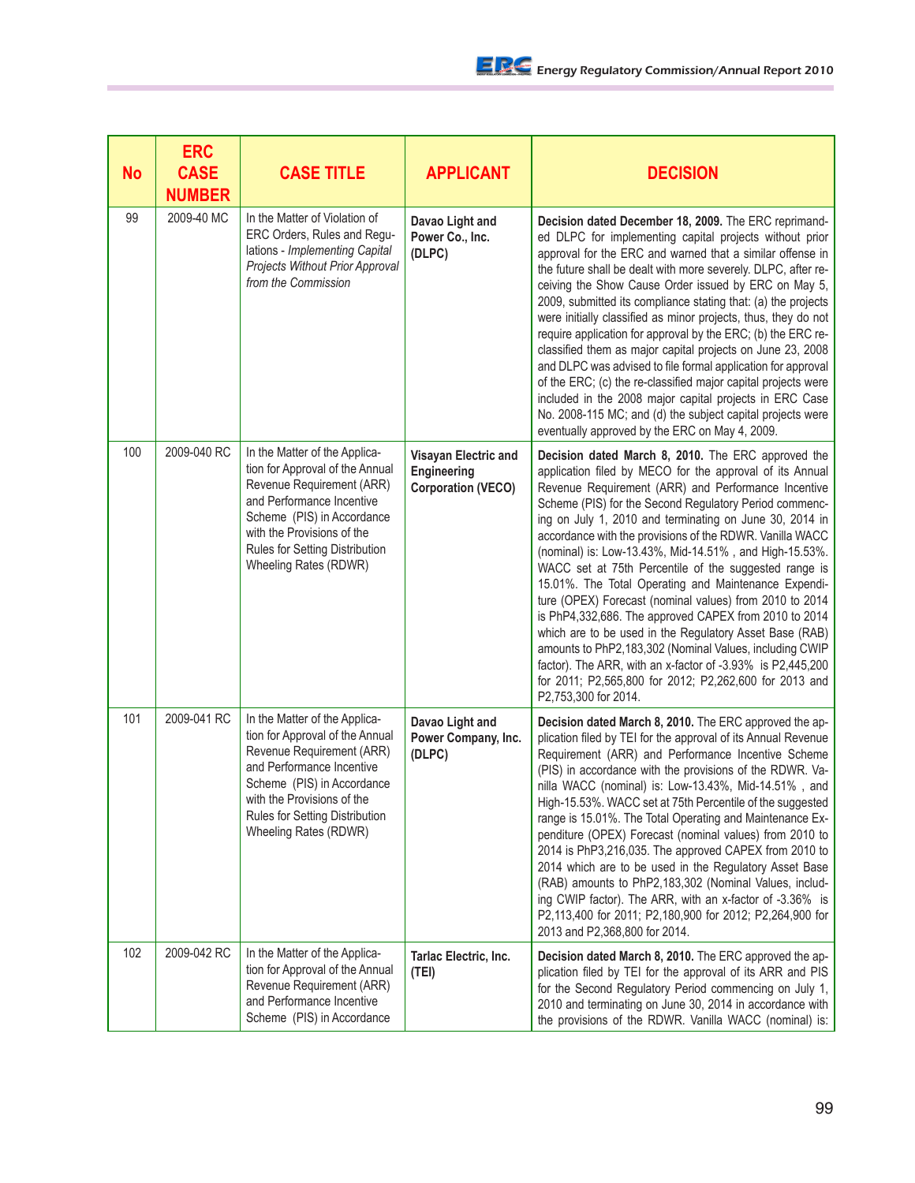| No | ERC CASE NUMBER | CASE TITLE | APPLICANT | DECISION |
|---|---|---|---|---|
| 99 | 2009-40 MC | In the Matter of Violation of ERC Orders, Rules and Regulations - *Implementing Capital Projects Without Prior Approval from the Commission* | **Davao Light and Power Co., Inc. (DLPC)** | **Decision dated December 18, 2009.** The ERC reprimanded DLPC for implementing capital projects without prior approval for the ERC and warned that a similar offense in the future shall be dealt with more severely. DLPC, after receiving the Show Cause Order issued by ERC on May 5, 2009, submitted its compliance stating that: (a) the projects were initially classified as minor projects, thus, they do not require application for approval by the ERC; (b) the ERC re-classified them as major capital projects on June 23, 2008 and DLPC was advised to file formal application for approval of the ERC; (c) the re-classified major capital projects were included in the 2008 major capital projects in ERC Case No. 2008-115 MC; and (d) the subject capital projects were eventually approved by the ERC on May 4, 2009. |
| 100 | 2009-040 RC | In the Matter of the Application for Approval of the Annual Revenue Requirement (ARR) and Performance Incentive Scheme (PIS) in Accordance with the Provisions of the Rules for Setting Distribution Wheeling Rates (RDWR) | **Visayan Electric and Engineering Corporation (VECO)** | **Decision dated March 8, 2010.** The ERC approved the application filed by MECO for the approval of its Annual Revenue Requirement (ARR) and Performance Incentive Scheme (PIS) for the Second Regulatory Period commencing on July 1, 2010 and terminating on June 30, 2014 in accordance with the provisions of the RDWR. Vanilla WACC (nominal) is: Low-13.43%, Mid-14.51% , and High-15.53%. WACC set at 75th Percentile of the suggested range is 15.01%. The Total Operating and Maintenance Expenditure (OPEX) Forecast (nominal values) from 2010 to 2014 is PhP4,332,686. The approved CAPEX from 2010 to 2014 which are to be used in the Regulatory Asset Base (RAB) amounts to PhP2,183,302 (Nominal Values, including CWIP factor). The ARR, with an x-factor of -3.93% is P2,445,200 for 2011; P2,565,800 for 2012; P2,262,600 for 2013 and P2,753,300 for 2014. |
| 101 | 2009-041 RC | In the Matter of the Application for Approval of the Annual Revenue Requirement (ARR) and Performance Incentive Scheme (PIS) in Accordance with the Provisions of the Rules for Setting Distribution Wheeling Rates (RDWR) | **Davao Light and Power Company, Inc. (DLPC)** | **Decision dated March 8, 2010.** The ERC approved the application filed by TEI for the approval of its Annual Revenue Requirement (ARR) and Performance Incentive Scheme (PIS) in accordance with the provisions of the RDWR. Vanilla WACC (nominal) is: Low-13.43%, Mid-14.51% , and High-15.53%. WACC set at 75th Percentile of the suggested range is 15.01%. The Total Operating and Maintenance Expenditure (OPEX) Forecast (nominal values) from 2010 to 2014 is PhP3,216,035. The approved CAPEX from 2010 to 2014 which are to be used in the Regulatory Asset Base (RAB) amounts to PhP2,183,302 (Nominal Values, including CWIP factor). The ARR, with an x-factor of -3.36% is P2,113,400 for 2011; P2,180,900 for 2012; P2,264,900 for 2013 and P2,368,800 for 2014. |
| 102 | 2009-042 RC | In the Matter of the Application for Approval of the Annual Revenue Requirement (ARR) and Performance Incentive Scheme (PIS) in Accordance | **Tarlac Electric, Inc. (TEI)** | **Decision dated March 8, 2010.** The ERC approved the application filed by TEI for the approval of its ARR and PIS for the Second Regulatory Period commencing on July 1, 2010 and terminating on June 30, 2014 in accordance with the provisions of the RDWR. Vanilla WACC (nominal) is: |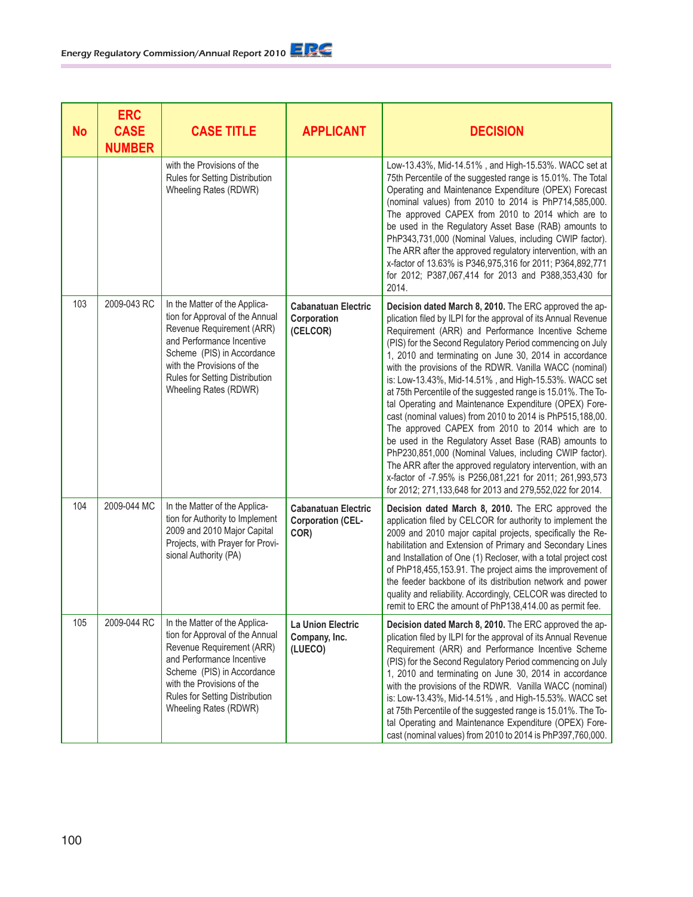| No | ERC CASE NUMBER | CASE TITLE | APPLICANT | DECISION |
|---|---|---|---|---|
| | | with the Provisions of the Rules for Setting Distribution Wheeling Rates (RDWR) | | Low-13.43%, Mid-14.51% , and High-15.53%. WACC set at 75th Percentile of the suggested range is 15.01%. The Total Operating and Maintenance Expenditure (OPEX) Forecast (nominal values) from 2010 to 2014 is PhP714,585,000. The approved CAPEX from 2010 to 2014 which are to be used in the Regulatory Asset Base (RAB) amounts to PhP343,731,000 (Nominal Values, including CWIP factor). The ARR after the approved regulatory intervention, with an x-factor of 13.63% is P346,975,316 for 2011; P364,892,771 for 2012; P387,067,414 for 2013 and P388,353,430 for 2014. |
| 103 | 2009-043 RC | In the Matter of the Application for Approval of the Annual Revenue Requirement (ARR) and Performance Incentive Scheme (PIS) in Accordance with the Provisions of the Rules for Setting Distribution Wheeling Rates (RDWR) | **Cabanatuan Electric Corporation (CELCOR)** | **Decision dated March 8, 2010.** The ERC approved the application filed by ILPI for the approval of its Annual Revenue Requirement (ARR) and Performance Incentive Scheme (PIS) for the Second Regulatory Period commencing on July 1, 2010 and terminating on June 30, 2014 in accordance with the provisions of the RDWR. Vanilla WACC (nominal) is: Low-13.43%, Mid-14.51% , and High-15.53%. WACC set at 75th Percentile of the suggested range is 15.01%. The Total Operating and Maintenance Expenditure (OPEX) Forecast (nominal values) from 2010 to 2014 is PhP515,188,00. The approved CAPEX from 2010 to 2014 which are to be used in the Regulatory Asset Base (RAB) amounts to PhP230,851,000 (Nominal Values, including CWIP factor). The ARR after the approved regulatory intervention, with an x-factor of -7.95% is P256,081,221 for 2011; 261,993,573 for 2012; 271,133,648 for 2013 and 279,552,022 for 2014. |
| 104 | 2009-044 MC | In the Matter of the Application for Authority to Implement 2009 and 2010 Major Capital Projects, with Prayer for Provisional Authority (PA) | **Cabanatuan Electric Corporation (CELCOR)** | **Decision dated March 8, 2010.** The ERC approved the application filed by CELCOR for authority to implement the 2009 and 2010 major capital projects, specifically the Rehabilitation and Extension of Primary and Secondary Lines and Installation of One (1) Recloser, with a total project cost of PhP18,455,153.91. The project aims the improvement of the feeder backbone of its distribution network and power quality and reliability. Accordingly, CELCOR was directed to remit to ERC the amount of PhP138,414.00 as permit fee. |
| 105 | 2009-044 RC | In the Matter of the Application for Approval of the Annual Revenue Requirement (ARR) and Performance Incentive Scheme (PIS) in Accordance with the Provisions of the Rules for Setting Distribution Wheeling Rates (RDWR) | **La Union Electric Company, Inc. (LUECO)** | **Decision dated March 8, 2010.** The ERC approved the application filed by ILPI for the approval of its Annual Revenue Requirement (ARR) and Performance Incentive Scheme (PIS) for the Second Regulatory Period commencing on July 1, 2010 and terminating on June 30, 2014 in accordance with the provisions of the RDWR. Vanilla WACC (nominal) is: Low-13.43%, Mid-14.51% , and High-15.53%. WACC set at 75th Percentile of the suggested range is 15.01%. The Total Operating and Maintenance Expenditure (OPEX) Forecast (nominal values) from 2010 to 2014 is PhP397,760,000. |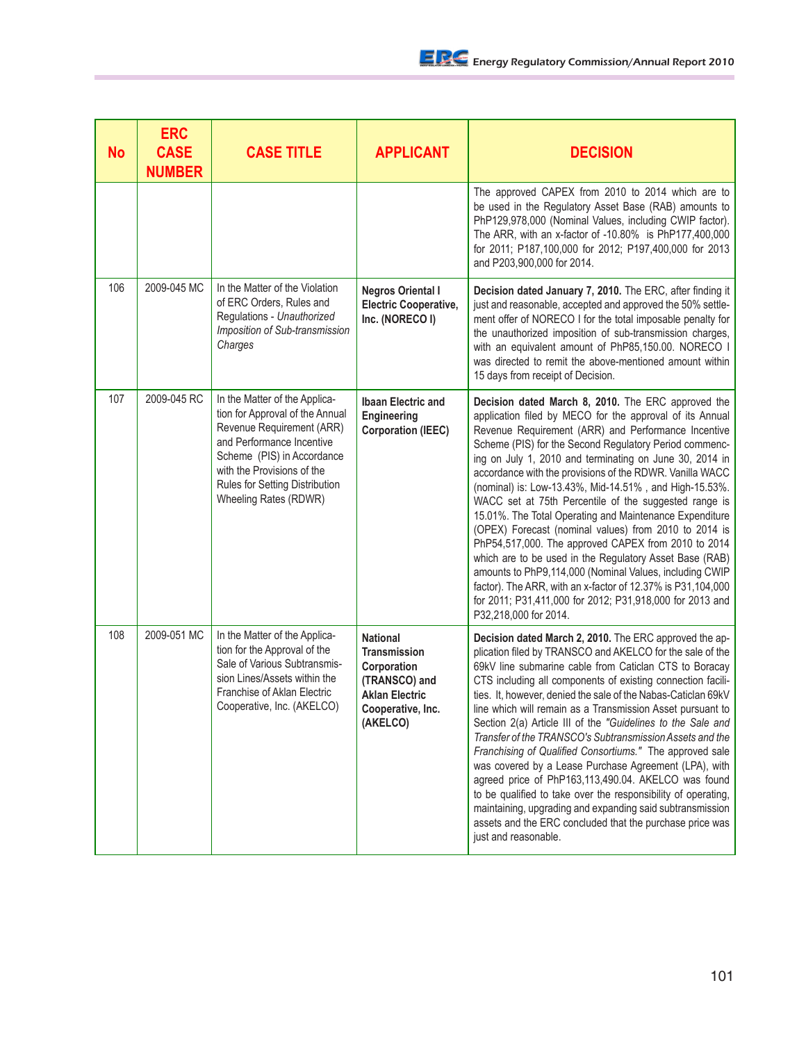| No | ERC CASE NUMBER | CASE TITLE | APPLICANT | DECISION |
|---|---|---|---|---|
| | | | | The approved CAPEX from 2010 to 2014 which are to be used in the Regulatory Asset Base (RAB) amounts to PhP129,978,000 (Nominal Values, including CWIP factor). The ARR, with an x-factor of -10.80% is PhP177,400,000 for 2011; P187,100,000 for 2012; P197,400,000 for 2013 and P203,900,000 for 2014. |
| 106 | 2009-045 MC | In the Matter of the Violation of ERC Orders, Rules and Regulations - *Unauthorized Imposition of Sub-transmission Charges* | **Negros Oriental I Electric Cooperative, Inc. (NORECO I)** | **Decision dated January 7, 2010.** The ERC, after finding it just and reasonable, accepted and approved the 50% settlement offer of NORECO I for the total imposable penalty for the unauthorized imposition of sub-transmission charges, with an equivalent amount of PhP85,150.00. NORECO I was directed to remit the above-mentioned amount within 15 days from receipt of Decision. |
| 107 | 2009-045 RC | In the Matter of the Application for Approval of the Annual Revenue Requirement (ARR) and Performance Incentive Scheme (PIS) in Accordance with the Provisions of the Rules for Setting Distribution Wheeling Rates (RDWR) | **Ibaan Electric and Engineering Corporation (IEEC)** | **Decision dated March 8, 2010.** The ERC approved the application filed by MECO for the approval of its Annual Revenue Requirement (ARR) and Performance Incentive Scheme (PIS) for the Second Regulatory Period commencing on July 1, 2010 and terminating on June 30, 2014 in accordance with the provisions of the RDWR. Vanilla WACC (nominal) is: Low-13.43%, Mid-14.51% , and High-15.53%. WACC set at 75th Percentile of the suggested range is 15.01%. The Total Operating and Maintenance Expenditure (OPEX) Forecast (nominal values) from 2010 to 2014 is PhP54,517,000. The approved CAPEX from 2010 to 2014 which are to be used in the Regulatory Asset Base (RAB) amounts to PhP9,114,000 (Nominal Values, including CWIP factor). The ARR, with an x-factor of 12.37% is P31,104,000 for 2011; P31,411,000 for 2012; P31,918,000 for 2013 and P32,218,000 for 2014. |
| 108 | 2009-051 MC | In the Matter of the Application for the Approval of the Sale of Various Subtransmission Lines/Assets within the Franchise of Aklan Electric Cooperative, Inc. (AKELCO) | **National Transmission Corporation (TRANSCO) and Aklan Electric Cooperative, Inc. (AKELCO)** | **Decision dated March 2, 2010.** The ERC approved the application filed by TRANSCO and AKELCO for the sale of the 69kV line submarine cable from Caticlan CTS to Boracay CTS including all components of existing connection facilities. It, however, denied the sale of the Nabas-Caticlan 69kV line which will remain as a Transmission Asset pursuant to Section 2(a) Article III of the *"Guidelines to the Sale and Transfer of the TRANSCO's Subtransmission Assets and the Franchising of Qualified Consortiums."* The approved sale was covered by a Lease Purchase Agreement (LPA), with agreed price of PhP163,113,490.04. AKELCO was found to be qualified to take over the responsibility of operating, maintaining, upgrading and expanding said subtransmission assets and the ERC concluded that the purchase price was just and reasonable. |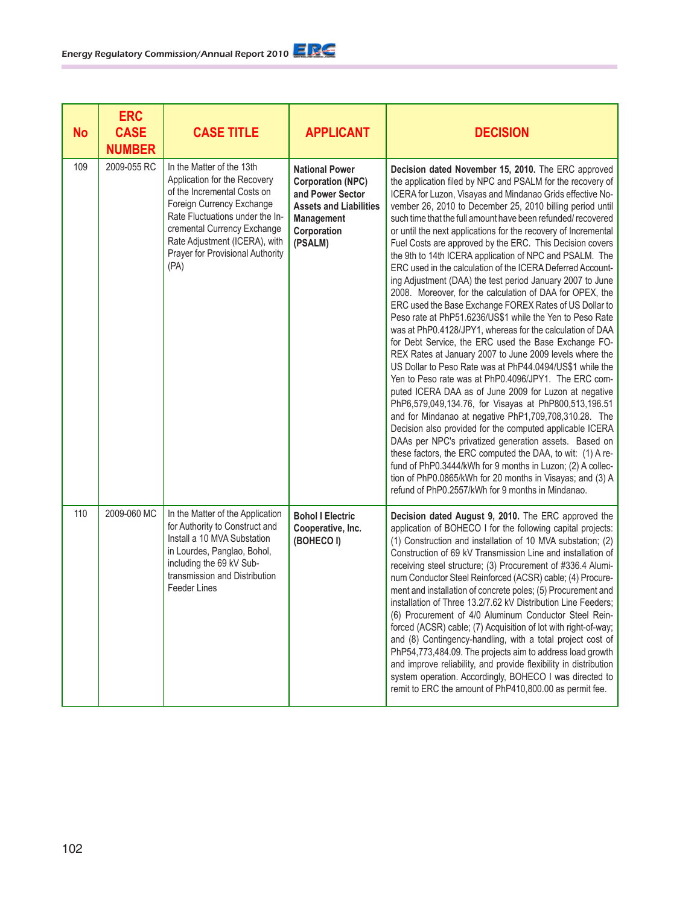| No | ERC CASE NUMBER | CASE TITLE | APPLICANT | DECISION |
|---|---|---|---|---|
| 109 | 2009-055 RC | In the Matter of the 13th Application for the Recovery of the Incremental Costs on Foreign Currency Exchange Rate Fluctuations under the Incremental Currency Exchange Rate Adjustment (ICERA), with Prayer for Provisional Authority (PA) | **National Power Corporation (NPC) and Power Sector Assets and Liabilities Management Corporation (PSALM)** | **Decision dated November 15, 2010.** The ERC approved the application filed by NPC and PSALM for the recovery of ICERA for Luzon, Visayas and Mindanao Grids effective November 26, 2010 to December 25, 2010 billing period until such time that the full amount have been refunded/ recovered or until the next applications for the recovery of Incremental Fuel Costs are approved by the ERC. This Decision covers the 9th to 14th ICERA application of NPC and PSALM. The ERC used in the calculation of the ICERA Deferred Accounting Adjustment (DAA) the test period January 2007 to June 2008. Moreover, for the calculation of DAA for OPEX, the ERC used the Base Exchange FOREX Rates of US Dollar to Peso rate at PhP51.6236/US$1 while the Yen to Peso Rate was at PhP0.4128/JPY1, whereas for the calculation of DAA for Debt Service, the ERC used the Base Exchange FOREX Rates at January 2007 to June 2009 levels where the US Dollar to Peso Rate was at PhP44.0494/US$1 while the Yen to Peso rate was at PhP0.4096/JPY1. The ERC computed ICERA DAA as of June 2009 for Luzon at negative PhP6,579,049,134.76, for Visayas at PhP800,513,196.51 and for Mindanao at negative PhP1,709,708,310.28. The Decision also provided for the computed applicable ICERA DAAs per NPC's privatized generation assets. Based on these factors, the ERC computed the DAA, to wit: (1) A refund of PhP0.3444/kWh for 9 months in Luzon; (2) A collection of PhP0.0865/kWh for 20 months in Visayas; and (3) A refund of PhP0.2557/kWh for 9 months in Mindanao. |
| 110 | 2009-060 MC | In the Matter of the Application for Authority to Construct and Install a 10 MVA Substation in Lourdes, Panglao, Bohol, including the 69 kV Sub-transmission and Distribution Feeder Lines | **Bohol I Electric Cooperative, Inc. (BOHECO I)** | **Decision dated August 9, 2010.** The ERC approved the application of BOHECO I for the following capital projects: (1) Construction and installation of 10 MVA substation; (2) Construction of 69 kV Transmission Line and installation of receiving steel structure; (3) Procurement of #336.4 Aluminum Conductor Steel Reinforced (ACSR) cable; (4) Procurement and installation of concrete poles; (5) Procurement and installation of Three 13.2/7.62 kV Distribution Line Feeders; (6) Procurement of 4/0 Aluminum Conductor Steel Reinforced (ACSR) cable; (7) Acquisition of lot with right-of-way; and (8) Contingency-handling, with a total project cost of PhP54,773,484.09. The projects aim to address load growth and improve reliability, and provide flexibility in distribution system operation. Accordingly, BOHECO I was directed to remit to ERC the amount of PhP410,800.00 as permit fee. |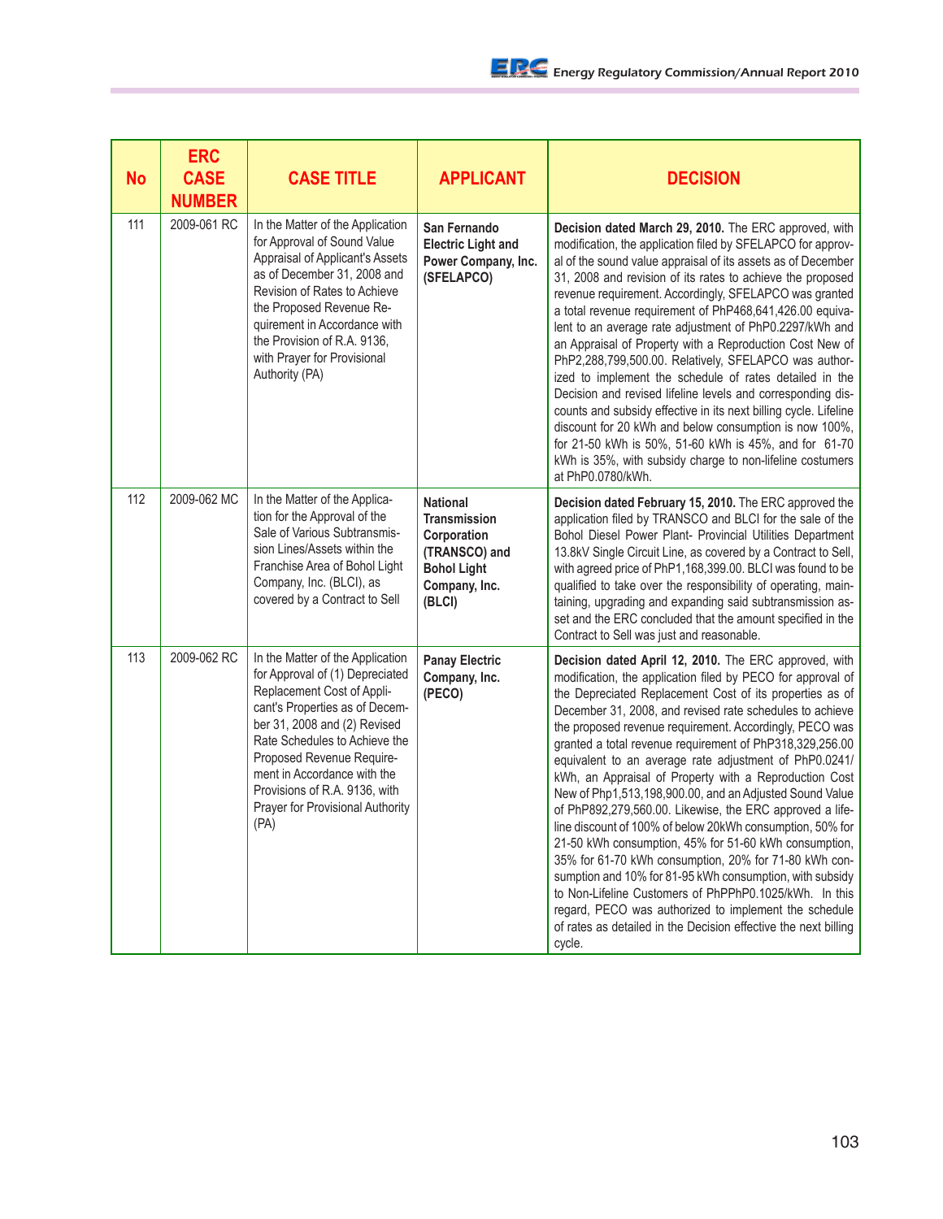| No | ERC CASE NUMBER | CASE TITLE | APPLICANT | DECISION |
|---|---|---|---|---|
| 111 | 2009-061 RC | In the Matter of the Application for Approval of Sound Value Appraisal of Applicant's Assets as of December 31, 2008 and Revision of Rates to Achieve the Proposed Revenue Requirement in Accordance with the Provision of R.A. 9136, with Prayer for Provisional Authority (PA) | **San Fernando Electric Light and Power Company, Inc. (SFELAPCO)** | **Decision dated March 29, 2010.** The ERC approved, with modification, the application filed by SFELAPCO for approval of the sound value appraisal of its assets as of December 31, 2008 and revision of its rates to achieve the proposed revenue requirement. Accordingly, SFELAPCO was granted a total revenue requirement of PhP468,641,426.00 equivalent to an average rate adjustment of PhP0.2297/kWh and an Appraisal of Property with a Reproduction Cost New of PhP2,288,799,500.00. Relatively, SFELAPCO was authorized to implement the schedule of rates detailed in the Decision and revised lifeline levels and corresponding discounts and subsidy effective in its next billing cycle. Lifeline discount for 20 kWh and below consumption is now 100%, for 21-50 kWh is 50%, 51-60 kWh is 45%, and for 61-70 kWh is 35%, with subsidy charge to non-lifeline costumers at PhP0.0780/kWh. |
| 112 | 2009-062 MC | In the Matter of the Application for the Approval of the Sale of Various Subtransmission Lines/Assets within the Franchise Area of Bohol Light Company, Inc. (BLCI), as covered by a Contract to Sell | **National Transmission Corporation (TRANSCO) and Bohol Light Company, Inc. (BLCI)** | **Decision dated February 15, 2010.** The ERC approved the application filed by TRANSCO and BLCI for the sale of the Bohol Diesel Power Plant- Provincial Utilities Department 13.8kV Single Circuit Line, as covered by a Contract to Sell, with agreed price of PhP1,168,399.00. BLCI was found to be qualified to take over the responsibility of operating, maintaining, upgrading and expanding said subtransmission asset and the ERC concluded that the amount specified in the Contract to Sell was just and reasonable. |
| 113 | 2009-062 RC | In the Matter of the Application for Approval of (1) Depreciated Replacement Cost of Applicant's Properties as of December 31, 2008 and (2) Revised Rate Schedules to Achieve the Proposed Revenue Requirement in Accordance with the Provisions of R.A. 9136, with Prayer for Provisional Authority (PA) | **Panay Electric Company, Inc. (PECO)** | **Decision dated April 12, 2010.** The ERC approved, with modification, the application filed by PECO for approval of the Depreciated Replacement Cost of its properties as of December 31, 2008, and revised rate schedules to achieve the proposed revenue requirement. Accordingly, PECO was granted a total revenue requirement of PhP318,329,256.00 equivalent to an average rate adjustment of PhP0.0241/kWh, an Appraisal of Property with a Reproduction Cost New of Php1,513,198,900.00, and an Adjusted Sound Value of PhP892,279,560.00. Likewise, the ERC approved a lifeline discount of 100% of below 20kWh consumption, 50% for 21-50 kWh consumption, 45% for 51-60 kWh consumption, 35% for 61-70 kWh consumption, 20% for 71-80 kWh consumption and 10% for 81-95 kWh consumption, with subsidy to Non-Lifeline Customers of PhPPhP0.1025/kWh. In this regard, PECO was authorized to implement the schedule of rates as detailed in the Decision effective the next billing cycle. |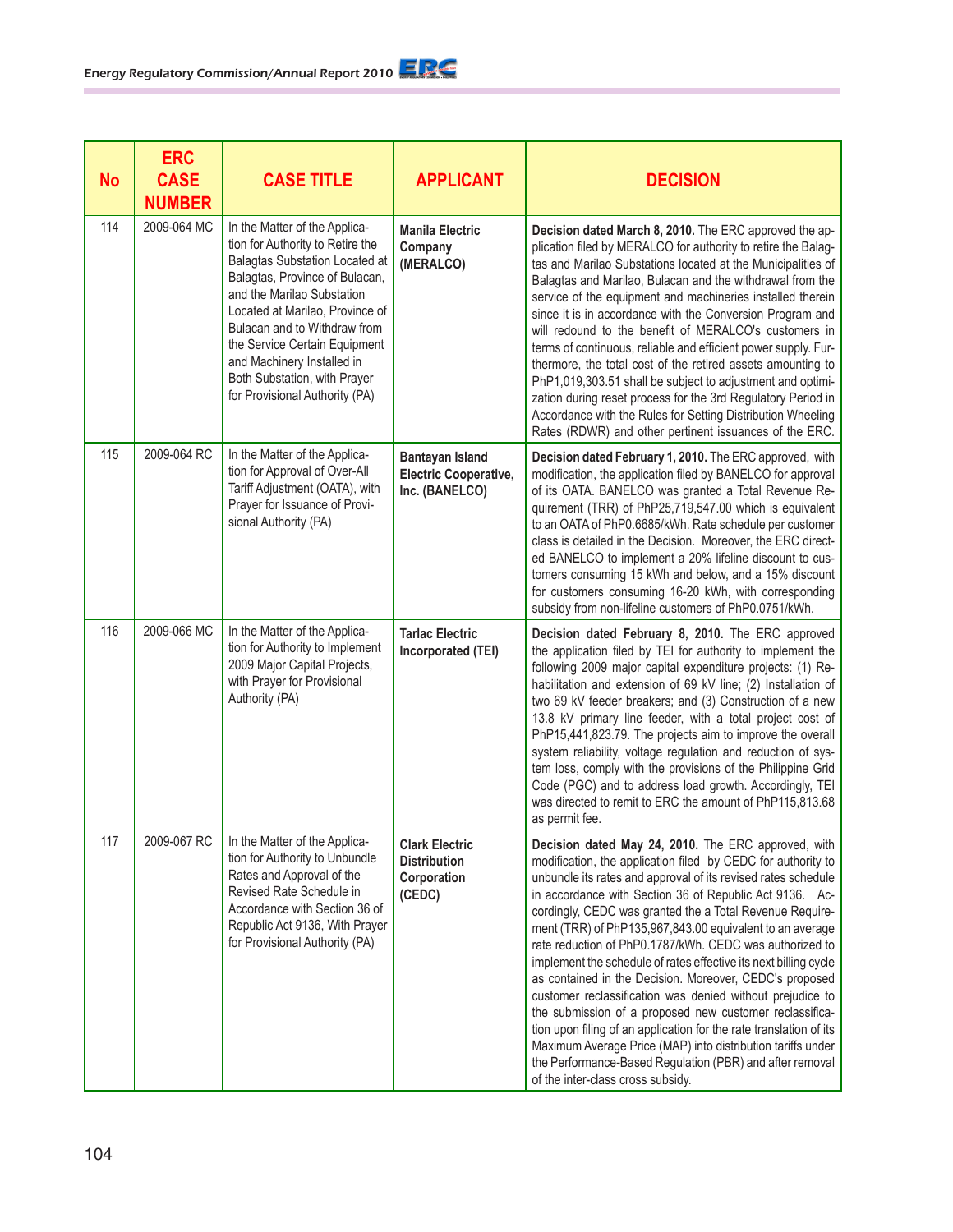| No | ERC CASE NUMBER | CASE TITLE | APPLICANT | DECISION |
|---|---|---|---|---|
| 114 | 2009-064 MC | In the Matter of the Application for Authority to Retire the Balagtas Substation Located at Balagtas, Province of Bulacan, and the Marilao Substation Located at Marilao, Province of Bulacan and to Withdraw from the Service Certain Equipment and Machinery Installed in Both Substation, with Prayer for Provisional Authority (PA) | **Manila Electric Company (MERALCO)** | **Decision dated March 8, 2010.** The ERC approved the application filed by MERALCO for authority to retire the Balagtas and Marilao Substations located at the Municipalities of Balagtas and Marilao, Bulacan and the withdrawal from the service of the equipment and machineries installed therein since it is in accordance with the Conversion Program and will redound to the benefit of MERALCO's customers in terms of continuous, reliable and efficient power supply. Furthermore, the total cost of the retired assets amounting to PhP1,019,303.51 shall be subject to adjustment and optimization during reset process for the 3rd Regulatory Period in Accordance with the Rules for Setting Distribution Wheeling Rates (RDWR) and other pertinent issuances of the ERC. |
| 115 | 2009-064 RC | In the Matter of the Application for Approval of Over-All Tariff Adjustment (OATA), with Prayer for Issuance of Provisional Authority (PA) | **Bantayan Island Electric Cooperative, Inc. (BANELCO)** | **Decision dated February 1, 2010.** The ERC approved, with modification, the application filed by BANELCO for approval of its OATA. BANELCO was granted a Total Revenue Requirement (TRR) of PhP25,719,547.00 which is equivalent to an OATA of PhP0.6685/kWh. Rate schedule per customer class is detailed in the Decision. Moreover, the ERC directed BANELCO to implement a 20% lifeline discount to customers consuming 15 kWh and below, and a 15% discount for customers consuming 16-20 kWh, with corresponding subsidy from non-lifeline customers of PhP0.0751/kWh. |
| 116 | 2009-066 MC | In the Matter of the Application for Authority to Implement 2009 Major Capital Projects, with Prayer for Provisional Authority (PA) | **Tarlac Electric Incorporated (TEI)** | **Decision dated February 8, 2010.** The ERC approved the application filed by TEI for authority to implement the following 2009 major capital expenditure projects: (1) Rehabilitation and extension of 69 kV line; (2) Installation of two 69 kV feeder breakers; and (3) Construction of a new 13.8 kV primary line feeder, with a total project cost of PhP15,441,823.79. The projects aim to improve the overall system reliability, voltage regulation and reduction of system loss, comply with the provisions of the Philippine Grid Code (PGC) and to address load growth. Accordingly, TEI was directed to remit to ERC the amount of PhP115,813.68 as permit fee. |
| 117 | 2009-067 RC | In the Matter of the Application for Authority to Unbundle Rates and Approval of the Revised Rate Schedule in Accordance with Section 36 of Republic Act 9136, With Prayer for Provisional Authority (PA) | **Clark Electric Distribution Corporation (CEDC)** | **Decision dated May 24, 2010.** The ERC approved, with modification, the application filed by CEDC for authority to unbundle its rates and approval of its revised rates schedule in accordance with Section 36 of Republic Act 9136. Accordingly, CEDC was granted the a Total Revenue Requirement (TRR) of PhP135,967,843.00 equivalent to an average rate reduction of PhP0.1787/kWh. CEDC was authorized to implement the schedule of rates effective its next billing cycle as contained in the Decision. Moreover, CEDC's proposed customer reclassification was denied without prejudice to the submission of a proposed new customer reclassification upon filing of an application for the rate translation of its Maximum Average Price (MAP) into distribution tariffs under the Performance-Based Regulation (PBR) and after removal of the inter-class cross subsidy. |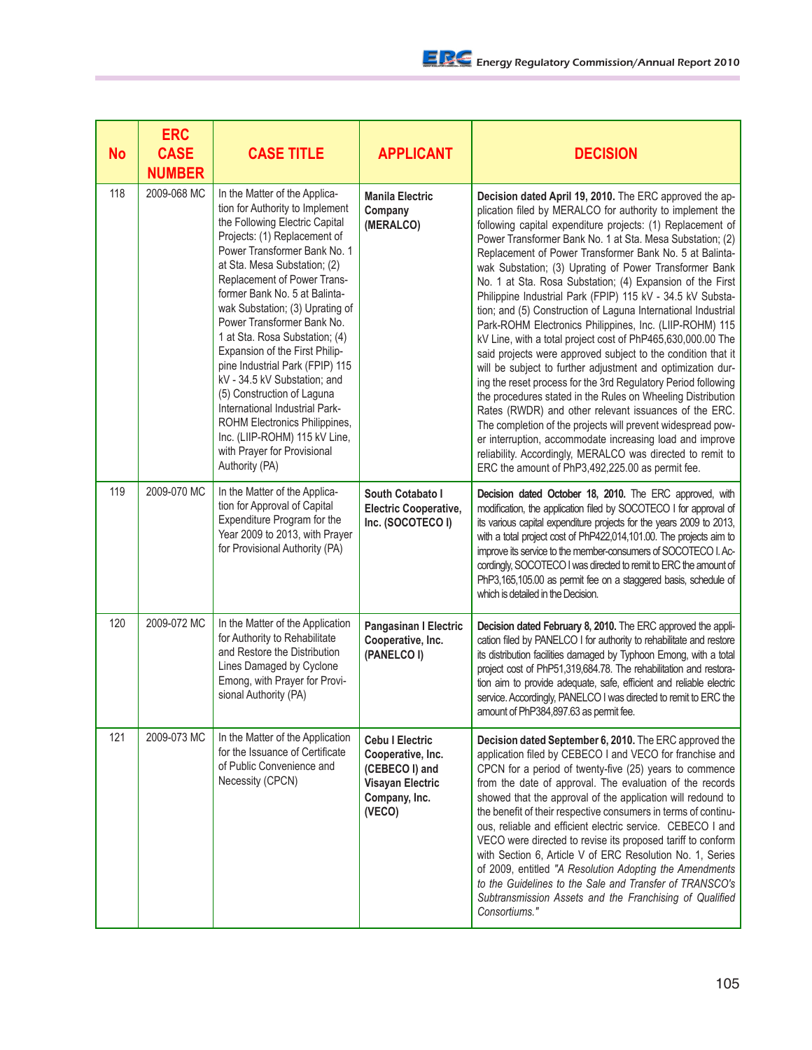| No | ERC CASE NUMBER | CASE TITLE | APPLICANT | DECISION |
|---|---|---|---|---|
| 118 | 2009-068 MC | In the Matter of the Application for Authority to Implement the Following Electric Capital Projects: (1) Replacement of Power Transformer Bank No. 1 at Sta. Mesa Substation; (2) Replacement of Power Transformer Bank No. 5 at Balintawak Substation; (3) Uprating of Power Transformer Bank No. 1 at Sta. Rosa Substation; (4) Expansion of the First Philippine Industrial Park (FPIP) 115 kV - 34.5 kV Substation; and (5) Construction of Laguna International Industrial Park-ROHM Electronics Philippines, Inc. (LIIP-ROHM) 115 kV Line, with Prayer for Provisional Authority (PA) | **Manila Electric Company (MERALCO)** | **Decision dated April 19, 2010.** The ERC approved the application filed by MERALCO for authority to implement the following capital expenditure projects: (1) Replacement of Power Transformer Bank No. 1 at Sta. Mesa Substation; (2) Replacement of Power Transformer Bank No. 5 at Balintawak Substation; (3) Uprating of Power Transformer Bank No. 1 at Sta. Rosa Substation; (4) Expansion of the First Philippine Industrial Park (FPIP) 115 kV - 34.5 kV Substation; and (5) Construction of Laguna International Industrial Park-ROHM Electronics Philippines, Inc. (LIIP-ROHM) 115 kV Line, with a total project cost of PhP465,630,000.00 The said projects were approved subject to the condition that it will be subject to further adjustment and optimization during the reset process for the 3rd Regulatory Period following the procedures stated in the Rules on Wheeling Distribution Rates (RWDR) and other relevant issuances of the ERC. The completion of the projects will prevent widespread power interruption, accommodate increasing load and improve reliability. Accordingly, MERALCO was directed to remit to ERC the amount of PhP3,492,225.00 as permit fee. |
| 119 | 2009-070 MC | In the Matter of the Application for Approval of Capital Expenditure Program for the Year 2009 to 2013, with Prayer for Provisional Authority (PA) | **South Cotabato I Electric Cooperative, Inc. (SOCOTECO I)** | **Decision dated October 18, 2010.** The ERC approved, with modification, the application filed by SOCOTECO I for approval of its various capital expenditure projects for the years 2009 to 2013, with a total project cost of PhP422,014,101.00. The projects aim to improve its service to the member-consumers of SOCOTECO I. Accordingly, SOCOTECO I was directed to remit to ERC the amount of PhP3,165,105.00 as permit fee on a staggered basis, schedule of which is detailed in the Decision. |
| 120 | 2009-072 MC | In the Matter of the Application for Authority to Rehabilitate and Restore the Distribution Lines Damaged by Cyclone Emong, with Prayer for Provisional Authority (PA) | **Pangasinan I Electric Cooperative, Inc. (PANELCO I)** | **Decision dated February 8, 2010.** The ERC approved the application filed by PANELCO I for authority to rehabilitate and restore its distribution facilities damaged by Typhoon Emong, with a total project cost of PhP51,319,684.78. The rehabilitation and restoration aim to provide adequate, safe, efficient and reliable electric service. Accordingly, PANELCO I was directed to remit to ERC the amount of PhP384,897.63 as permit fee. |
| 121 | 2009-073 MC | In the Matter of the Application for the Issuance of Certificate of Public Convenience and Necessity (CPCN) | **Cebu I Electric Cooperative, Inc. (CEBECO I) and Visayan Electric Company, Inc. (VECO)** | **Decision dated September 6, 2010.** The ERC approved the application filed by CEBECO I and VECO for franchise and CPCN for a period of twenty-five (25) years to commence from the date of approval. The evaluation of the records showed that the approval of the application will redound to the benefit of their respective consumers in terms of continuous, reliable and efficient electric service. CEBECO I and VECO were directed to revise its proposed tariff to conform with Section 6, Article V of ERC Resolution No. 1, Series of 2009, entitled *"A Resolution Adopting the Amendments to the Guidelines to the Sale and Transfer of TRANSCO's Subtransmission Assets and the Franchising of Qualified Consortiums."* |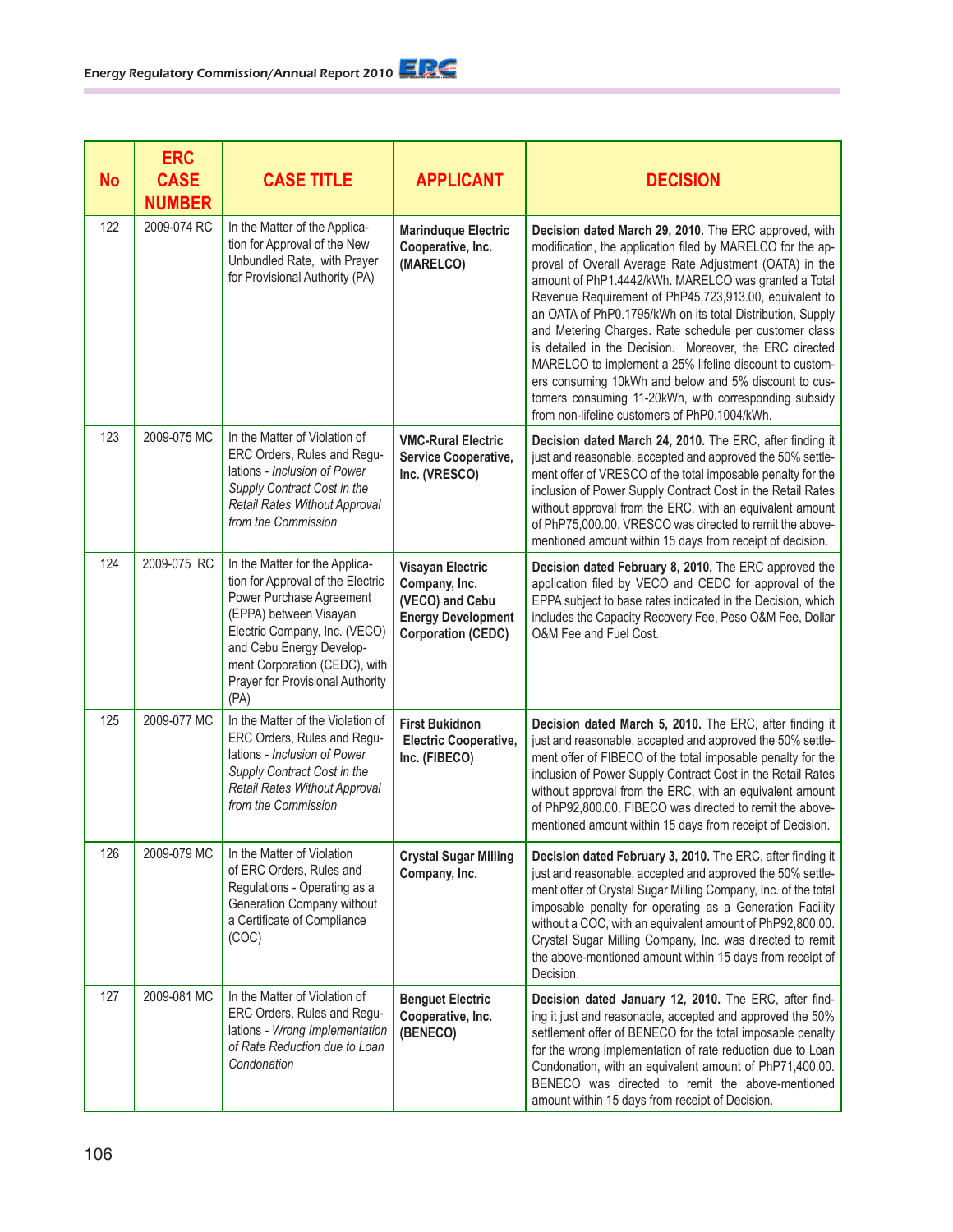| No | ERC CASE NUMBER | CASE TITLE | APPLICANT | DECISION |
|---|---|---|---|---|
| 122 | 2009-074 RC | In the Matter of the Application for Approval of the New Unbundled Rate, with Prayer for Provisional Authority (PA) | **Marinduque Electric Cooperative, Inc. (MARELCO)** | **Decision dated March 29, 2010.** The ERC approved, with modification, the application filed by MARELCO for the approval of Overall Average Rate Adjustment (OATA) in the amount of PhP1.4442/kWh. MARELCO was granted a Total Revenue Requirement of PhP45,723,913.00, equivalent to an OATA of PhP0.1795/kWh on its total Distribution, Supply and Metering Charges. Rate schedule per customer class is detailed in the Decision. Moreover, the ERC directed MARELCO to implement a 25% lifeline discount to customers consuming 10kWh and below and 5% discount to customers consuming 11-20kWh, with corresponding subsidy from non-lifeline customers of PhP0.1004/kWh. |
| 123 | 2009-075 MC | In the Matter of Violation of ERC Orders, Rules and Regulations - *Inclusion of Power Supply Contract Cost in the Retail Rates Without Approval from the Commission* | **VMC-Rural Electric Service Cooperative, Inc. (VRESCO)** | **Decision dated March 24, 2010.** The ERC, after finding it just and reasonable, accepted and approved the 50% settlement offer of VRESCO of the total imposable penalty for the inclusion of Power Supply Contract Cost in the Retail Rates without approval from the ERC, with an equivalent amount of PhP75,000.00. VRESCO was directed to remit the above-mentioned amount within 15 days from receipt of decision. |
| 124 | 2009-075 RC | In the Matter for the Application for Approval of the Electric Power Purchase Agreement (EPPA) between Visayan Electric Company, Inc. (VECO) and Cebu Energy Development Corporation (CEDC), with Prayer for Provisional Authority (PA) | **Visayan Electric Company, Inc. (VECO) and Cebu Energy Development Corporation (CEDC)** | **Decision dated February 8, 2010.** The ERC approved the application filed by VECO and CEDC for approval of the EPPA subject to base rates indicated in the Decision, which includes the Capacity Recovery Fee, Peso O&M Fee, Dollar O&M Fee and Fuel Cost. |
| 125 | 2009-077 MC | In the Matter of the Violation of ERC Orders, Rules and Regulations - *Inclusion of Power Supply Contract Cost in the Retail Rates Without Approval from the Commission* | **First Bukidnon Electric Cooperative, Inc. (FIBECO)** | **Decision dated March 5, 2010.** The ERC, after finding it just and reasonable, accepted and approved the 50% settlement offer of FIBECO of the total imposable penalty for the inclusion of Power Supply Contract Cost in the Retail Rates without approval from the ERC, with an equivalent amount of PhP92,800.00. FIBECO was directed to remit the above-mentioned amount within 15 days from receipt of Decision. |
| 126 | 2009-079 MC | In the Matter of Violation of ERC Orders, Rules and Regulations - Operating as a Generation Company without a Certificate of Compliance (COC) | **Crystal Sugar Milling Company, Inc.** | **Decision dated February 3, 2010.** The ERC, after finding it just and reasonable, accepted and approved the 50% settlement offer of Crystal Sugar Milling Company, Inc. of the total imposable penalty for operating as a Generation Facility without a COC, with an equivalent amount of PhP92,800.00. Crystal Sugar Milling Company, Inc. was directed to remit the above-mentioned amount within 15 days from receipt of Decision. |
| 127 | 2009-081 MC | In the Matter of Violation of ERC Orders, Rules and Regulations - *Wrong Implementation of Rate Reduction due to Loan Condonation* | **Benguet Electric Cooperative, Inc. (BENECO)** | **Decision dated January 12, 2010.** The ERC, after finding it just and reasonable, accepted and approved the 50% settlement offer of BENECO for the total imposable penalty for the wrong implementation of rate reduction due to Loan Condonation, with an equivalent amount of PhP71,400.00. BENECO was directed to remit the above-mentioned amount within 15 days from receipt of Decision. |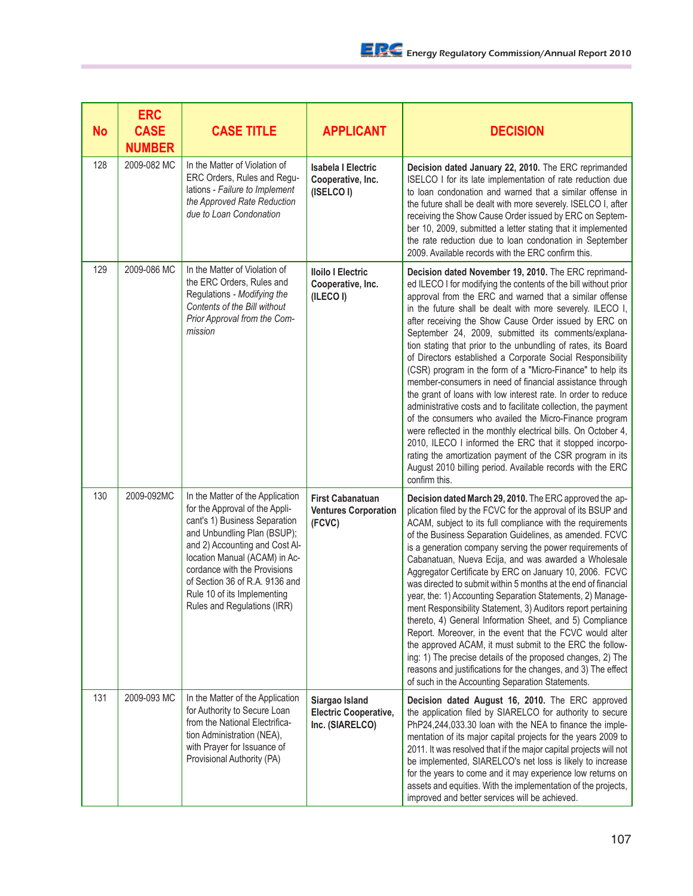| No | ERC CASE NUMBER | CASE TITLE | APPLICANT | DECISION |
|---|---|---|---|---|
| 128 | 2009-082 MC | In the Matter of Violation of ERC Orders, Rules and Regulations - *Failure to Implement the Approved Rate Reduction due to Loan Condonation* | **Isabela I Electric Cooperative, Inc. (ISELCO I)** | **Decision dated January 22, 2010.** The ERC reprimanded ISELCO I for its late implementation of rate reduction due to loan condonation and warned that a similar offense in the future shall be dealt with more severely. ISELCO I, after receiving the Show Cause Order issued by ERC on September 10, 2009, submitted a letter stating that it implemented the rate reduction due to loan condonation in September 2009. Available records with the ERC confirm this. |
| 129 | 2009-086 MC | In the Matter of Violation of the ERC Orders, Rules and Regulations - *Modifying the Contents of the Bill without Prior Approval from the Commission* | **Iloilo I Electric Cooperative, Inc. (ILECO I)** | **Decision dated November 19, 2010.** The ERC reprimanded ILECO I for modifying the contents of the bill without prior approval from the ERC and warned that a similar offense in the future shall be dealt with more severely. ILECO I, after receiving the Show Cause Order issued by ERC on September 24, 2009, submitted its comments/explanation stating that prior to the unbundling of rates, its Board of Directors established a Corporate Social Responsibility (CSR) program in the form of a "Micro-Finance" to help its member-consumers in need of financial assistance through the grant of loans with low interest rate. In order to reduce administrative costs and to facilitate collection, the payment of the consumers who availed the Micro-Finance program were reflected in the monthly electrical bills. On October 4, 2010, ILECO I informed the ERC that it stopped incorporating the amortization payment of the CSR program in its August 2010 billing period. Available records with the ERC confirm this. |
| 130 | 2009-092MC | In the Matter of the Application for the Approval of the Applicant's 1) Business Separation and Unbundling Plan (BSUP); and 2) Accounting and Cost Allocation Manual (ACAM) in Accordance with the Provisions of Section 36 of R.A. 9136 and Rule 10 of its Implementing Rules and Regulations (IRR) | **First Cabanatuan Ventures Corporation (FCVC)** | **Decision dated March 29, 2010.** The ERC approved the application filed by the FCVC for the approval of its BSUP and ACAM, subject to its full compliance with the requirements of the Business Separation Guidelines, as amended. FCVC is a generation company serving the power requirements of Cabanatuan, Nueva Ecija, and was awarded a Wholesale Aggregator Certificate by ERC on January 10, 2006. FCVC was directed to submit within 5 months at the end of financial year, the: 1) Accounting Separation Statements, 2) Management Responsibility Statement, 3) Auditors report pertaining thereto, 4) General Information Sheet, and 5) Compliance Report. Moreover, in the event that the FCVC would alter the approved ACAM, it must submit to the ERC the following: 1) The precise details of the proposed changes, 2) The reasons and justifications for the changes, and 3) The effect of such in the Accounting Separation Statements. |
| 131 | 2009-093 MC | In the Matter of the Application for Authority to Secure Loan from the National Electrification Administration (NEA), with Prayer for Issuance of Provisional Authority (PA) | **Siargao Island Electric Cooperative, Inc. (SIARELCO)** | **Decision dated August 16, 2010.** The ERC approved the application filed by SIARELCO for authority to secure PhP24,244,033.30 loan with the NEA to finance the implementation of its major capital projects for the years 2009 to 2011. It was resolved that if the major capital projects will not be implemented, SIARELCO's net loss is likely to increase for the years to come and it may experience low returns on assets and equities. With the implementation of the projects, improved and better services will be achieved. |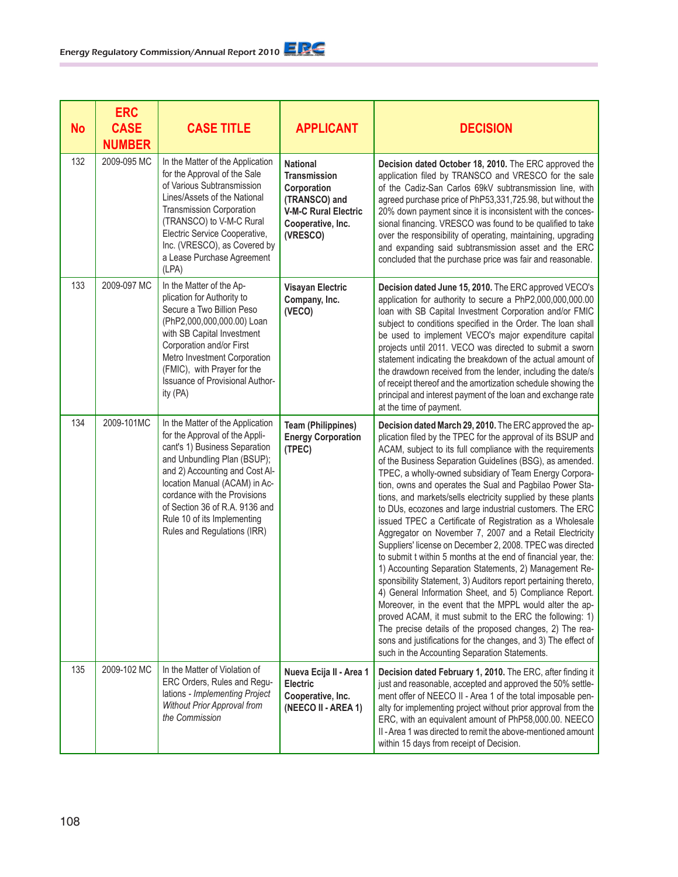| No | ERC CASE NUMBER | CASE TITLE | APPLICANT | DECISION |
|---|---|---|---|---|
| 132 | 2009-095 MC | In the Matter of the Application for the Approval of the Sale of Various Subtransmission Lines/Assets of the National Transmission Corporation (TRANSCO) to V-M-C Rural Electric Service Cooperative, Inc. (VRESCO), as Covered by a Lease Purchase Agreement (LPA) | **National Transmission Corporation (TRANSCO) and V-M-C Rural Electric Cooperative, Inc. (VRESCO)** | **Decision dated October 18, 2010.** The ERC approved the application filed by TRANSCO and VRESCO for the sale of the Cadiz-San Carlos 69kV subtransmission line, with agreed purchase price of PhP53,331,725.98, but without the 20% down payment since it is inconsistent with the concessional financing. VRESCO was found to be qualified to take over the responsibility of operating, maintaining, upgrading and expanding said subtransmission asset and the ERC concluded that the purchase price was fair and reasonable. |
| 133 | 2009-097 MC | In the Matter of the Application for Authority to Secure a Two Billion Peso (PhP2,000,000,000.00) Loan with SB Capital Investment Corporation and/or First Metro Investment Corporation (FMIC), with Prayer for the Issuance of Provisional Authority (PA) | **Visayan Electric Company, Inc. (VECO)** | **Decision dated June 15, 2010.** The ERC approved VECO's application for authority to secure a PhP2,000,000,000.00 loan with SB Capital Investment Corporation and/or FMIC subject to conditions specified in the Order. The loan shall be used to implement VECO's major expenditure capital projects until 2011. VECO was directed to submit a sworn statement indicating the breakdown of the actual amount of the drawdown received from the lender, including the date/s of receipt thereof and the amortization schedule showing the principal and interest payment of the loan and exchange rate at the time of payment. |
| 134 | 2009-101MC | In the Matter of the Application for the Approval of the Applicant's 1) Business Separation and Unbundling Plan (BSUP); and 2) Accounting and Cost Allocation Manual (ACAM) in Accordance with the Provisions of Section 36 of R.A. 9136 and Rule 10 of its Implementing Rules and Regulations (IRR) | **Team (Philippines) Energy Corporation (TPEC)** | **Decision dated March 29, 2010.** The ERC approved the application filed by the TPEC for the approval of its BSUP and ACAM, subject to its full compliance with the requirements of the Business Separation Guidelines (BSG), as amended. TPEC, a wholly-owned subsidiary of Team Energy Corporation, owns and operates the Sual and Pagbilao Power Stations, and markets/sells electricity supplied by these plants to DUs, ecozones and large industrial customers. The ERC issued TPEC a Certificate of Registration as a Wholesale Aggregator on November 7, 2007 and a Retail Electricity Suppliers' license on December 2, 2008. TPEC was directed to submit t within 5 months at the end of financial year, the: 1) Accounting Separation Statements, 2) Management Responsibility Statement, 3) Auditors report pertaining thereto, 4) General Information Sheet, and 5) Compliance Report. Moreover, in the event that the MPPL would alter the approved ACAM, it must submit to the ERC the following: 1) The precise details of the proposed changes, 2) The reasons and justifications for the changes, and 3) The effect of such in the Accounting Separation Statements. |
| 135 | 2009-102 MC | In the Matter of Violation of ERC Orders, Rules and Regulations - *Implementing Project Without Prior Approval from the Commission* | **Nueva Ecija II - Area 1 Electric Cooperative, Inc. (NEECO II - AREA 1)** | **Decision dated February 1, 2010.** The ERC, after finding it just and reasonable, accepted and approved the 50% settlement offer of NEECO II - Area 1 of the total imposable penalty for implementing project without prior approval from the ERC, with an equivalent amount of PhP58,000.00. NEECO II - Area 1 was directed to remit the above-mentioned amount within 15 days from receipt of Decision. |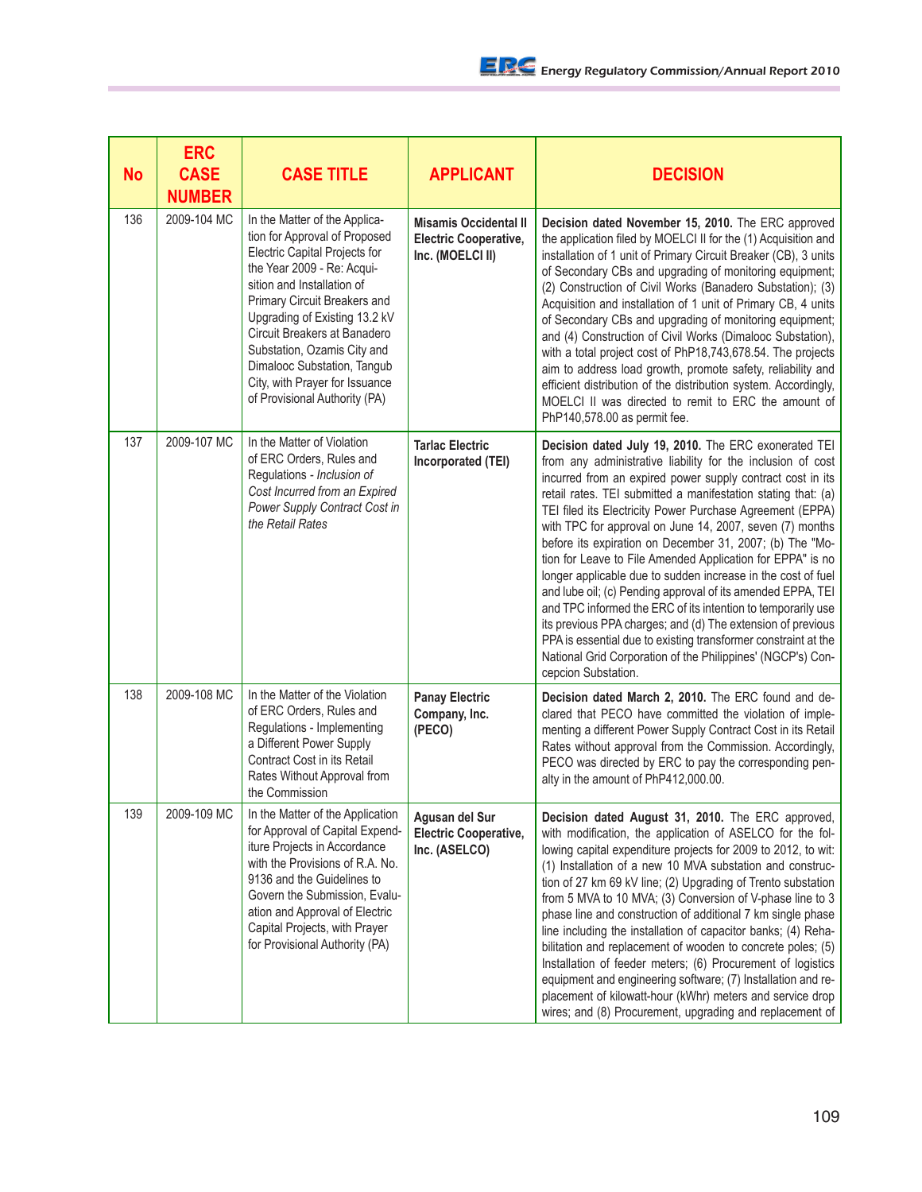| No | ERC CASE NUMBER | CASE TITLE | APPLICANT | DECISION |
|---|---|---|---|---|
| 136 | 2009-104 MC | In the Matter of the Application for Approval of Proposed Electric Capital Projects for the Year 2009 - Re: Acquisition and Installation of Primary Circuit Breakers and Upgrading of Existing 13.2 kV Circuit Breakers at Banadero Substation, Ozamis City and Dimalooc Substation, Tangub City, with Prayer for Issuance of Provisional Authority (PA) | **Misamis Occidental II Electric Cooperative, Inc. (MOELCI II)** | **Decision dated November 15, 2010.** The ERC approved the application filed by MOELCI II for the (1) Acquisition and installation of 1 unit of Primary Circuit Breaker (CB), 3 units of Secondary CBs and upgrading of monitoring equipment; (2) Construction of Civil Works (Banadero Substation); (3) Acquisition and installation of 1 unit of Primary CB, 4 units of Secondary CBs and upgrading of monitoring equipment; and (4) Construction of Civil Works (Dimalooc Substation), with a total project cost of PhP18,743,678.54. The projects aim to address load growth, promote safety, reliability and efficient distribution of the distribution system. Accordingly, MOELCI II was directed to remit to ERC the amount of PhP140,578.00 as permit fee. |
| 137 | 2009-107 MC | In the Matter of Violation of ERC Orders, Rules and Regulations - *Inclusion of Cost Incurred from an Expired Power Supply Contract Cost in the Retail Rates* | **Tarlac Electric Incorporated (TEI)** | **Decision dated July 19, 2010.** The ERC exonerated TEI from any administrative liability for the inclusion of cost incurred from an expired power supply contract cost in its retail rates. TEI submitted a manifestation stating that: (a) TEI filed its Electricity Power Purchase Agreement (EPPA) with TPC for approval on June 14, 2007, seven (7) months before its expiration on December 31, 2007; (b) The "Motion for Leave to File Amended Application for EPPA" is no longer applicable due to sudden increase in the cost of fuel and lube oil; (c) Pending approval of its amended EPPA, TEI and TPC informed the ERC of its intention to temporarily use its previous PPA charges; and (d) The extension of previous PPA is essential due to existing transformer constraint at the National Grid Corporation of the Philippines' (NGCP's) Concepcion Substation. |
| 138 | 2009-108 MC | In the Matter of the Violation of ERC Orders, Rules and Regulations - Implementing a Different Power Supply Contract Cost in its Retail Rates Without Approval from the Commission | **Panay Electric Company, Inc. (PECO)** | **Decision dated March 2, 2010.** The ERC found and declared that PECO have committed the violation of implementing a different Power Supply Contract Cost in its Retail Rates without approval from the Commission. Accordingly, PECO was directed by ERC to pay the corresponding penalty in the amount of PhP412,000.00. |
| 139 | 2009-109 MC | In the Matter of the Application for Approval of Capital Expenditure Projects in Accordance with the Provisions of R.A. No. 9136 and the Guidelines to Govern the Submission, Evaluation and Approval of Electric Capital Projects, with Prayer for Provisional Authority (PA) | **Agusan del Sur Electric Cooperative, Inc. (ASELCO)** | **Decision dated August 31, 2010.** The ERC approved, with modification, the application of ASELCO for the following capital expenditure projects for 2009 to 2012, to wit: (1) Installation of a new 10 MVA substation and construction of 27 km 69 kV line; (2) Upgrading of Trento substation from 5 MVA to 10 MVA; (3) Conversion of V-phase line to 3 phase line and construction of additional 7 km single phase line including the installation of capacitor banks; (4) Rehabilitation and replacement of wooden to concrete poles; (5) Installation of feeder meters; (6) Procurement of logistics equipment and engineering software; (7) Installation and replacement of kilowatt-hour (kWhr) meters and service drop wires; and (8) Procurement, upgrading and replacement of |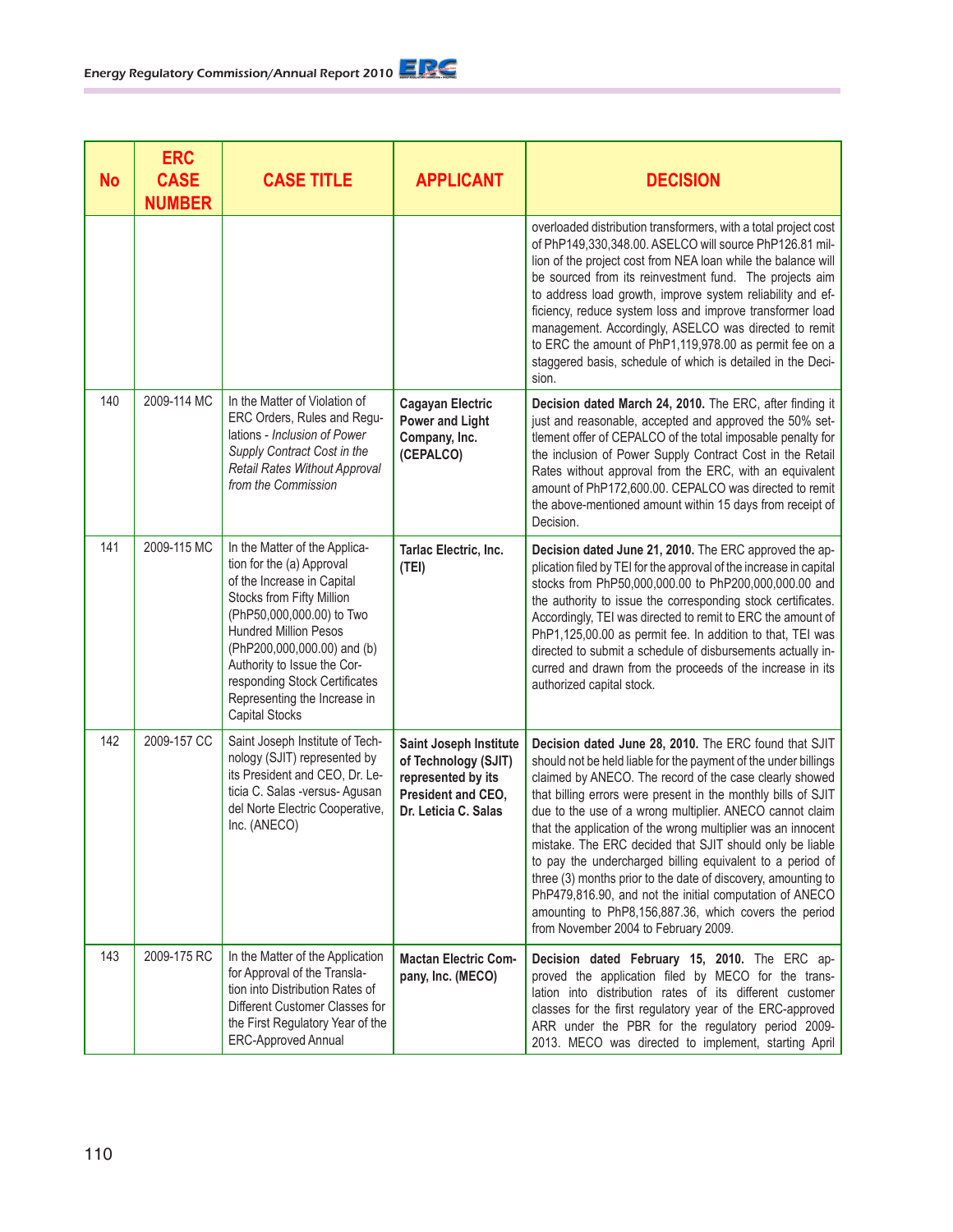| No | ERC CASE NUMBER | CASE TITLE | APPLICANT | DECISION |
|---|---|---|---|---|
| | | | | overloaded distribution transformers, with a total project cost of PhP149,330,348.00. ASELCO will source PhP126.81 million of the project cost from NEA loan while the balance will be sourced from its reinvestment fund. The projects aim to address load growth, improve system reliability and efficiency, reduce system loss and improve transformer load management. Accordingly, ASELCO was directed to remit to ERC the amount of PhP1,119,978.00 as permit fee on a staggered basis, schedule of which is detailed in the Decision. |
| 140 | 2009-114 MC | In the Matter of Violation of ERC Orders, Rules and Regulations - *Inclusion of Power Supply Contract Cost in the Retail Rates Without Approval from the Commission* | **Cagayan Electric Power and Light Company, Inc. (CEPALCO)** | **Decision dated March 24, 2010.** The ERC, after finding it just and reasonable, accepted and approved the 50% settlement offer of CEPALCO of the total imposable penalty for the inclusion of Power Supply Contract Cost in the Retail Rates without approval from the ERC, with an equivalent amount of PhP172,600.00. CEPALCO was directed to remit the above-mentioned amount within 15 days from receipt of Decision. |
| 141 | 2009-115 MC | In the Matter of the Application for the (a) Approval of the Increase in Capital Stocks from Fifty Million (PhP50,000,000.00) to Two Hundred Million Pesos (PhP200,000,000.00) and (b) Authority to Issue the Corresponding Stock Certificates Representing the Increase in Capital Stocks | **Tarlac Electric, Inc. (TEI)** | **Decision dated June 21, 2010.** The ERC approved the application filed by TEI for the approval of the increase in capital stocks from PhP50,000,000.00 to PhP200,000,000.00 and the authority to issue the corresponding stock certificates. Accordingly, TEI was directed to remit to ERC the amount of PhP1,125,00.00 as permit fee. In addition to that, TEI was directed to submit a schedule of disbursements actually incurred and drawn from the proceeds of the increase in its authorized capital stock. |
| 142 | 2009-157 CC | Saint Joseph Institute of Technology (SJIT) represented by its President and CEO, Dr. Leticia C. Salas -versus- Agusan del Norte Electric Cooperative, Inc. (ANECO) | **Saint Joseph Institute of Technology (SJIT) represented by its President and CEO, Dr. Leticia C. Salas** | **Decision dated June 28, 2010.** The ERC found that SJIT should not be held liable for the payment of the under billings claimed by ANECO. The record of the case clearly showed that billing errors were present in the monthly bills of SJIT due to the use of a wrong multiplier. ANECO cannot claim that the application of the wrong multiplier was an innocent mistake. The ERC decided that SJIT should only be liable to pay the undercharged billing equivalent to a period of three (3) months prior to the date of discovery, amounting to PhP479,816.90, and not the initial computation of ANECO amounting to PhP8,156,887.36, which covers the period from November 2004 to February 2009. |
| 143 | 2009-175 RC | In the Matter of the Application for Approval of the Translation into Distribution Rates of Different Customer Classes for the First Regulatory Year of the ERC-Approved Annual | **Mactan Electric Company, Inc. (MECO)** | **Decision dated February 15, 2010.** The ERC approved the application filed by MECO for the translation into distribution rates of its different customer classes for the first regulatory year of the ERC-approved ARR under the PBR for the regulatory period 2009-2013. MECO was directed to implement, starting April |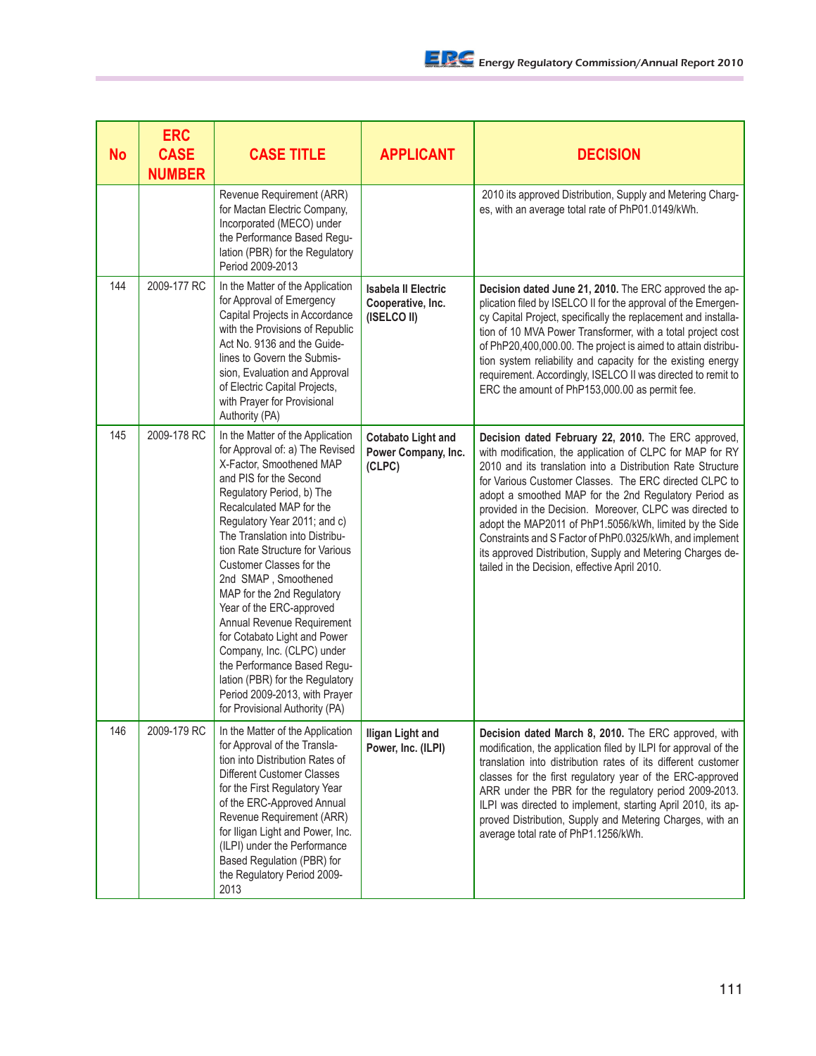| No | ERC CASE NUMBER | CASE TITLE | APPLICANT | DECISION |
|---|---|---|---|---|
| | | Revenue Requirement (ARR) for Mactan Electric Company, Incorporated (MECO) under the Performance Based Regulation (PBR) for the Regulatory Period 2009-2013 | | 2010 its approved Distribution, Supply and Metering Charges, with an average total rate of PhP01.0149/kWh. |
| 144 | 2009-177 RC | In the Matter of the Application for Approval of Emergency Capital Projects in Accordance with the Provisions of Republic Act No. 9136 and the Guidelines to Govern the Submission, Evaluation and Approval of Electric Capital Projects, with Prayer for Provisional Authority (PA) | **Isabela II Electric Cooperative, Inc. (ISELCO II)** | **Decision dated June 21, 2010.** The ERC approved the application filed by ISELCO II for the approval of the Emergency Capital Project, specifically the replacement and installation of 10 MVA Power Transformer, with a total project cost of PhP20,400,000.00. The project is aimed to attain distribution system reliability and capacity for the existing energy requirement. Accordingly, ISELCO II was directed to remit to ERC the amount of PhP153,000.00 as permit fee. |
| 145 | 2009-178 RC | In the Matter of the Application for Approval of: a) The Revised X-Factor, Smoothened MAP and PIS for the Second Regulatory Period, b) The Recalculated MAP for the Regulatory Year 2011; and c) The Translation into Distribution Rate Structure for Various Customer Classes for the 2nd SMAP , Smoothened MAP for the 2nd Regulatory Year of the ERC-approved Annual Revenue Requirement for Cotabato Light and Power Company, Inc. (CLPC) under the Performance Based Regulation (PBR) for the Regulatory Period 2009-2013, with Prayer for Provisional Authority (PA) | **Cotabato Light and Power Company, Inc. (CLPC)** | **Decision dated February 22, 2010.** The ERC approved, with modification, the application of CLPC for MAP for RY 2010 and its translation into a Distribution Rate Structure for Various Customer Classes. The ERC directed CLPC to adopt a smoothed MAP for the 2nd Regulatory Period as provided in the Decision. Moreover, CLPC was directed to adopt the MAP2011 of PhP1.5056/kWh, limited by the Side Constraints and S Factor of PhP0.0325/kWh, and implement its approved Distribution, Supply and Metering Charges detailed in the Decision, effective April 2010. |
| 146 | 2009-179 RC | In the Matter of the Application for Approval of the Translation into Distribution Rates of Different Customer Classes for the First Regulatory Year of the ERC-Approved Annual Revenue Requirement (ARR) for Iligan Light and Power, Inc. (ILPI) under the Performance Based Regulation (PBR) for the Regulatory Period 2009-2013 | **Iligan Light and Power, Inc. (ILPI)** | **Decision dated March 8, 2010.** The ERC approved, with modification, the application filed by ILPI for approval of the translation into distribution rates of its different customer classes for the first regulatory year of the ERC-approved ARR under the PBR for the regulatory period 2009-2013. ILPI was directed to implement, starting April 2010, its approved Distribution, Supply and Metering Charges, with an average total rate of PhP1.1256/kWh. |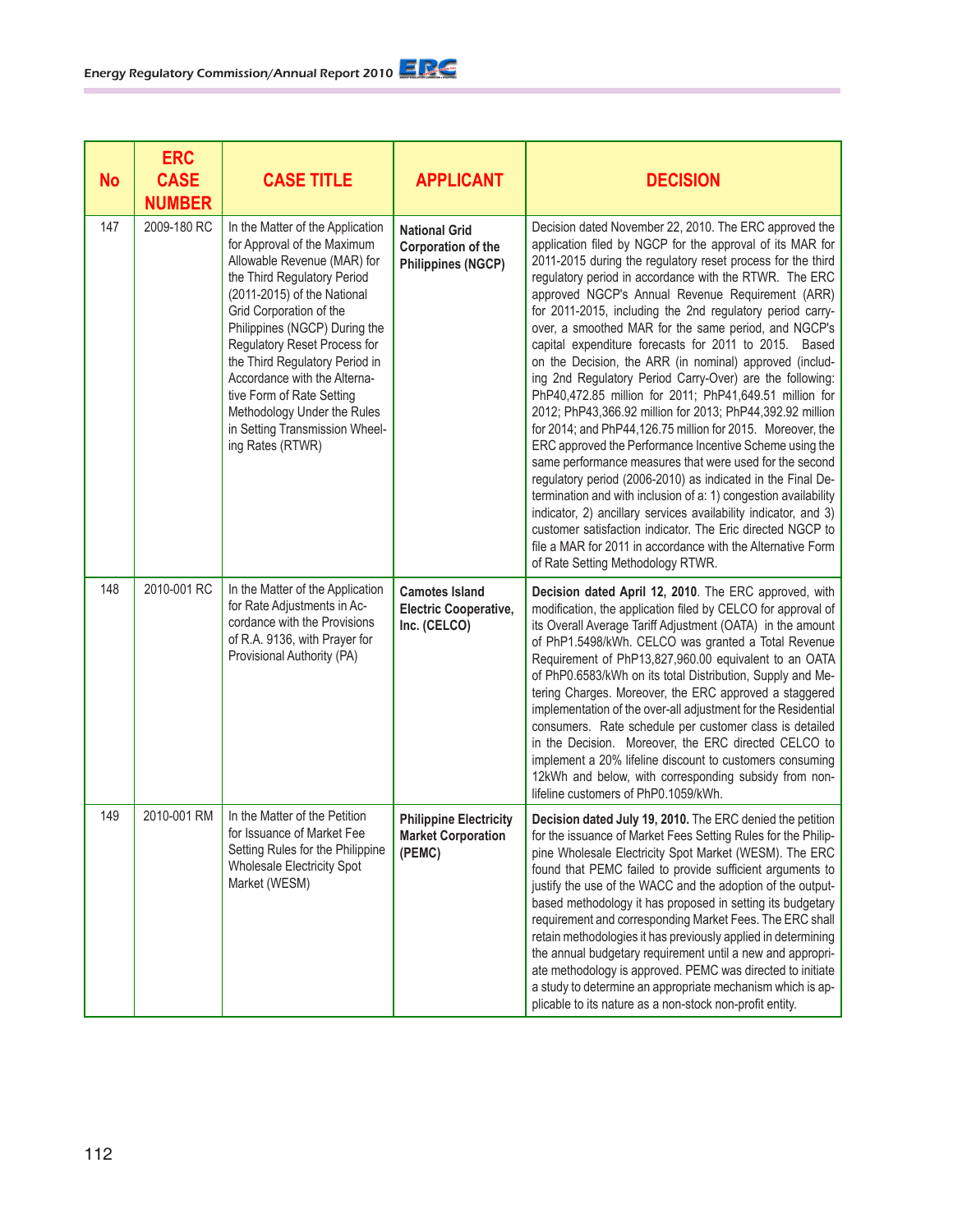| No | ERC CASE NUMBER | CASE TITLE | APPLICANT | DECISION |
|---|---|---|---|---|
| 147 | 2009-180 RC | In the Matter of the Application for Approval of the Maximum Allowable Revenue (MAR) for the Third Regulatory Period (2011-2015) of the National Grid Corporation of the Philippines (NGCP) During the Regulatory Reset Process for the Third Regulatory Period in Accordance with the Alternative Form of Rate Setting Methodology Under the Rules in Setting Transmission Wheeling Rates (RTWR) | **National Grid Corporation of the Philippines (NGCP)** | Decision dated November 22, 2010. The ERC approved the application filed by NGCP for the approval of its MAR for 2011-2015 during the regulatory reset process for the third regulatory period in accordance with the RTWR. The ERC approved NGCP's Annual Revenue Requirement (ARR) for 2011-2015, including the 2nd regulatory period carry-over, a smoothed MAR for the same period, and NGCP's capital expenditure forecasts for 2011 to 2015. Based on the Decision, the ARR (in nominal) approved (including 2nd Regulatory Period Carry-Over) are the following: PhP40,472.85 million for 2011; PhP41,649.51 million for 2012; PhP43,366.92 million for 2013; PhP44,392.92 million for 2014; and PhP44,126.75 million for 2015. Moreover, the ERC approved the Performance Incentive Scheme using the same performance measures that were used for the second regulatory period (2006-2010) as indicated in the Final Determination and with inclusion of a: 1) congestion availability indicator, 2) ancillary services availability indicator, and 3) customer satisfaction indicator. The Eric directed NGCP to file a MAR for 2011 in accordance with the Alternative Form of Rate Setting Methodology RTWR. |
| 148 | 2010-001 RC | In the Matter of the Application for Rate Adjustments in Accordance with the Provisions of R.A. 9136, with Prayer for Provisional Authority (PA) | **Camotes Island Electric Cooperative, Inc. (CELCO)** | **Decision dated April 12, 2010**. The ERC approved, with modification, the application filed by CELCO for approval of its Overall Average Tariff Adjustment (OATA) in the amount of PhP1.5498/kWh. CELCO was granted a Total Revenue Requirement of PhP13,827,960.00 equivalent to an OATA of PhP0.6583/kWh on its total Distribution, Supply and Metering Charges. Moreover, the ERC approved a staggered implementation of the over-all adjustment for the Residential consumers. Rate schedule per customer class is detailed in the Decision. Moreover, the ERC directed CELCO to implement a 20% lifeline discount to customers consuming 12kWh and below, with corresponding subsidy from non-lifeline customers of PhP0.1059/kWh. |
| 149 | 2010-001 RM | In the Matter of the Petition for Issuance of Market Fee Setting Rules for the Philippine Wholesale Electricity Spot Market (WESM) | **Philippine Electricity Market Corporation (PEMC)** | **Decision dated July 19, 2010.** The ERC denied the petition for the issuance of Market Fees Setting Rules for the Philippine Wholesale Electricity Spot Market (WESM). The ERC found that PEMC failed to provide sufficient arguments to justify the use of the WACC and the adoption of the output-based methodology it has proposed in setting its budgetary requirement and corresponding Market Fees. The ERC shall retain methodologies it has previously applied in determining the annual budgetary requirement until a new and appropriate methodology is approved. PEMC was directed to initiate a study to determine an appropriate mechanism which is applicable to its nature as a non-stock non-profit entity. |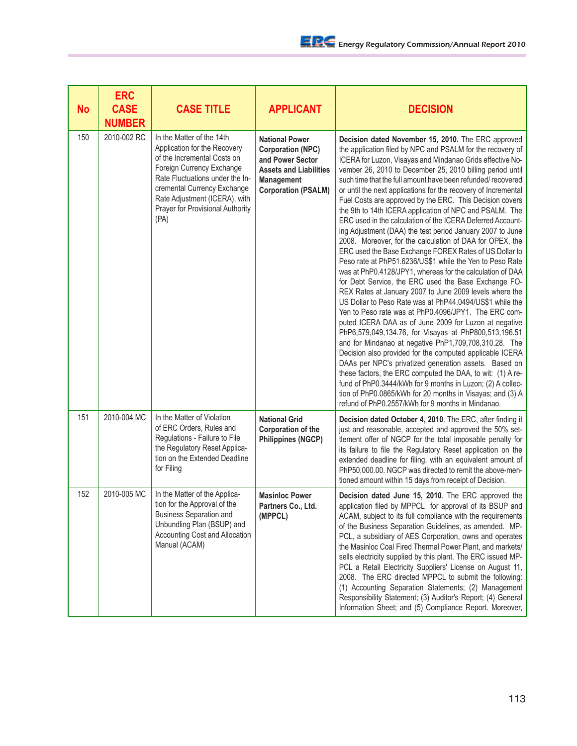| No | ERC CASE NUMBER | CASE TITLE | APPLICANT | DECISION |
|---|---|---|---|---|
| 150 | 2010-002 RC | In the Matter of the 14th Application for the Recovery of the Incremental Costs on Foreign Currency Exchange Rate Fluctuations under the Incremental Currency Exchange Rate Adjustment (ICERA), with Prayer for Provisional Authority (PA) | **National Power Corporation (NPC) and Power Sector Assets and Liabilities Management Corporation (PSALM)** | **Decision dated November 15, 2010.** The ERC approved the application filed by NPC and PSALM for the recovery of ICERA for Luzon, Visayas and Mindanao Grids effective November 26, 2010 to December 25, 2010 billing period until such time that the full amount have been refunded/ recovered or until the next applications for the recovery of Incremental Fuel Costs are approved by the ERC. This Decision covers the 9th to 14th ICERA application of NPC and PSALM. The ERC used in the calculation of the ICERA Deferred Accounting Adjustment (DAA) the test period January 2007 to June 2008. Moreover, for the calculation of DAA for OPEX, the ERC used the Base Exchange FOREX Rates of US Dollar to Peso rate at PhP51.6236/US$1 while the Yen to Peso Rate was at PhP0.4128/JPY1, whereas for the calculation of DAA for Debt Service, the ERC used the Base Exchange FOREX Rates at January 2007 to June 2009 levels where the US Dollar to Peso Rate was at PhP44.0494/US$1 while the Yen to Peso rate was at PhP0.4096/JPY1. The ERC computed ICERA DAA as of June 2009 for Luzon at negative PhP6,579,049,134.76, for Visayas at PhP800,513,196.51 and for Mindanao at negative PhP1,709,708,310.28. The Decision also provided for the computed applicable ICERA DAAs per NPC's privatized generation assets. Based on these factors, the ERC computed the DAA, to wit: (1) A refund of PhP0.3444/kWh for 9 months in Luzon; (2) A collection of PhP0.0865/kWh for 20 months in Visayas; and (3) A refund of PhP0.2557/kWh for 9 months in Mindanao. |
| 151 | 2010-004 MC | In the Matter of Violation of ERC Orders, Rules and Regulations - Failure to File the Regulatory Reset Application on the Extended Deadline for Filing | **National Grid Corporation of the Philippines (NGCP)** | **Decision dated October 4, 2010**. The ERC, after finding it just and reasonable, accepted and approved the 50% settlement offer of NGCP for the total imposable penalty for its failure to file the Regulatory Reset application on the extended deadline for filing, with an equivalent amount of PhP50,000.00. NGCP was directed to remit the above-mentioned amount within 15 days from receipt of Decision. |
| 152 | 2010-005 MC | In the Matter of the Application for the Approval of the Business Separation and Unbundling Plan (BSUP) and Accounting Cost and Allocation Manual (ACAM) | **Masinloc Power Partners Co., Ltd. (MPPCL)** | **Decision dated June 15, 2010**. The ERC approved the application filed by MPPCL for approval of its BSUP and ACAM, subject to its full compliance with the requirements of the Business Separation Guidelines, as amended. MPPCL, a subsidiary of AES Corporation, owns and operates the Masinloc Coal Fired Thermal Power Plant, and markets/ sells electricity supplied by this plant. The ERC issued MPPCL a Retail Electricity Suppliers' License on August 11, 2008. The ERC directed MPPCL to submit the following: (1) Accounting Separation Statements; (2) Management Responsibility Statement; (3) Auditor's Report; (4) General Information Sheet; and (5) Compliance Report. Moreover, |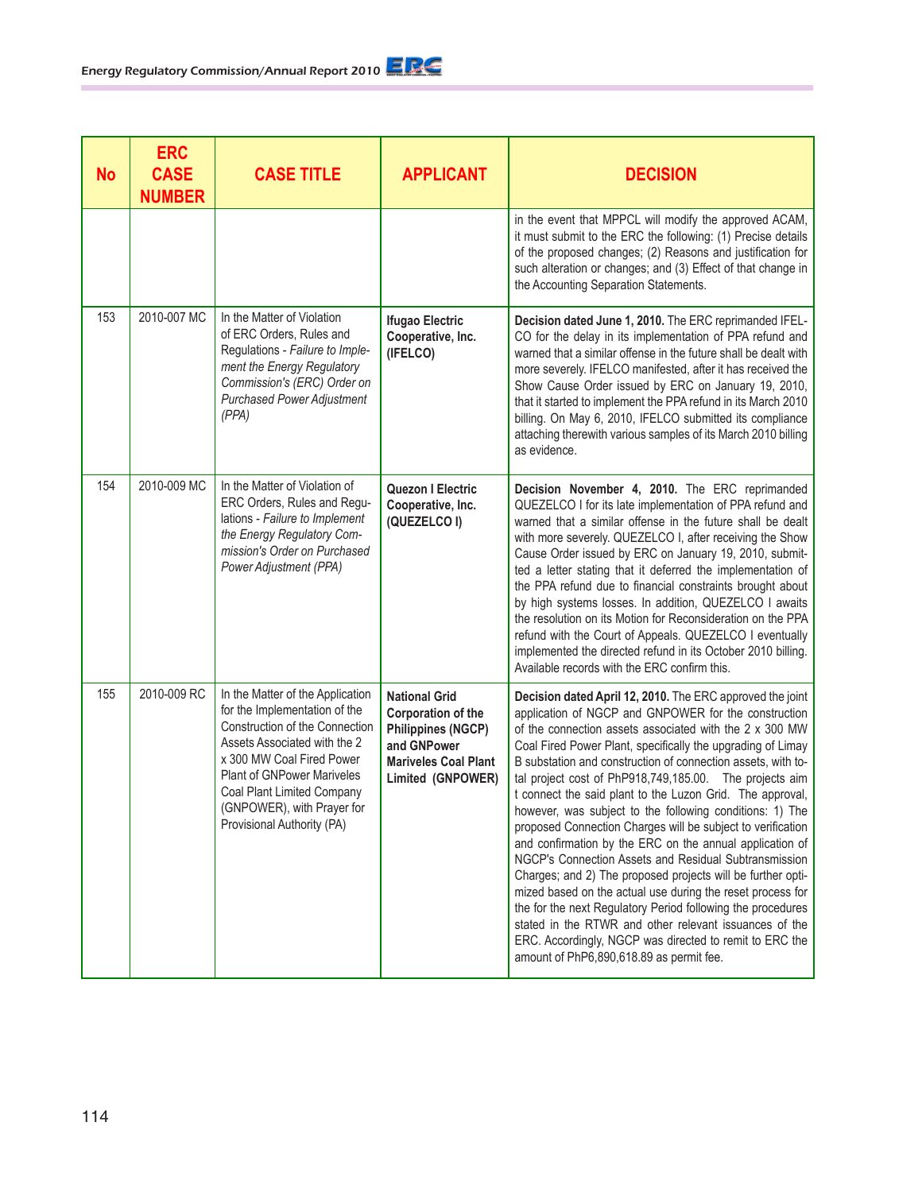| No | ERC CASE NUMBER | CASE TITLE | APPLICANT | DECISION |
|---|---|---|---|---|
| | | | | in the event that MPPCL will modify the approved ACAM, it must submit to the ERC the following: (1) Precise details of the proposed changes; (2) Reasons and justification for such alteration or changes; and (3) Effect of that change in the Accounting Separation Statements. |
| 153 | 2010-007 MC | In the Matter of Violation of ERC Orders, Rules and Regulations - *Failure to Implement the Energy Regulatory Commission's (ERC) Order on Purchased Power Adjustment (PPA)* | **Ifugao Electric Cooperative, Inc. (IFELCO)** | **Decision dated June 1, 2010.** The ERC reprimanded IFELCO for the delay in its implementation of PPA refund and warned that a similar offense in the future shall be dealt with more severely. IFELCO manifested, after it has received the Show Cause Order issued by ERC on January 19, 2010, that it started to implement the PPA refund in its March 2010 billing. On May 6, 2010, IFELCO submitted its compliance attaching therewith various samples of its March 2010 billing as evidence. |
| 154 | 2010-009 MC | In the Matter of Violation of ERC Orders, Rules and Regulations - *Failure to Implement the Energy Regulatory Commission's Order on Purchased Power Adjustment (PPA)* | **Quezon I Electric Cooperative, Inc. (QUEZELCO I)** | **Decision November 4, 2010.** The ERC reprimanded QUEZELCO I for its late implementation of PPA refund and warned that a similar offense in the future shall be dealt with more severely. QUEZELCO I, after receiving the Show Cause Order issued by ERC on January 19, 2010, submitted a letter stating that it deferred the implementation of the PPA refund due to financial constraints brought about by high systems losses. In addition, QUEZELCO I awaits the resolution on its Motion for Reconsideration on the PPA refund with the Court of Appeals. QUEZELCO I eventually implemented the directed refund in its October 2010 billing. Available records with the ERC confirm this. |
| 155 | 2010-009 RC | In the Matter of the Application for the Implementation of the Construction of the Connection Assets Associated with the 2 x 300 MW Coal Fired Power Plant of GNPower Mariveles Coal Plant Limited Company (GNPOWER), with Prayer for Provisional Authority (PA) | **National Grid Corporation of the Philippines (NGCP) and GNPower Mariveles Coal Plant Limited (GNPOWER)** | **Decision dated April 12, 2010.** The ERC approved the joint application of NGCP and GNPOWER for the construction of the connection assets associated with the 2 x 300 MW Coal Fired Power Plant, specifically the upgrading of Limay B substation and construction of connection assets, with total project cost of PhP918,749,185.00. The projects aim t connect the said plant to the Luzon Grid. The approval, however, was subject to the following conditions: 1) The proposed Connection Charges will be subject to verification and confirmation by the ERC on the annual application of NGCP's Connection Assets and Residual Subtransmission Charges; and 2) The proposed projects will be further optimized based on the actual use during the reset process for the for the next Regulatory Period following the procedures stated in the RTWR and other relevant issuances of the ERC. Accordingly, NGCP was directed to remit to ERC the amount of PhP6,890,618.89 as permit fee. |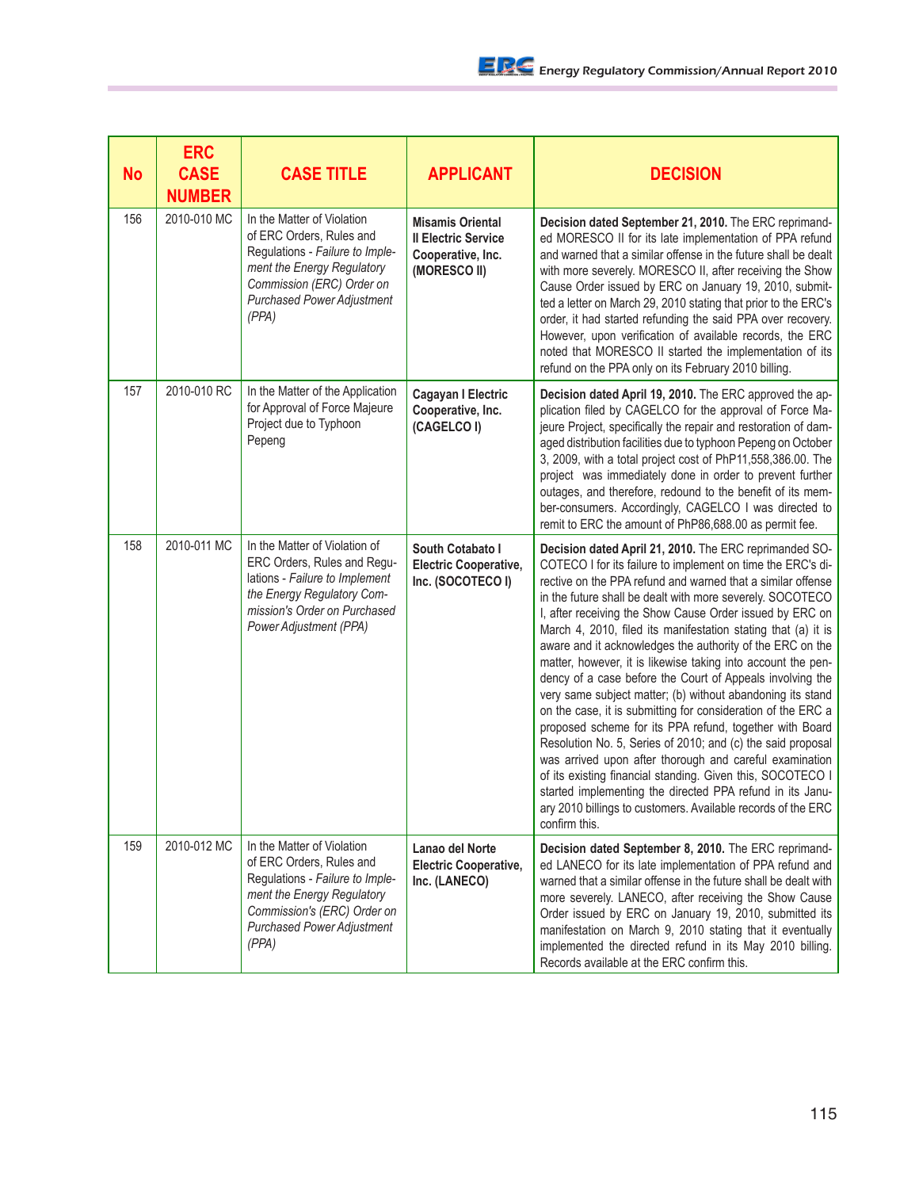| No | ERC CASE NUMBER | CASE TITLE | APPLICANT | DECISION |
|---|---|---|---|---|
| 156 | 2010-010 MC | In the Matter of Violation of ERC Orders, Rules and Regulations - *Failure to Implement the Energy Regulatory Commission (ERC) Order on Purchased Power Adjustment (PPA)* | **Misamis Oriental II Electric Service Cooperative, Inc. (MORESCO II)** | **Decision dated September 21, 2010.** The ERC reprimanded MORESCO II for its late implementation of PPA refund and warned that a similar offense in the future shall be dealt with more severely. MORESCO II, after receiving the Show Cause Order issued by ERC on January 19, 2010, submitted a letter on March 29, 2010 stating that prior to the ERC's order, it had started refunding the said PPA over recovery. However, upon verification of available records, the ERC noted that MORESCO II started the implementation of its refund on the PPA only on its February 2010 billing. |
| 157 | 2010-010 RC | In the Matter of the Application for Approval of Force Majeure Project due to Typhoon Pepeng | **Cagayan I Electric Cooperative, Inc. (CAGELCO I)** | **Decision dated April 19, 2010.** The ERC approved the application filed by CAGELCO for the approval of Force Majeure Project, specifically the repair and restoration of damaged distribution facilities due to typhoon Pepeng on October 3, 2009, with a total project cost of PhP11,558,386.00. The project was immediately done in order to prevent further outages, and therefore, redound to the benefit of its member-consumers. Accordingly, CAGELCO I was directed to remit to ERC the amount of PhP86,688.00 as permit fee. |
| 158 | 2010-011 MC | In the Matter of Violation of ERC Orders, Rules and Regulations - *Failure to Implement the Energy Regulatory Commission's Order on Purchased Power Adjustment (PPA)* | **South Cotabato I Electric Cooperative, Inc. (SOCOTECO I)** | **Decision dated April 21, 2010.** The ERC reprimanded SOCOTECO I for its failure to implement on time the ERC's directive on the PPA refund and warned that a similar offense in the future shall be dealt with more severely. SOCOTECO I, after receiving the Show Cause Order issued by ERC on March 4, 2010, filed its manifestation stating that (a) it is aware and it acknowledges the authority of the ERC on the matter, however, it is likewise taking into account the pendency of a case before the Court of Appeals involving the very same subject matter; (b) without abandoning its stand on the case, it is submitting for consideration of the ERC a proposed scheme for its PPA refund, together with Board Resolution No. 5, Series of 2010; and (c) the said proposal was arrived upon after thorough and careful examination of its existing financial standing. Given this, SOCOTECO I started implementing the directed PPA refund in its January 2010 billings to customers. Available records of the ERC confirm this. |
| 159 | 2010-012 MC | In the Matter of Violation of ERC Orders, Rules and Regulations - *Failure to Implement the Energy Regulatory Commission (ERC) Order on Purchased Power Adjustment (PPA)* | **Lanao del Norte Electric Cooperative, Inc. (LANECO)** | **Decision dated September 8, 2010.** The ERC reprimanded LANECO for its late implementation of PPA refund and warned that a similar offense in the future shall be dealt with more severely. LANECO, after receiving the Show Cause Order issued by ERC on January 19, 2010, submitted its manifestation on March 9, 2010 stating that it eventually implemented the directed refund in its May 2010 billing. Records available at the ERC confirm this. |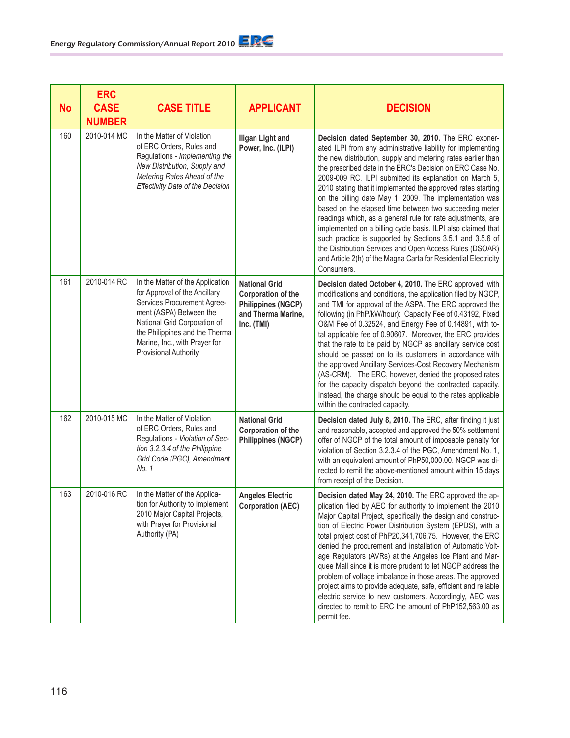| No | ERC CASE NUMBER | CASE TITLE | APPLICANT | DECISION |
|---|---|---|---|---|
| 160 | 2010-014 MC | In the Matter of Violation of ERC Orders, Rules and Regulations - *Implementing the New Distribution, Supply and Metering Rates Ahead of the Effectivity Date of the Decision* | **Iligan Light and Power, Inc. (ILPI)** | **Decision dated September 30, 2010.** The ERC exonerated ILPI from any administrative liability for implementing the new distribution, supply and metering rates earlier than the prescribed date in the ERC's Decision on ERC Case No. 2009-009 RC. ILPI submitted its explanation on March 5, 2010 stating that it implemented the approved rates starting on the billing date May 1, 2009. The implementation was based on the elapsed time between two succeeding meter readings which, as a general rule for rate adjustments, are implemented on a billing cycle basis. ILPI also claimed that such practice is supported by Sections 3.5.1 and 3.5.6 of the Distribution Services and Open Access Rules (DSOAR) and Article 2(h) of the Magna Carta for Residential Electricity Consumers. |
| 161 | 2010-014 RC | In the Matter of the Application for Approval of the Ancillary Services Procurement Agreement (ASPA) Between the National Grid Corporation of the Philippines and the Therma Marine, Inc., with Prayer for Provisional Authority | **National Grid Corporation of the Philippines (NGCP) and Therma Marine, Inc. (TMI)** | **Decision dated October 4, 2010.** The ERC approved, with modifications and conditions, the application filed by NGCP, and TMI for approval of the ASPA. The ERC approved the following (in PhP/kW/hour): Capacity Fee of 0.43192, Fixed O&M Fee of 0.32524, and Energy Fee of 0.14891, with total applicable fee of 0.90607. Moreover, the ERC provides that the rate to be paid by NGCP as ancillary service cost should be passed on to its customers in accordance with the approved Ancillary Services-Cost Recovery Mechanism (AS-CRM). The ERC, however, denied the proposed rates for the capacity dispatch beyond the contracted capacity. Instead, the charge should be equal to the rates applicable within the contracted capacity. |
| 162 | 2010-015 MC | In the Matter of Violation of ERC Orders, Rules and Regulations - *Violation of Section 3.2.3.4 of the Philippine Grid Code (PGC), Amendment No. 1* | **National Grid Corporation of the Philippines (NGCP)** | **Decision dated July 8, 2010.** The ERC, after finding it just and reasonable, accepted and approved the 50% settlement offer of NGCP of the total amount of imposable penalty for violation of Section 3.2.3.4 of the PGC, Amendment No. 1, with an equivalent amount of PhP50,000.00. NGCP was directed to remit the above-mentioned amount within 15 days from receipt of the Decision. |
| 163 | 2010-016 RC | In the Matter of the Application for Authority to Implement 2010 Major Capital Projects, with Prayer for Provisional Authority (PA) | **Angeles Electric Corporation (AEC)** | **Decision dated May 24, 2010.** The ERC approved the application filed by AEC for authority to implement the 2010 Major Capital Project, specifically the design and construction of Electric Power Distribution System (EPDS), with a total project cost of PhP20,341,706.75. However, the ERC denied the procurement and installation of Automatic Voltage Regulators (AVRs) at the Angeles Ice Plant and Marquee Mall since it is more prudent to let NGCP address the problem of voltage imbalance in those areas. The approved project aims to provide adequate, safe, efficient and reliable electric service to new customers. Accordingly, AEC was directed to remit to ERC the amount of PhP152,563.00 as permit fee. |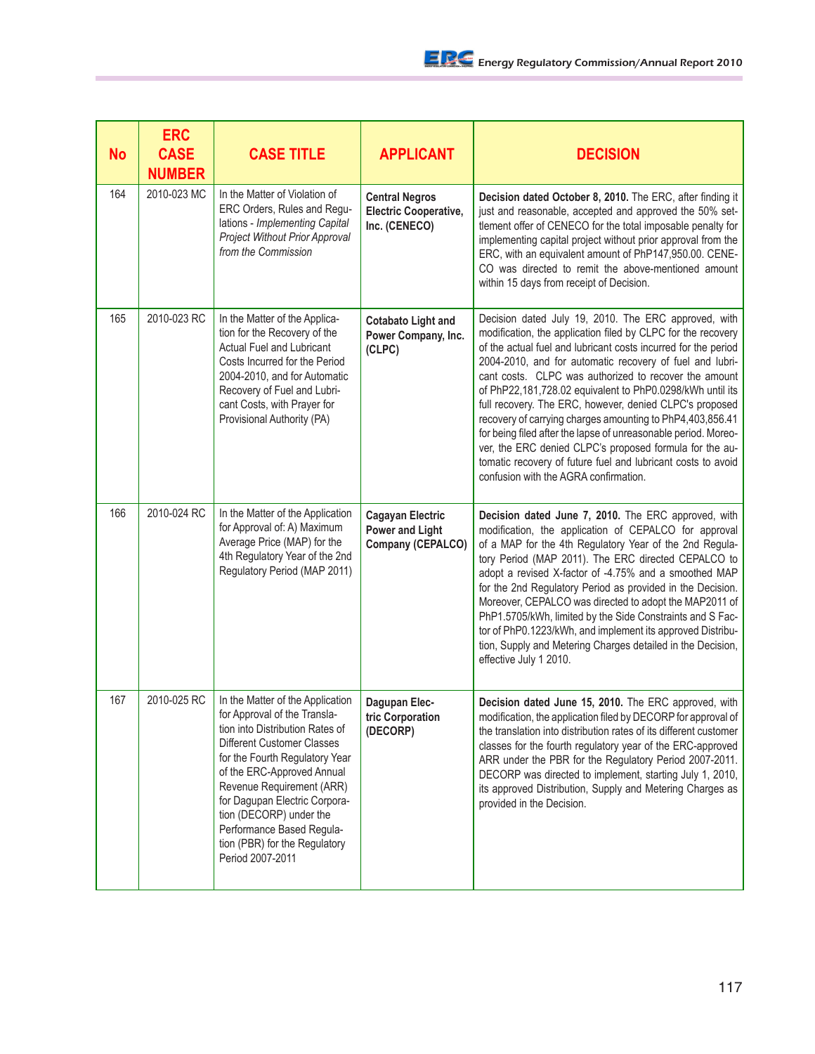| No | ERC CASE NUMBER | CASE TITLE | APPLICANT | DECISION |
|---|---|---|---|---|
| 164 | 2010-023 MC | In the Matter of Violation of ERC Orders, Rules and Regulations - *Implementing Capital Project Without Prior Approval from the Commission* | **Central Negros Electric Cooperative, Inc. (CENECO)** | **Decision dated October 8, 2010.** The ERC, after finding it just and reasonable, accepted and approved the 50% settlement offer of CENECO for the total imposable penalty for implementing capital project without prior approval from the ERC, with an equivalent amount of PhP147,950.00. CENECO was directed to remit the above-mentioned amount within 15 days from receipt of Decision. |
| 165 | 2010-023 RC | In the Matter of the Application for the Recovery of the Actual Fuel and Lubricant Costs Incurred for the Period 2004-2010, and for Automatic Recovery of Fuel and Lubricant Costs, with Prayer for Provisional Authority (PA) | **Cotabato Light and Power Company, Inc. (CLPC)** | Decision dated July 19, 2010. The ERC approved, with modification, the application filed by CLPC for the recovery of the actual fuel and lubricant costs incurred for the period 2004-2010, and for automatic recovery of fuel and lubricant costs. CLPC was authorized to recover the amount of PhP22,181,728.02 equivalent to PhP0.0298/kWh until its full recovery. The ERC, however, denied CLPC's proposed recovery of carrying charges amounting to PhP4,403,856.41 for being filed after the lapse of unreasonable period. Moreover, the ERC denied CLPC's proposed formula for the automatic recovery of future fuel and lubricant costs to avoid confusion with the AGRA confirmation. |
| 166 | 2010-024 RC | In the Matter of the Application for Approval of: A) Maximum Average Price (MAP) for the 4th Regulatory Year of the 2nd Regulatory Period (MAP 2011) | **Cagayan Electric Power and Light Company (CEPALCO)** | **Decision dated June 7, 2010.** The ERC approved, with modification, the application of CEPALCO for approval of a MAP for the 4th Regulatory Year of the 2nd Regulatory Period (MAP 2011). The ERC directed CEPALCO to adopt a revised X-factor of -4.75% and a smoothed MAP for the 2nd Regulatory Period as provided in the Decision. Moreover, CEPALCO was directed to adopt the MAP2011 of PhP1.5705/kWh, limited by the Side Constraints and S Factor of PhP0.1223/kWh, and implement its approved Distribution, Supply and Metering Charges detailed in the Decision, effective July 1 2010. |
| 167 | 2010-025 RC | In the Matter of the Application for Approval of the Translation into Distribution Rates of Different Customer Classes for the Fourth Regulatory Year of the ERC-Approved Annual Revenue Requirement (ARR) for Dagupan Electric Corporation (DECORP) under the Performance Based Regulation (PBR) for the Regulatory Period 2007-2011 | **Dagupan Electric Corporation (DECORP)** | **Decision dated June 15, 2010.** The ERC approved, with modification, the application filed by DECORP for approval of the translation into distribution rates of its different customer classes for the fourth regulatory year of the ERC-approved ARR under the PBR for the Regulatory Period 2007-2011. DECORP was directed to implement, starting July 1, 2010, its approved Distribution, Supply and Metering Charges as provided in the Decision. |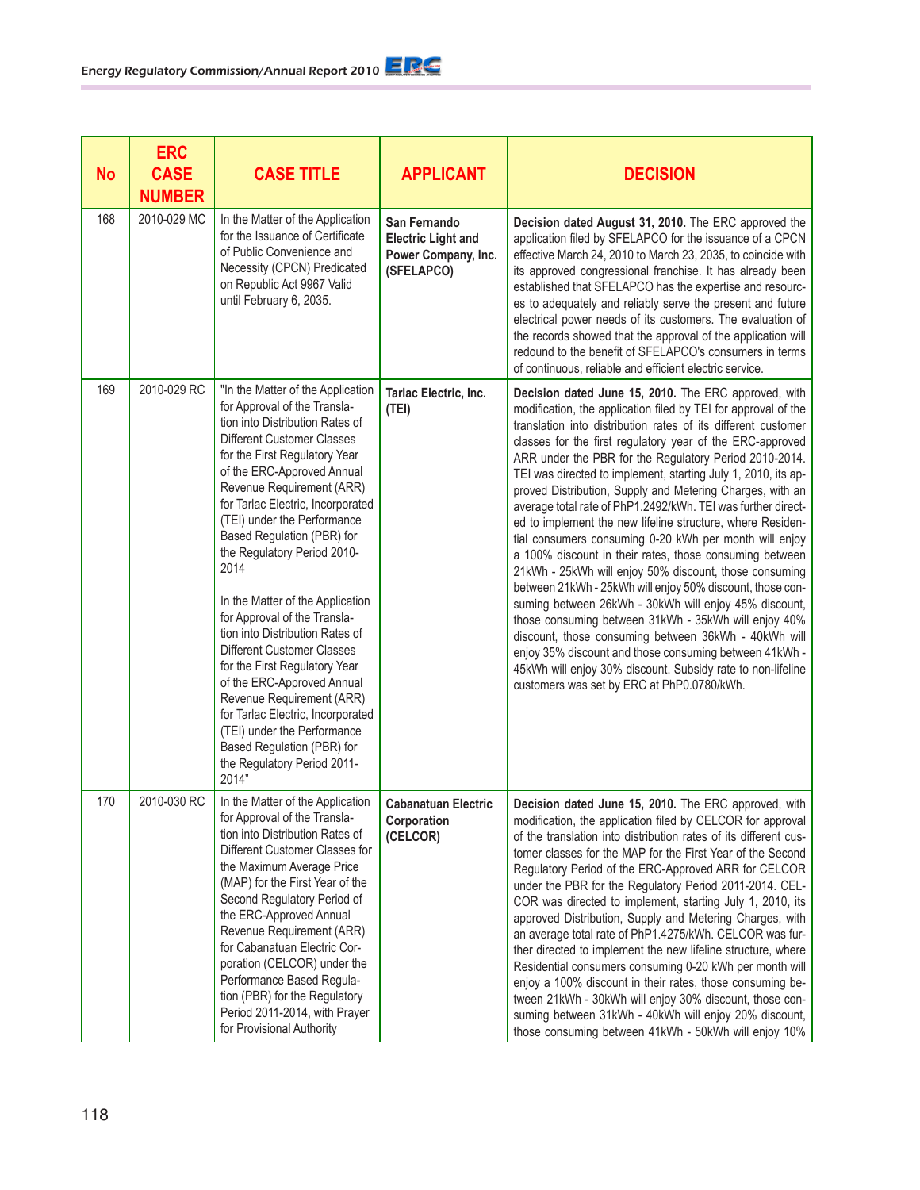| No | ERC CASE NUMBER | CASE TITLE | APPLICANT | DECISION |
|---|---|---|---|---|
| 168 | 2010-029 MC | In the Matter of the Application for the Issuance of Certificate of Public Convenience and Necessity (CPCN) Predicated on Republic Act 9967 Valid until February 6, 2035. | **San Fernando Electric Light and Power Company, Inc. (SFELAPCO)** | **Decision dated August 31, 2010.** The ERC approved the application filed by SFELAPCO for the issuance of a CPCN effective March 24, 2010 to March 23, 2035, to coincide with its approved congressional franchise. It has already been established that SFELAPCO has the expertise and resources to adequately and reliably serve the present and future electrical power needs of its customers. The evaluation of the records showed that the approval of the application will redound to the benefit of SFELAPCO's consumers in terms of continuous, reliable and efficient electric service. |
| 169 | 2010-029 RC | "In the Matter of the Application for Approval of the Translation into Distribution Rates of Different Customer Classes for the First Regulatory Year of the ERC-Approved Annual Revenue Requirement (ARR) for Tarlac Electric, Incorporated (TEI) under the Performance Based Regulation (PBR) for the Regulatory Period 2010-2014<br><br>In the Matter of the Application for Approval of the Translation into Distribution Rates of Different Customer Classes for the First Regulatory Year of the ERC-Approved Annual Revenue Requirement (ARR) for Tarlac Electric, Incorporated (TEI) under the Performance Based Regulation (PBR) for the Regulatory Period 2011-2014" | **Tarlac Electric, Inc. (TEI)** | **Decision dated June 15, 2010.** The ERC approved, with modification, the application filed by TEI for approval of the translation into distribution rates of its different customer classes for the first regulatory year of the ERC-approved ARR under the PBR for the Regulatory Period 2010-2014. TEI was directed to implement, starting July 1, 2010, its approved Distribution, Supply and Metering Charges, with an average total rate of PhP1.2492/kWh. TEI was further directed to implement the new lifeline structure, where Residential consumers consuming 0-20 kWh per month will enjoy a 100% discount in their rates, those consuming between 21kWh - 25kWh will enjoy 50% discount, those consuming between 21kWh - 25kWh will enjoy 50% discount, those consuming between 26kWh - 30kWh will enjoy 45% discount, those consuming between 31kWh - 35kWh will enjoy 40% discount, those consuming between 36kWh - 40kWh will enjoy 35% discount and those consuming between 41kWh - 45kWh will enjoy 30% discount. Subsidy rate to non-lifeline customers was set by ERC at PhP0.0780/kWh. |
| 170 | 2010-030 RC | In the Matter of the Application for Approval of the Translation into Distribution Rates of Different Customer Classes for the Maximum Average Price (MAP) for the First Year of the Second Regulatory Period of the ERC-Approved Annual Revenue Requirement (ARR) for Cabanatuan Electric Corporation (CELCOR) under the Performance Based Regulation (PBR) for the Regulatory Period 2011-2014, with Prayer for Provisional Authority | **Cabanatuan Electric Corporation (CELCOR)** | **Decision dated June 15, 2010.** The ERC approved, with modification, the application filed by CELCOR for approval of the translation into distribution rates of its different customer classes for the MAP for the First Year of the Second Regulatory Period of the ERC-Approved ARR for CELCOR under the PBR for the Regulatory Period 2011-2014. CELCOR was directed to implement, starting July 1, 2010, its approved Distribution, Supply and Metering Charges, with an average total rate of PhP1.4275/kWh. CELCOR was further directed to implement the new lifeline structure, where Residential consumers consuming 0-20 kWh per month will enjoy a 100% discount in their rates, those consuming between 21kWh - 30kWh will enjoy 30% discount, those consuming between 31kWh - 40kWh will enjoy 20% discount, those consuming between 41kWh - 50kWh will enjoy 10% |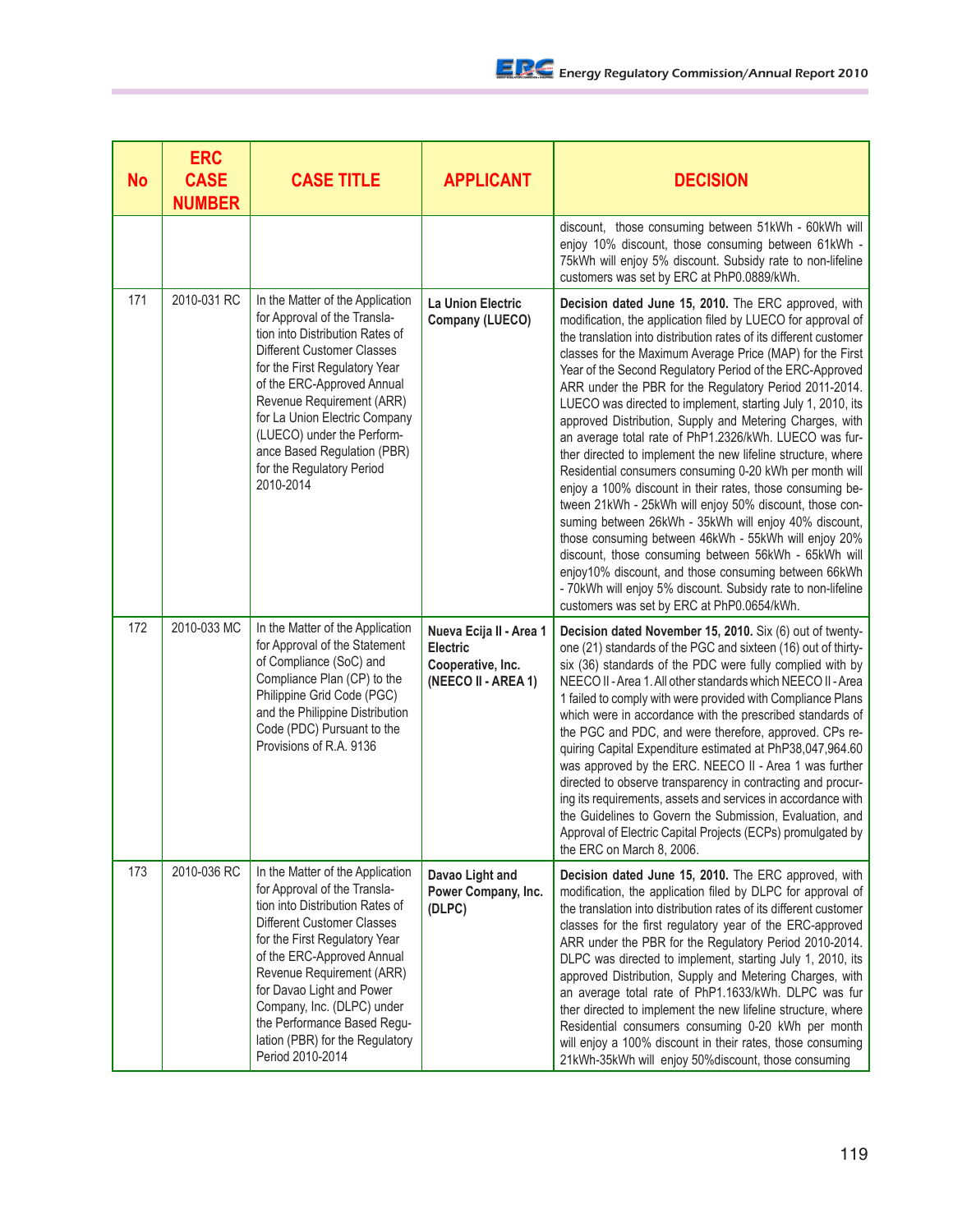| No | ERC CASE NUMBER | CASE TITLE | APPLICANT | DECISION |
|---|---|---|---|---|
| | | | | discount, those consuming between 51kWh - 60kWh will enjoy 10% discount, those consuming between 61kWh - 75kWh will enjoy 5% discount. Subsidy rate to non-lifeline customers was set by ERC at PhP0.0889/kWh. |
| 171 | 2010-031 RC | In the Matter of the Application for Approval of the Translation into Distribution Rates of Different Customer Classes for the First Regulatory Year of the ERC-Approved Annual Revenue Requirement (ARR) for La Union Electric Company (LUECO) under the Performance Based Regulation (PBR) for the Regulatory Period 2010-2014 | **La Union Electric Company (LUECO)** | **Decision dated June 15, 2010.** The ERC approved, with modification, the application filed by LUECO for approval of the translation into distribution rates of its different customer classes for the Maximum Average Price (MAP) for the First Year of the Second Regulatory Period of the ERC-Approved ARR under the PBR for the Regulatory Period 2011-2014. LUECO was directed to implement, starting July 1, 2010, its approved Distribution, Supply and Metering Charges, with an average total rate of PhP1.2326/kWh. LUECO was further directed to implement the new lifeline structure, where Residential consumers consuming 0-20 kWh per month will enjoy a 100% discount in their rates, those consuming between 21kWh - 25kWh will enjoy 50% discount, those consuming between 26kWh - 35kWh will enjoy 40% discount, those consuming between 46kWh - 55kWh will enjoy 20% discount, those consuming between 56kWh - 65kWh will enjoy10% discount, and those consuming between 66kWh - 70kWh will enjoy 5% discount. Subsidy rate to non-lifeline customers was set by ERC at PhP0.0654/kWh. |
| 172 | 2010-033 MC | In the Matter of the Application for Approval of the Statement of Compliance (SoC) and Compliance Plan (CP) to the Philippine Grid Code (PGC) and the Philippine Distribution Code (PDC) Pursuant to the Provisions of R.A. 9136 | **Nueva Ecija II - Area 1 Electric Cooperative, Inc. (NEECO II - AREA 1)** | **Decision dated November 15, 2010.** Six (6) out of twenty-one (21) standards of the PGC and sixteen (16) out of thirty-six (36) standards of the PDC were fully complied with by NEECO II - Area 1. All other standards which NEECO II - Area 1 failed to comply with were provided with Compliance Plans which were in accordance with the prescribed standards of the PGC and PDC, and were therefore, approved. CPs requiring Capital Expenditure estimated at PhP38,047,964.60 was approved by the ERC. NEECO II - Area 1 was further directed to observe transparency in contracting and procuring its requirements, assets and services in accordance with the Guidelines to Govern the Submission, Evaluation, and Approval of Electric Capital Projects (ECPs) promulgated by the ERC on March 8, 2006. |
| 173 | 2010-036 RC | In the Matter of the Application for Approval of the Translation into Distribution Rates of Different Customer Classes for the First Regulatory Year of the ERC-Approved Annual Revenue Requirement (ARR) for Davao Light and Power Company, Inc. (DLPC) under the Performance Based Regulation (PBR) for the Regulatory Period 2010-2014 | **Davao Light and Power Company, Inc. (DLPC)** | **Decision dated June 15, 2010.** The ERC approved, with modification, the application filed by DLPC for approval of the translation into distribution rates of its different customer classes for the first regulatory year of the ERC-approved ARR under the PBR for the Regulatory Period 2010-2014. DLPC was directed to implement, starting July 1, 2010, its approved Distribution, Supply and Metering Charges, with an average total rate of PhP1.1633/kWh. DLPC was further directed to implement the new lifeline structure, where Residential consumers consuming 0-20 kWh per month will enjoy a 100% discount in their rates, those consuming 21kWh-35kWh will enjoy 50%discount, those consuming |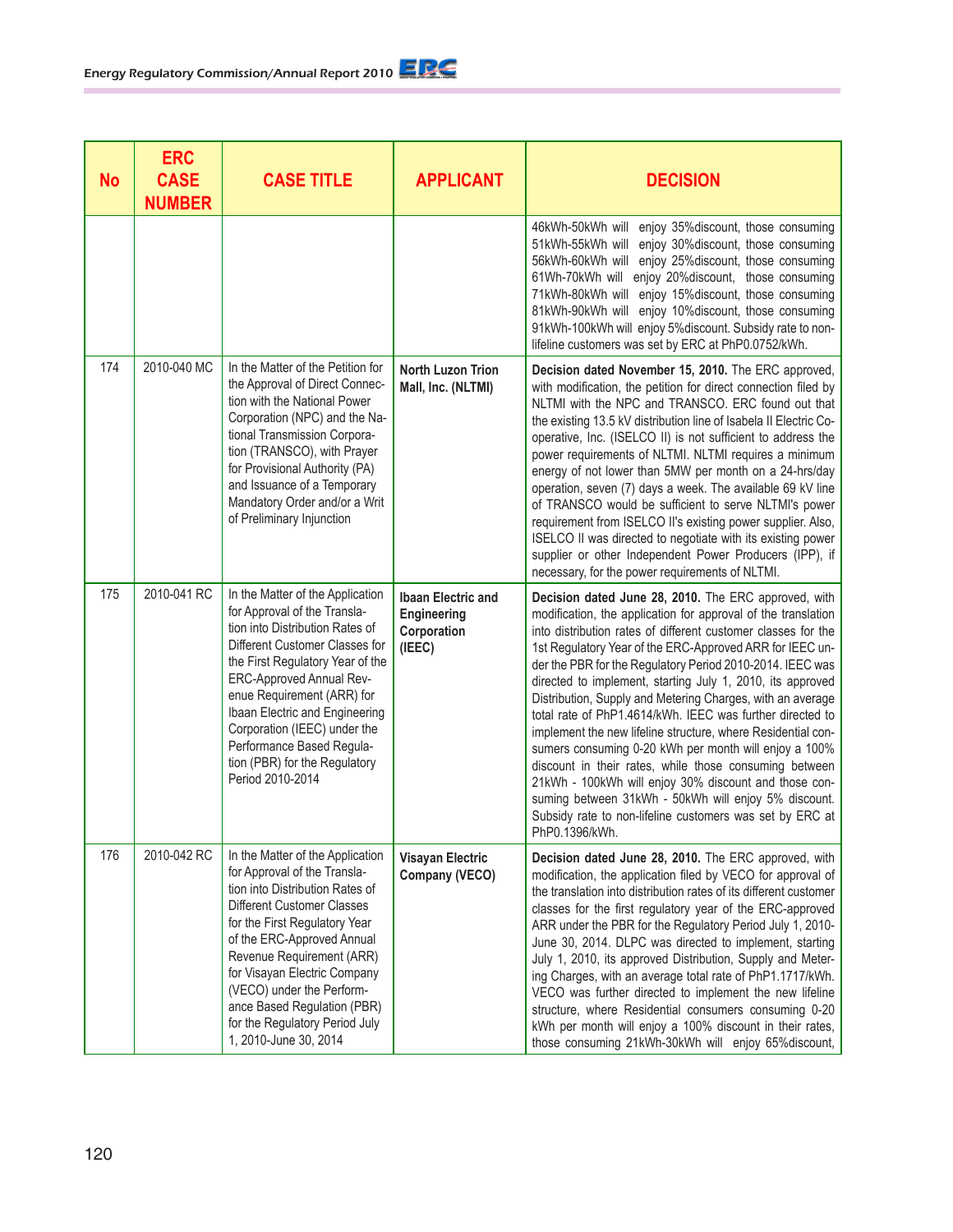| No | ERC CASE NUMBER | CASE TITLE | APPLICANT | DECISION |
|---|---|---|---|---|
| | | | | 46kWh-50kWh will enjoy 35%discount, those consuming 51kWh-55kWh will enjoy 30%discount, those consuming 56kWh-60kWh will enjoy 25%discount, those consuming 61Wh-70kWh will enjoy 20%discount, those consuming 71kWh-80kWh will enjoy 15%discount, those consuming 81kWh-90kWh will enjoy 10%discount, those consuming 91kWh-100kWh will enjoy 5%discount. Subsidy rate to non-lifeline customers was set by ERC at PhP0.0752/kWh. |
| 174 | 2010-040 MC | In the Matter of the Petition for the Approval of Direct Connection with the National Power Corporation (NPC) and the National Transmission Corporation (TRANSCO), with Prayer for Provisional Authority (PA) and Issuance of a Temporary Mandatory Order and/or a Writ of Preliminary Injunction | **North Luzon Trion Mall, Inc. (NLTMI)** | **Decision dated November 15, 2010.** The ERC approved, with modification, the petition for direct connection filed by NLTMI with the NPC and TRANSCO. ERC found out that the existing 13.5 kV distribution line of Isabela II Electric Cooperative, Inc. (ISELCO II) is not sufficient to address the power requirements of NLTMI. NLTMI requires a minimum energy of not lower than 5MW per month on a 24-hrs/day operation, seven (7) days a week. The available 69 kV line of TRANSCO would be sufficient to serve NLTMI's power requirement from ISELCO II's existing power supplier. Also, ISELCO II was directed to negotiate with its existing power supplier or other Independent Power Producers (IPP), if necessary, for the power requirements of NLTMI. |
| 175 | 2010-041 RC | In the Matter of the Application for Approval of the Translation into Distribution Rates of Different Customer Classes for the First Regulatory Year of the ERC-Approved Annual Revenue Requirement (ARR) for Ibaan Electric and Engineering Corporation (IEEC) under the Performance Based Regulation (PBR) for the Regulatory Period 2010-2014 | **Ibaan Electric and Engineering Corporation (IEEC)** | **Decision dated June 28, 2010.** The ERC approved, with modification, the application for approval of the translation into distribution rates of different customer classes for the 1st Regulatory Year of the ERC-Approved ARR for IEEC under the PBR for the Regulatory Period 2010-2014. IEEC was directed to implement, starting July 1, 2010, its approved Distribution, Supply and Metering Charges, with an average total rate of PhP1.4614/kWh. IEEC was further directed to implement the new lifeline structure, where Residential consumers consuming 0-20 kWh per month will enjoy a 100% discount in their rates, while those consuming between 21kWh - 100kWh will enjoy 30% discount and those consuming between 31kWh - 50kWh will enjoy 5% discount. Subsidy rate to non-lifeline customers was set by ERC at PhP0.1396/kWh. |
| 176 | 2010-042 RC | In the Matter of the Application for Approval of the Translation into Distribution Rates of Different Customer Classes for the First Regulatory Year of the ERC-Approved Annual Revenue Requirement (ARR) for Visayan Electric Company (VECO) under the Performance Based Regulation (PBR) for the Regulatory Period July 1, 2010-June 30, 2014 | **Visayan Electric Company (VECO)** | **Decision dated June 28, 2010.** The ERC approved, with modification, the application filed by VECO for approval of the translation into distribution rates of its different customer classes for the first regulatory year of the ERC-approved ARR under the PBR for the Regulatory Period July 1, 2010-June 30, 2014. DLPC was directed to implement, starting July 1, 2010, its approved Distribution, Supply and Metering Charges, with an average total rate of PhP1.1717/kWh. VECO was further directed to implement the new lifeline structure, where Residential consumers consuming 0-20 kWh per month will enjoy a 100% discount in their rates, those consuming 21kWh-30kWh will enjoy 65%discount, |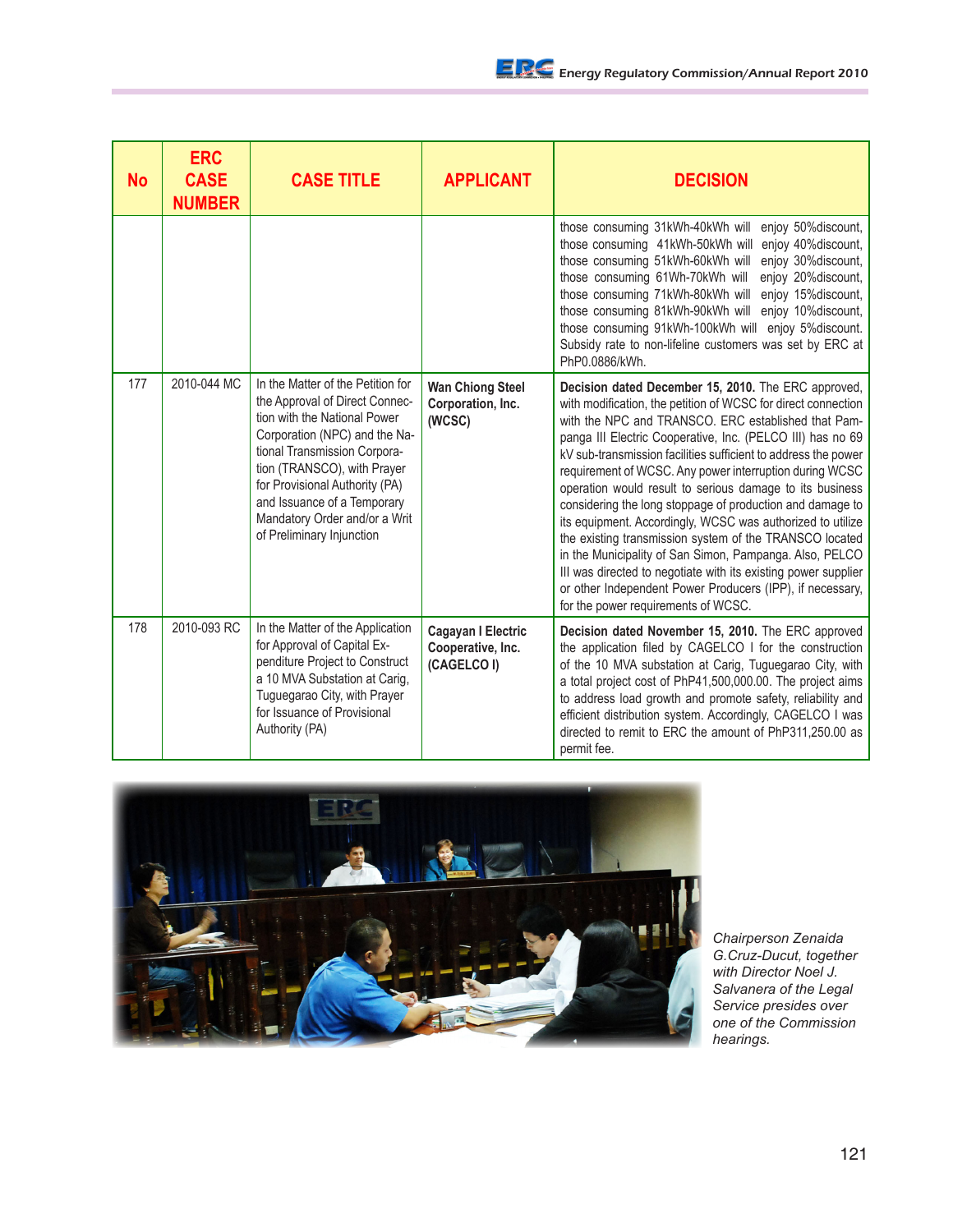| No | ERC CASE NUMBER | CASE TITLE | APPLICANT | DECISION |
|---|---|---|---|---|
| | | | | those consuming 31kWh-40kWh will enjoy 50%discount, those consuming 41kWh-50kWh will enjoy 40%discount, those consuming 51kWh-60kWh will enjoy 30%discount, those consuming 61Wh-70kWh will enjoy 20%discount, those consuming 71kWh-80kWh will enjoy 15%discount, those consuming 81kWh-90kWh will enjoy 10%discount, those consuming 91kWh-100kWh will enjoy 5%discount. Subsidy rate to non-lifeline customers was set by ERC at PhP0.0886/kWh. |
| 177 | 2010-044 MC | In the Matter of the Petition for the Approval of Direct Connection with the National Power Corporation (NPC) and the National Transmission Corporation (TRANSCO), with Prayer for Provisional Authority (PA) and Issuance of a Temporary Mandatory Order and/or a Writ of Preliminary Injunction | **Wan Chiong Steel Corporation, Inc. (WCSC)** | **Decision dated December 15, 2010.** The ERC approved, with modification, the petition of WCSC for direct connection with the NPC and TRANSCO. ERC established that Pampanga III Electric Cooperative, Inc. (PELCO III) has no 69 kV sub-transmission facilities sufficient to address the power requirement of WCSC. Any power interruption during WCSC operation would result to serious damage to its business considering the long stoppage of production and damage to its equipment. Accordingly, WCSC was authorized to utilize the existing transmission system of the TRANSCO located in the Municipality of San Simon, Pampanga. Also, PELCO III was directed to negotiate with its existing power supplier or other Independent Power Producers (IPP), if necessary, for the power requirements of WCSC. |
| 178 | 2010-093 RC | In the Matter of the Application for Approval of Capital Expenditure Project to Construct a 10 MVA Substation at Carig, Tuguegarao City, with Prayer for Issuance of Provisional Authority (PA) | **Cagayan I Electric Cooperative, Inc. (CAGELCO I)** | **Decision dated November 15, 2010.** The ERC approved the application filed by CAGELCO I for the construction of the 10 MVA substation at Carig, Tuguegarao City, with a total project cost of PhP41,500,000.00. The project aims to address load growth and promote safety, reliability and efficient distribution system. Accordingly, CAGELCO I was directed to remit to ERC the amount of PhP311,250.00 as permit fee. |

*Chairperson Zenaida G.Cruz-Ducut, together with Director Noel J. Salvanera of the Legal Service presides over one of the Commission hearings.*